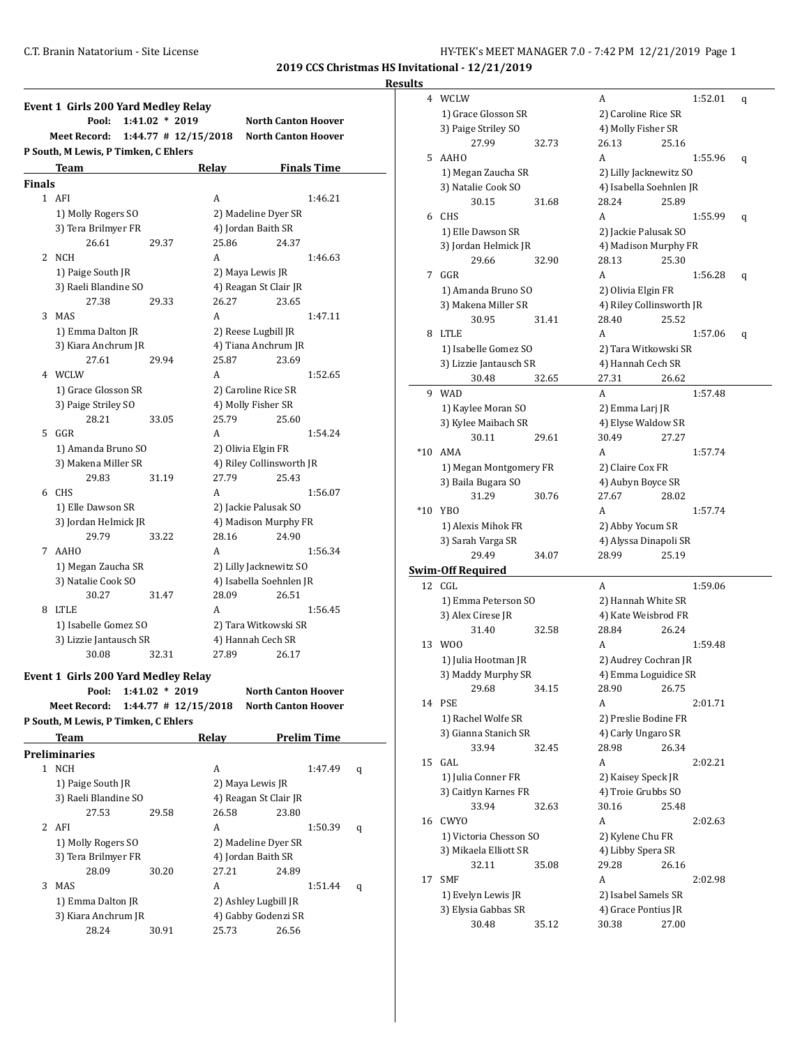**2019 CCS Christmas HS Invitational - 12/21/2019**

**Results**

### Event 1 Girls 200 Yard Medley Relay

| | | | |
|---|---|---|---|
| Pool: | 1:41.02 * 2019 | North Canton Hoover | |
| Meet Record: | 1:44.77 # 12/15/2018 | North Canton Hoover | |

P South, M Lewis, P Timken, C Ehlers

| | Team | Relay | Finals Time |
|---|---|---|---|
| **Finals** | | | |
| 1 | AFI | A | 1:46.21 |
| | 1) Molly Rogers SO | 2) Madeline Dyer SR | |
| | 3) Tera Brilmyer FR | 4) Jordan Baith SR | |
| | 26.61 29.37 | 25.86 24.37 | |
| 2 | NCH | A | 1:46.63 |
| | 1) Paige South JR | 2) Maya Lewis JR | |
| | 3) Raeli Blandine SO | 4) Reagan St Clair JR | |
| | 27.38 29.33 | 26.27 23.65 | |
| 3 | MAS | A | 1:47.11 |
| | 1) Emma Dalton JR | 2) Reese Lugbill JR | |
| | 3) Kiara Anchrum JR | 4) Tiana Anchrum JR | |
| | 27.61 29.94 | 25.87 23.69 | |
| 4 | WCLW | A | 1:52.65 |
| | 1) Grace Glosson SR | 2) Caroline Rice SR | |
| | 3) Paige Striley SO | 4) Molly Fisher SR | |
| | 28.21 33.05 | 25.79 25.60 | |
| 5 | GGR | A | 1:54.24 |
| | 1) Amanda Bruno SO | 2) Olivia Elgin FR | |
| | 3) Makena Miller SR | 4) Riley Collinsworth JR | |
| | 29.83 31.19 | 27.79 25.43 | |
| 6 | CHS | A | 1:56.07 |
| | 1) Elle Dawson SR | 2) Jackie Palusak SO | |
| | 3) Jordan Helmick JR | 4) Madison Murphy FR | |
| | 29.79 33.22 | 28.16 24.90 | |
| 7 | AAHO | A | 1:56.34 |
| | 1) Megan Zaucha SR | 2) Lilly Jacknewitz SO | |
| | 3) Natalie Cook SO | 4) Isabella Soehnlen JR | |
| | 30.27 31.47 | 28.09 26.51 | |
| 8 | LTLE | A | 1:56.45 |
| | 1) Isabelle Gomez SO | 2) Tara Witkowski SR | |
| | 3) Lizzie Jantausch SR | 4) Hannah Cech SR | |
| | 30.08 32.31 | 27.89 26.17 | |

### Event 1 Girls 200 Yard Medley Relay

| | | | |
|---|---|---|---|
| Pool: | 1:41.02 * 2019 | North Canton Hoover | |
| Meet Record: | 1:44.77 # 12/15/2018 | North Canton Hoover | |

P South, M Lewis, P Timken, C Ehlers

| | Team | Relay | Prelim Time | |
|---|---|---|---|---|
| **Preliminaries** | | | | |
| 1 | NCH | A | 1:47.49 | q |
| | 1) Paige South JR | 2) Maya Lewis JR | | |
| | 3) Raeli Blandine SO | 4) Reagan St Clair JR | | |
| | 27.53 29.58 | 26.58 23.80 | | |
| 2 | AFI | A | 1:50.39 | q |
| | 1) Molly Rogers SO | 2) Madeline Dyer SR | | |
| | 3) Tera Brilmyer FR | 4) Jordan Baith SR | | |
| | 28.09 30.20 | 27.21 24.89 | | |
| 3 | MAS | A | 1:51.44 | q |
| | 1) Emma Dalton JR | 2) Ashley Lugbill JR | | |
| | 3) Kiara Anchrum JR | 4) Gabby Godenzi SR | | |
| | 28.24 30.91 | 25.73 26.56 | | |
| 4 | WCLW | A | 1:52.01 | q |
| | 1) Grace Glosson SR | 2) Caroline Rice SR | | |
| | 3) Paige Striley SO | 4) Molly Fisher SR | | |
| | 27.99 32.73 | 26.13 25.16 | | |
| 5 | AAHO | A | 1:55.96 | q |
| | 1) Megan Zaucha SR | 2) Lilly Jacknewitz SO | | |
| | 3) Natalie Cook SO | 4) Isabella Soehnlen JR | | |
| | 30.15 31.68 | 28.24 25.89 | | |
| 6 | CHS | A | 1:55.99 | q |
| | 1) Elle Dawson SR | 2) Jackie Palusak SO | | |
| | 3) Jordan Helmick JR | 4) Madison Murphy FR | | |
| | 29.66 32.90 | 28.13 25.30 | | |
| 7 | GGR | A | 1:56.28 | q |
| | 1) Amanda Bruno SO | 2) Olivia Elgin FR | | |
| | 3) Makena Miller SR | 4) Riley Collinsworth JR | | |
| | 30.95 31.41 | 28.40 25.52 | | |
| 8 | LTLE | A | 1:57.06 | q |
| | 1) Isabelle Gomez SO | 2) Tara Witkowski SR | | |
| | 3) Lizzie Jantausch SR | 4) Hannah Cech SR | | |
| | 30.48 32.65 | 27.31 26.62 | | |
| 9 | WAD | A | 1:57.48 | |
| | 1) Kaylee Moran SO | 2) Emma Larj JR | | |
| | 3) Kylee Maibach SR | 4) Elyse Waldow SR | | |
| | 30.11 29.61 | 30.49 27.27 | | |
| *10 | AMA | A | 1:57.74 | |
| | 1) Megan Montgomery FR | 2) Claire Cox FR | | |
| | 3) Baila Bugara SO | 4) Aubyn Boyce SR | | |
| | 31.29 30.76 | 27.67 28.02 | | |
| *10 | YBO | A | 1:57.74 | |
| | 1) Alexis Mihok FR | 2) Abby Yocum SR | | |
| | 3) Sarah Varga SR | 4) Alyssa Dinapoli SR | | |
| | 29.49 34.07 | 28.99 25.19 | | |
| **Swim-Off Required** | | | | |
| 12 | CGL | A | 1:59.06 | |
| | 1) Emma Peterson SO | 2) Hannah White SR | | |
| | 3) Alex Cirese JR | 4) Kate Weisbrod FR | | |
| | 31.40 32.58 | 28.84 26.24 | | |
| 13 | WOO | A | 1:59.48 | |
| | 1) Julia Hootman JR | 2) Audrey Cochran JR | | |
| | 3) Maddy Murphy SR | 4) Emma Loguidice SR | | |
| | 29.68 34.15 | 28.90 26.75 | | |
| 14 | PSE | A | 2:01.71 | |
| | 1) Rachel Wolfe SR | 2) Preslie Bodine FR | | |
| | 3) Gianna Stanich SR | 4) Carly Ungaro SR | | |
| | 33.94 32.45 | 28.98 26.34 | | |
| 15 | GAL | A | 2:02.21 | |
| | 1) Julia Conner FR | 2) Kaisey Speck JR | | |
| | 3) Caitlyn Karnes FR | 4) Troie Grubbs SO | | |
| | 33.94 32.63 | 30.16 25.48 | | |
| 16 | CWYO | A | 2:02.63 | |
| | 1) Victoria Chesson SO | 2) Kylene Chu FR | | |
| | 3) Mikaela Elliott SR | 4) Libby Spera SR | | |
| | 32.11 35.08 | 29.28 26.16 | | |
| 17 | SMF | A | 2:02.98 | |
| | 1) Evelyn Lewis JR | 2) Isabel Samels SR | | |
| | 3) Elysia Gabbas SR | 4) Grace Pontius JR | | |
| | 30.48 35.12 | 30.38 27.00 | | |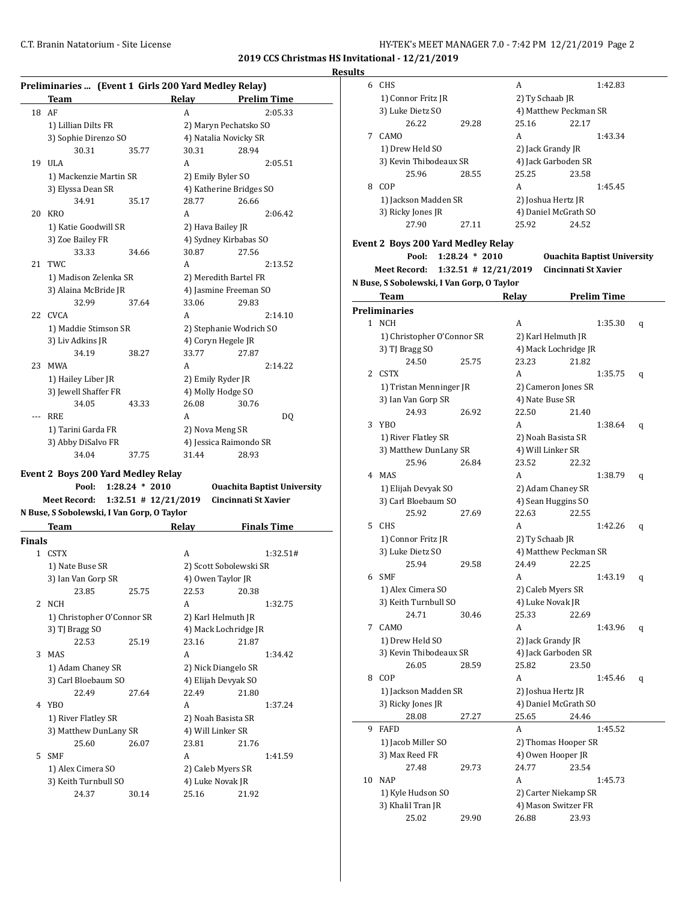**2019 CCS Christmas HS Invitational - 12/21/2019**

**Results**

### Preliminaries ... (Event 1 Girls 200 Yard Medley Relay)

| | Team | Relay | Prelim Time |
|---|---|---|---|
| 18 | AF | A | 2:05.33 |
| | 1) Lillian Dilts FR | 2) Maryn Pechatsko SO | |
| | 3) Sophie Direnzo SO | 4) Natalia Novicky SR | |
| | 30.31 35.77 | 30.31 28.94 | |
| 19 | ULA | A | 2:05.51 |
| | 1) Mackenzie Martin SR | 2) Emily Byler SO | |
| | 3) Elyssa Dean SR | 4) Katherine Bridges SO | |
| | 34.91 35.17 | 28.77 26.66 | |
| 20 | KRO | A | 2:06.42 |
| | 1) Katie Goodwill SR | 2) Hava Bailey JR | |
| | 3) Zoe Bailey FR | 4) Sydney Kirbabas SO | |
| | 33.33 34.66 | 30.87 27.56 | |
| 21 | TWC | A | 2:13.52 |
| | 1) Madison Zelenka SR | 2) Meredith Bartel FR | |
| | 3) Alaina McBride JR | 4) Jasmine Freeman SO | |
| | 32.99 37.64 | 33.06 29.83 | |
| 22 | CVCA | A | 2:14.10 |
| | 1) Maddie Stimson SR | 2) Stephanie Wodrich SO | |
| | 3) Liv Adkins JR | 4) Coryn Hegele JR | |
| | 34.19 38.27 | 33.77 27.87 | |
| 23 | MWA | A | 2:14.22 |
| | 1) Hailey Liber JR | 2) Emily Ryder JR | |
| | 3) Jewell Shaffer FR | 4) Molly Hodge SO | |
| | 34.05 43.33 | 26.08 30.76 | |
| --- | RRE | A | DQ |
| | 1) Tarini Garda FR | 2) Nova Meng SR | |
| | 3) Abby DiSalvo FR | 4) Jessica Raimondo SR | |
| | 34.04 37.75 | 31.44 28.93 | |

### Event 2 Boys 200 Yard Medley Relay

**Pool:** 1:28.24 * 2010 **Ouachita Baptist University**
**Meet Record:** 1:32.51 # 12/21/2019 **Cincinnati St Xavier**
**N Buse, S Sobolewski, I Van Gorp, O Taylor**

**Finals**

| | Team | Relay | Finals Time |
|---|---|---|---|
| 1 | CSTX | A | 1:32.51# |
| | 1) Nate Buse SR | 2) Scott Sobolewski SR | |
| | 3) Ian Van Gorp SR | 4) Owen Taylor JR | |
| | 23.85 25.75 | 22.53 20.38 | |
| 2 | NCH | A | 1:32.75 |
| | 1) Christopher O'Connor SR | 2) Karl Helmuth JR | |
| | 3) TJ Bragg SO | 4) Mack Lochridge JR | |
| | 22.53 25.19 | 23.16 21.87 | |
| 3 | MAS | A | 1:34.42 |
| | 1) Adam Chaney SR | 2) Nick Diangelo SR | |
| | 3) Carl Bloebaum SO | 4) Elijah Devyak SO | |
| | 22.49 27.64 | 22.49 21.80 | |
| 4 | YBO | A | 1:37.24 |
| | 1) River Flatley SR | 2) Noah Basista SR | |
| | 3) Matthew DunLany SR | 4) Will Linker SR | |
| | 25.60 26.07 | 23.81 21.76 | |
| 5 | SMF | A | 1:41.59 |
| | 1) Alex Cimera SO | 2) Caleb Myers SR | |
| | 3) Keith Turnbull SO | 4) Luke Novak JR | |
| | 24.37 30.14 | 25.16 21.92 | |
| 6 | CHS | A | 1:42.83 |
| | 1) Connor Fritz JR | 2) Ty Schaab JR | |
| | 3) Luke Dietz SO | 4) Matthew Peckman SR | |
| | 26.22 29.28 | 25.16 22.17 | |
| 7 | CAMO | A | 1:43.34 |
| | 1) Drew Held SO | 2) Jack Grandy JR | |
| | 3) Kevin Thibodeaux SR | 4) Jack Garboden SR | |
| | 25.96 28.55 | 25.25 23.58 | |
| 8 | COP | A | 1:45.45 |
| | 1) Jackson Madden SR | 2) Joshua Hertz JR | |
| | 3) Ricky Jones JR | 4) Daniel McGrath SO | |
| | 27.90 27.11 | 25.92 24.52 | |

### Event 2 Boys 200 Yard Medley Relay

**Pool:** 1:28.24 * 2010 **Ouachita Baptist University**
**Meet Record:** 1:32.51 # 12/21/2019 **Cincinnati St Xavier**
**N Buse, S Sobolewski, I Van Gorp, O Taylor**

**Preliminaries**

| | Team | Relay | Prelim Time | |
|---|---|---|---|---|
| 1 | NCH | A | 1:35.30 | q |
| | 1) Christopher O'Connor SR | 2) Karl Helmuth JR | | |
| | 3) TJ Bragg SO | 4) Mack Lochridge JR | | |
| | 24.50 25.75 | 23.23 21.82 | | |
| 2 | CSTX | A | 1:35.75 | q |
| | 1) Tristan Menninger JR | 2) Cameron Jones SR | | |
| | 3) Ian Van Gorp SR | 4) Nate Buse SR | | |
| | 24.93 26.92 | 22.50 21.40 | | |
| 3 | YBO | A | 1:38.64 | q |
| | 1) River Flatley SR | 2) Noah Basista SR | | |
| | 3) Matthew DunLany SR | 4) Will Linker SR | | |
| | 25.96 26.84 | 23.52 22.32 | | |
| 4 | MAS | A | 1:38.79 | q |
| | 1) Elijah Devyak SO | 2) Adam Chaney SR | | |
| | 3) Carl Bloebaum SO | 4) Sean Huggins SO | | |
| | 25.92 27.69 | 22.63 22.55 | | |
| 5 | CHS | A | 1:42.26 | q |
| | 1) Connor Fritz JR | 2) Ty Schaab JR | | |
| | 3) Luke Dietz SO | 4) Matthew Peckman SR | | |
| | 25.94 29.58 | 24.49 22.25 | | |
| 6 | SMF | A | 1:43.19 | q |
| | 1) Alex Cimera SO | 2) Caleb Myers SR | | |
| | 3) Keith Turnbull SO | 4) Luke Novak JR | | |
| | 24.71 30.46 | 25.33 22.69 | | |
| 7 | CAMO | A | 1:43.96 | q |
| | 1) Drew Held SO | 2) Jack Grandy JR | | |
| | 3) Kevin Thibodeaux SR | 4) Jack Garboden SR | | |
| | 26.05 28.59 | 25.82 23.50 | | |
| 8 | COP | A | 1:45.46 | q |
| | 1) Jackson Madden SR | 2) Joshua Hertz JR | | |
| | 3) Ricky Jones JR | 4) Daniel McGrath SO | | |
| | 28.08 27.27 | 25.65 24.46 | | |
| 9 | FAFD | A | 1:45.52 | |
| | 1) Jacob Miller SO | 2) Thomas Hooper SR | | |
| | 3) Max Reed FR | 4) Owen Hooper JR | | |
| | 27.48 29.73 | 24.77 23.54 | | |
| 10 | NAP | A | 1:45.73 | |
| | 1) Kyle Hudson SO | 2) Carter Niekamp SR | | |
| | 3) Khalil Tran JR | 4) Mason Switzer FR | | |
| | 25.02 29.90 | 26.88 23.93 | | |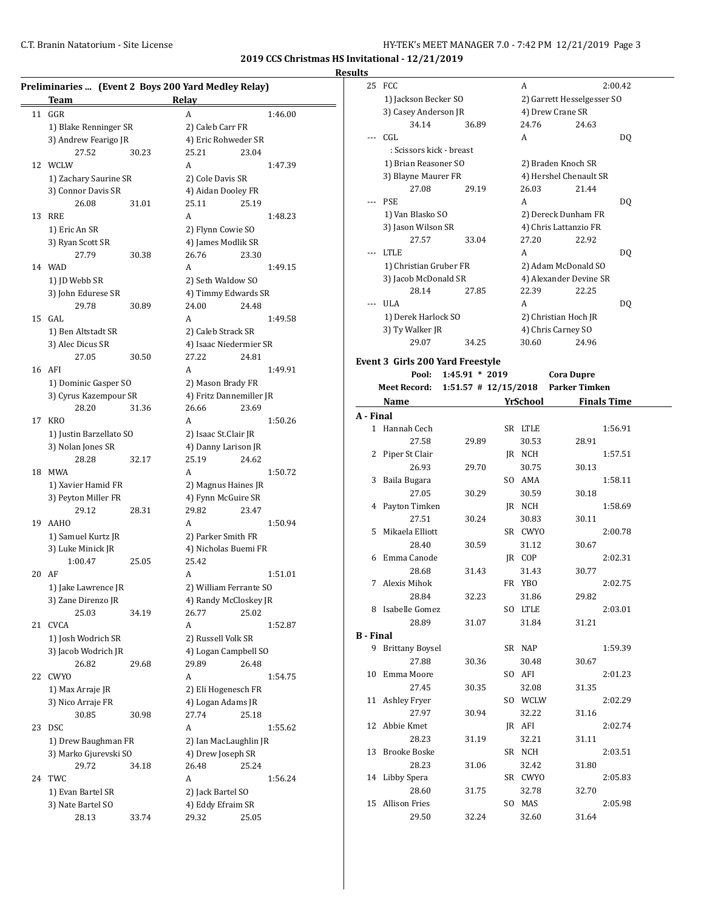## 2019 CCS Christmas HS Invitational - 12/21/2019

### Results

**Preliminaries ... (Event 2 Boys 200 Yard Medley Relay)**

| | Team | | Relay | |
|---|---|---|---|---|
| 11 | GGR | | A | 1:46.00 |
| | 1) Blake Renninger SR | | 2) Caleb Carr FR | |
| | 3) Andrew Fearigo JR | | 4) Eric Rohweder SR | |
| | 27.52 | 30.23 | 25.21 | 23.04 |
| 12 | WCLW | | A | 1:47.39 |
| | 1) Zachary Saurine SR | | 2) Cole Davis SR | |
| | 3) Connor Davis SR | | 4) Aidan Dooley FR | |
| | 26.08 | 31.01 | 25.11 | 25.19 |
| 13 | RRE | | A | 1:48.23 |
| | 1) Eric An SR | | 2) Flynn Cowie SO | |
| | 3) Ryan Scott SR | | 4) James Modlik SR | |
| | 27.79 | 30.38 | 26.76 | 23.30 |
| 14 | WAD | | A | 1:49.15 |
| | 1) JD Webb SR | | 2) Seth Waldow SO | |
| | 3) John Edurese SR | | 4) Timmy Edwards SR | |
| | 29.78 | 30.89 | 24.00 | 24.48 |
| 15 | GAL | | A | 1:49.58 |
| | 1) Ben Altstadt SR | | 2) Caleb Strack SR | |
| | 3) Alec Dicus SR | | 4) Isaac Niedermier SR | |
| | 27.05 | 30.50 | 27.22 | 24.81 |
| 16 | AFI | | A | 1:49.91 |
| | 1) Dominic Gasper SO | | 2) Mason Brady FR | |
| | 3) Cyrus Kazempour SR | | 4) Fritz Dannemiller JR | |
| | 28.20 | 31.36 | 26.66 | 23.69 |
| 17 | KRO | | A | 1:50.26 |
| | 1) Justin Barzellato SO | | 2) Isaac St.Clair JR | |
| | 3) Nolan Jones SR | | 4) Danny Larison JR | |
| | 28.28 | 32.17 | 25.19 | 24.62 |
| 18 | MWA | | A | 1:50.72 |
| | 1) Xavier Hamid FR | | 2) Magnus Haines JR | |
| | 3) Peyton Miller FR | | 4) Fynn McGuire SR | |
| | 29.12 | 28.31 | 29.82 | 23.47 |
| 19 | AAHO | | A | 1:50.94 |
| | 1) Samuel Kurtz JR | | 2) Parker Smith FR | |
| | 3) Luke Minick JR | | 4) Nicholas Buemi FR | |
| | 1:00.47 | 25.05 | 25.42 | |
| 20 | AF | | A | 1:51.01 |
| | 1) Jake Lawrence JR | | 2) William Ferrante SO | |
| | 3) Zane Direnzo JR | | 4) Randy McCloskey JR | |
| | 25.03 | 34.19 | 26.77 | 25.02 |
| 21 | CVCA | | A | 1:52.87 |
| | 1) Josh Wodrich SR | | 2) Russell Volk SR | |
| | 3) Jacob Wodrich JR | | 4) Logan Campbell SO | |
| | 26.82 | 29.68 | 29.89 | 26.48 |
| 22 | CWYO | | A | 1:54.75 |
| | 1) Max Arraje JR | | 2) Eli Hogenesch FR | |
| | 3) Nico Arraje FR | | 4) Logan Adams JR | |
| | 30.85 | 30.98 | 27.74 | 25.18 |
| 23 | DSC | | A | 1:55.62 |
| | 1) Drew Baughman FR | | 2) Ian MacLaughlin JR | |
| | 3) Marko Gjurevski SO | | 4) Drew Joseph SR | |
| | 29.72 | 34.18 | 26.48 | 25.24 |
| 24 | TWC | | A | 1:56.24 |
| | 1) Evan Bartel SR | | 2) Jack Bartel SO | |
| | 3) Nate Bartel SO | | 4) Eddy Efraim SR | |
| | 28.13 | 33.74 | 29.32 | 25.05 |
| 25 | FCC | | A | 2:00.42 |
| | 1) Jackson Becker SO | | 2) Garrett Hesselgesser SO | |
| | 3) Casey Anderson JR | | 4) Drew Crane SR | |
| | 34.14 | 36.89 | 24.76 | 24.63 |
| --- | CGL | | A | DQ |
| | : Scissors kick - breast | | | |
| | 1) Brian Reasoner SO | | 2) Braden Knoch SR | |
| | 3) Blayne Maurer FR | | 4) Hershel Chenault SR | |
| | 27.08 | 29.19 | 26.03 | 21.44 |
| --- | PSE | | A | DQ |
| | 1) Van Blasko SO | | 2) Dereck Dunham FR | |
| | 3) Jason Wilson SR | | 4) Chris Lattanzio FR | |
| | 27.57 | 33.04 | 27.20 | 22.92 |
| --- | LTLE | | A | DQ |
| | 1) Christian Gruber FR | | 2) Adam McDonald SO | |
| | 3) Jacob McDonald SR | | 4) Alexander Devine SR | |
| | 28.14 | 27.85 | 22.39 | 22.25 |
| --- | ULA | | A | DQ |
| | 1) Derek Harlock SO | | 2) Christian Hoch JR | |
| | 3) Ty Walker JR | | 4) Chris Carney SO | |
| | 29.07 | 34.25 | 30.60 | 24.96 |

**Event 3 Girls 200 Yard Freestyle**

Pool: 1:45.91 * 2019 Cora Dupre
Meet Record: 1:51.57 # 12/15/2018 Parker Timken

| | Name | | Yr | School | Finals Time |
|---|---|---|---|---|---|
| **A - Final** | | | | | |
| 1 | Hannah Cech | | SR | LTLE | 1:56.91 |
| | 27.58 | 29.89 | 30.53 | 28.91 | |
| 2 | Piper St Clair | | JR | NCH | 1:57.51 |
| | 26.93 | 29.70 | 30.75 | 30.13 | |
| 3 | Baila Bugara | | SO | AMA | 1:58.11 |
| | 27.05 | 30.29 | 30.59 | 30.18 | |
| 4 | Payton Timken | | JR | NCH | 1:58.69 |
| | 27.51 | 30.24 | 30.83 | 30.11 | |
| 5 | Mikaela Elliott | | SR | CWYO | 2:00.78 |
| | 28.40 | 30.59 | 31.12 | 30.67 | |
| 6 | Emma Canode | | JR | COP | 2:02.31 |
| | 28.68 | 31.43 | 31.43 | 30.77 | |
| 7 | Alexis Mihok | | FR | YBO | 2:02.75 |
| | 28.84 | 32.23 | 31.86 | 29.82 | |
| 8 | Isabelle Gomez | | SO | LTLE | 2:03.01 |
| | 28.89 | 31.07 | 31.84 | 31.21 | |
| **B - Final** | | | | | |
| 9 | Brittany Boysel | | SR | NAP | 1:59.39 |
| | 27.88 | 30.36 | 30.48 | 30.67 | |
| 10 | Emma Moore | | SO | AFI | 2:01.23 |
| | 27.45 | 30.35 | 32.08 | 31.35 | |
| 11 | Ashley Fryer | | SO | WCLW | 2:02.29 |
| | 27.97 | 30.94 | 32.22 | 31.16 | |
| 12 | Abbie Kmet | | JR | AFI | 2:02.74 |
| | 28.23 | 31.19 | 32.21 | 31.11 | |
| 13 | Brooke Boske | | SR | NCH | 2:03.51 |
| | 28.23 | 31.06 | 32.42 | 31.80 | |
| 14 | Libby Spera | | SR | CWYO | 2:05.83 |
| | 28.60 | 31.75 | 32.78 | 32.70 | |
| 15 | Allison Fries | | SO | MAS | 2:05.98 |
| | 29.50 | 32.24 | 32.60 | 31.64 | |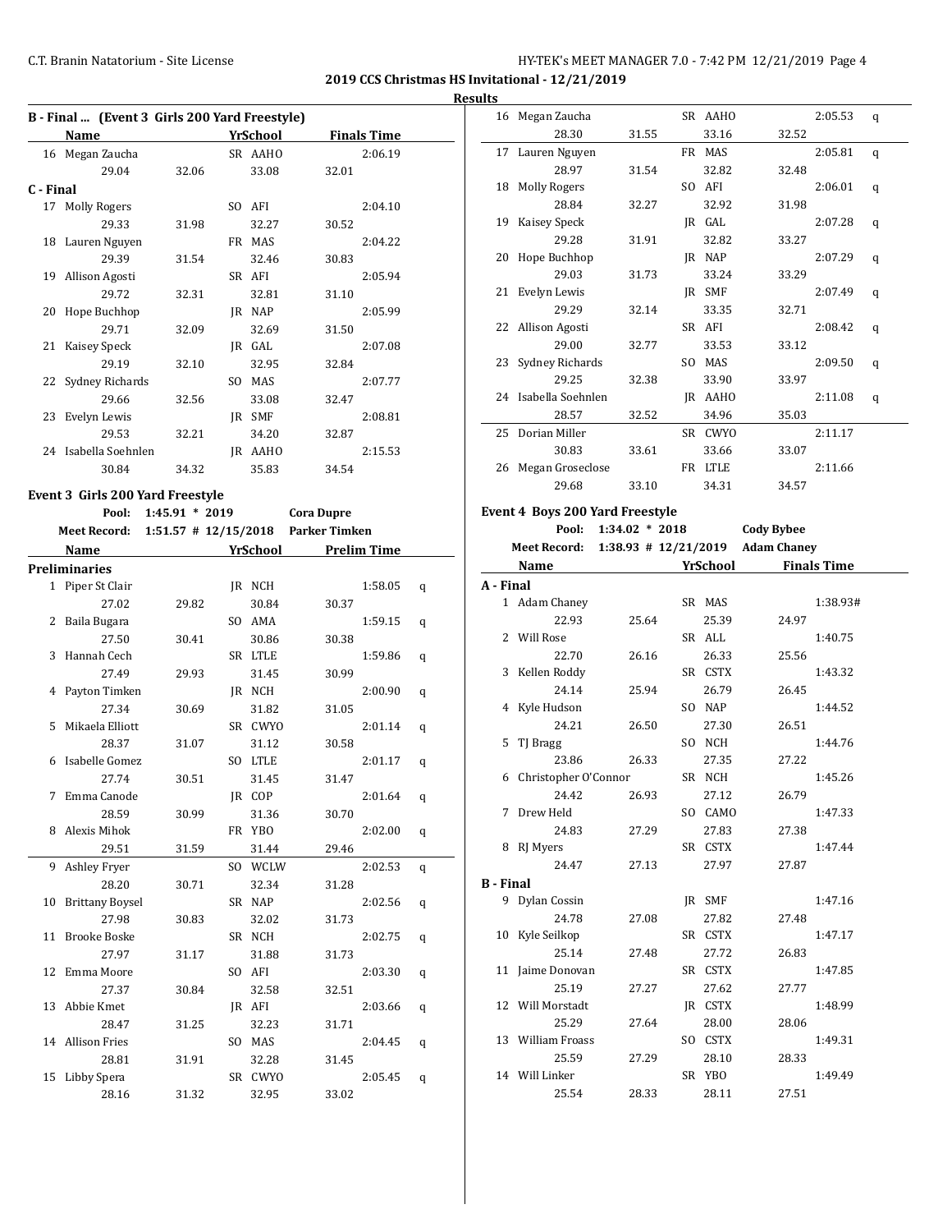**2019 CCS Christmas HS Invitational - 12/21/2019**

**Results**

### B - Final ... (Event 3 Girls 200 Yard Freestyle)

| | Name | Yr | School | Finals Time | |
|---|---|---|---|---|---|
| 16 | Megan Zaucha | SR | AAHO | 2:06.19 | |
| | 29.04 32.06 33.08 32.01 | | | | |

**C - Final**

| | Name | Yr | School | Finals Time |
|---|---|---|---|---|
| 17 | Molly Rogers | SO | AFI | 2:04.10 |
| | 29.33 31.98 32.27 30.52 | | | |
| 18 | Lauren Nguyen | FR | MAS | 2:04.22 |
| | 29.39 31.54 32.46 30.83 | | | |
| 19 | Allison Agosti | SR | AFI | 2:05.94 |
| | 29.72 32.31 32.81 31.10 | | | |
| 20 | Hope Buchhop | JR | NAP | 2:05.99 |
| | 29.71 32.09 32.69 31.50 | | | |
| 21 | Kaisey Speck | JR | GAL | 2:07.08 |
| | 29.19 32.10 32.95 32.84 | | | |
| 22 | Sydney Richards | SO | MAS | 2:07.77 |
| | 29.66 32.56 33.08 32.47 | | | |
| 23 | Evelyn Lewis | JR | SMF | 2:08.81 |
| | 29.53 32.21 34.20 32.87 | | | |
| 24 | Isabella Soehnlen | JR | AAHO | 2:15.53 |
| | 30.84 34.32 35.83 34.54 | | | |

### Event 3 Girls 200 Yard Freestyle

Pool: 1:45.91 * 2019 Cora Dupre

Meet Record: 1:51.57 # 12/15/2018 Parker Timken

**Preliminaries**

| | Name | Yr | School | Prelim Time | |
|---|---|---|---|---|---|
| 1 | Piper St Clair | JR | NCH | 1:58.05 | q |
| | 27.02 29.82 30.84 30.37 | | | | |
| 2 | Baila Bugara | SO | AMA | 1:59.15 | q |
| | 27.50 30.41 30.86 30.38 | | | | |
| 3 | Hannah Cech | SR | LTLE | 1:59.86 | q |
| | 27.49 29.93 31.45 30.99 | | | | |
| 4 | Payton Timken | JR | NCH | 2:00.90 | q |
| | 27.34 30.69 31.82 31.05 | | | | |
| 5 | Mikaela Elliott | SR | CWYO | 2:01.14 | q |
| | 28.37 31.07 31.12 30.58 | | | | |
| 6 | Isabelle Gomez | SO | LTLE | 2:01.17 | q |
| | 27.74 30.51 31.45 31.47 | | | | |
| 7 | Emma Canode | JR | COP | 2:01.64 | q |
| | 28.59 30.99 31.36 30.70 | | | | |
| 8 | Alexis Mihok | FR | YBO | 2:02.00 | q |
| | 29.51 31.59 31.44 29.46 | | | | |
| 9 | Ashley Fryer | SO | WCLW | 2:02.53 | q |
| | 28.20 30.71 32.34 31.28 | | | | |
| 10 | Brittany Boysel | SR | NAP | 2:02.56 | q |
| | 27.98 30.83 32.02 31.73 | | | | |
| 11 | Brooke Boske | SR | NCH | 2:02.75 | q |
| | 27.97 31.17 31.88 31.73 | | | | |
| 12 | Emma Moore | SO | AFI | 2:03.30 | q |
| | 27.37 30.84 32.58 32.51 | | | | |
| 13 | Abbie Kmet | JR | AFI | 2:03.66 | q |
| | 28.47 31.25 32.23 31.71 | | | | |
| 14 | Allison Fries | SO | MAS | 2:04.45 | q |
| | 28.81 31.91 32.28 31.45 | | | | |
| 15 | Libby Spera | SR | CWYO | 2:05.45 | q |
| | 28.16 31.32 32.95 33.02 | | | | |
| 16 | Megan Zaucha | SR | AAHO | 2:05.53 | q |
| | 28.30 31.55 33.16 32.52 | | | | |
| 17 | Lauren Nguyen | FR | MAS | 2:05.81 | q |
| | 28.97 31.54 32.82 32.48 | | | | |
| 18 | Molly Rogers | SO | AFI | 2:06.01 | q |
| | 28.84 32.27 32.92 31.98 | | | | |
| 19 | Kaisey Speck | JR | GAL | 2:07.28 | q |
| | 29.28 31.91 32.82 33.27 | | | | |
| 20 | Hope Buchhop | JR | NAP | 2:07.29 | q |
| | 29.03 31.73 33.24 33.29 | | | | |
| 21 | Evelyn Lewis | JR | SMF | 2:07.49 | q |
| | 29.29 32.14 33.35 32.71 | | | | |
| 22 | Allison Agosti | SR | AFI | 2:08.42 | q |
| | 29.00 32.77 33.53 33.12 | | | | |
| 23 | Sydney Richards | SO | MAS | 2:09.50 | q |
| | 29.25 32.38 33.90 33.97 | | | | |
| 24 | Isabella Soehnlen | JR | AAHO | 2:11.08 | q |
| | 28.57 32.52 34.96 35.03 | | | | |
| 25 | Dorian Miller | SR | CWYO | 2:11.17 | |
| | 30.83 33.61 33.66 33.07 | | | | |
| 26 | Megan Groseclose | FR | LTLE | 2:11.66 | |
| | 29.68 33.10 34.31 34.57 | | | | |

### Event 4 Boys 200 Yard Freestyle

Pool: 1:34.02 * 2018 Cody Bybee

Meet Record: 1:38.93 # 12/21/2019 Adam Chaney

**A - Final**

| | Name | Yr | School | Finals Time |
|---|---|---|---|---|
| 1 | Adam Chaney | SR | MAS | 1:38.93# |
| | 22.93 25.64 25.39 24.97 | | | |
| 2 | Will Rose | SR | ALL | 1:40.75 |
| | 22.70 26.16 26.33 25.56 | | | |
| 3 | Kellen Roddy | SR | CSTX | 1:43.32 |
| | 24.14 25.94 26.79 26.45 | | | |
| 4 | Kyle Hudson | SO | NAP | 1:44.52 |
| | 24.21 26.50 27.30 26.51 | | | |
| 5 | TJ Bragg | SO | NCH | 1:44.76 |
| | 23.86 26.33 27.35 27.22 | | | |
| 6 | Christopher O'Connor | SR | NCH | 1:45.26 |
| | 24.42 26.93 27.12 26.79 | | | |
| 7 | Drew Held | SO | CAMO | 1:47.33 |
| | 24.83 27.29 27.83 27.38 | | | |
| 8 | RJ Myers | SR | CSTX | 1:47.44 |
| | 24.47 27.13 27.97 27.87 | | | |

**B - Final**

| | Name | Yr | School | Finals Time |
|---|---|---|---|---|
| 9 | Dylan Cossin | JR | SMF | 1:47.16 |
| | 24.78 27.08 27.82 27.48 | | | |
| 10 | Kyle Seilkop | SR | CSTX | 1:47.17 |
| | 25.14 27.48 27.72 26.83 | | | |
| 11 | Jaime Donovan | SR | CSTX | 1:47.85 |
| | 25.19 27.27 27.62 27.77 | | | |
| 12 | Will Morstadt | JR | CSTX | 1:48.99 |
| | 25.29 27.64 28.00 28.06 | | | |
| 13 | William Froass | SO | CSTX | 1:49.31 |
| | 25.59 27.29 28.10 28.33 | | | |
| 14 | Will Linker | SR | YBO | 1:49.49 |
| | 25.54 28.33 28.11 27.51 | | | |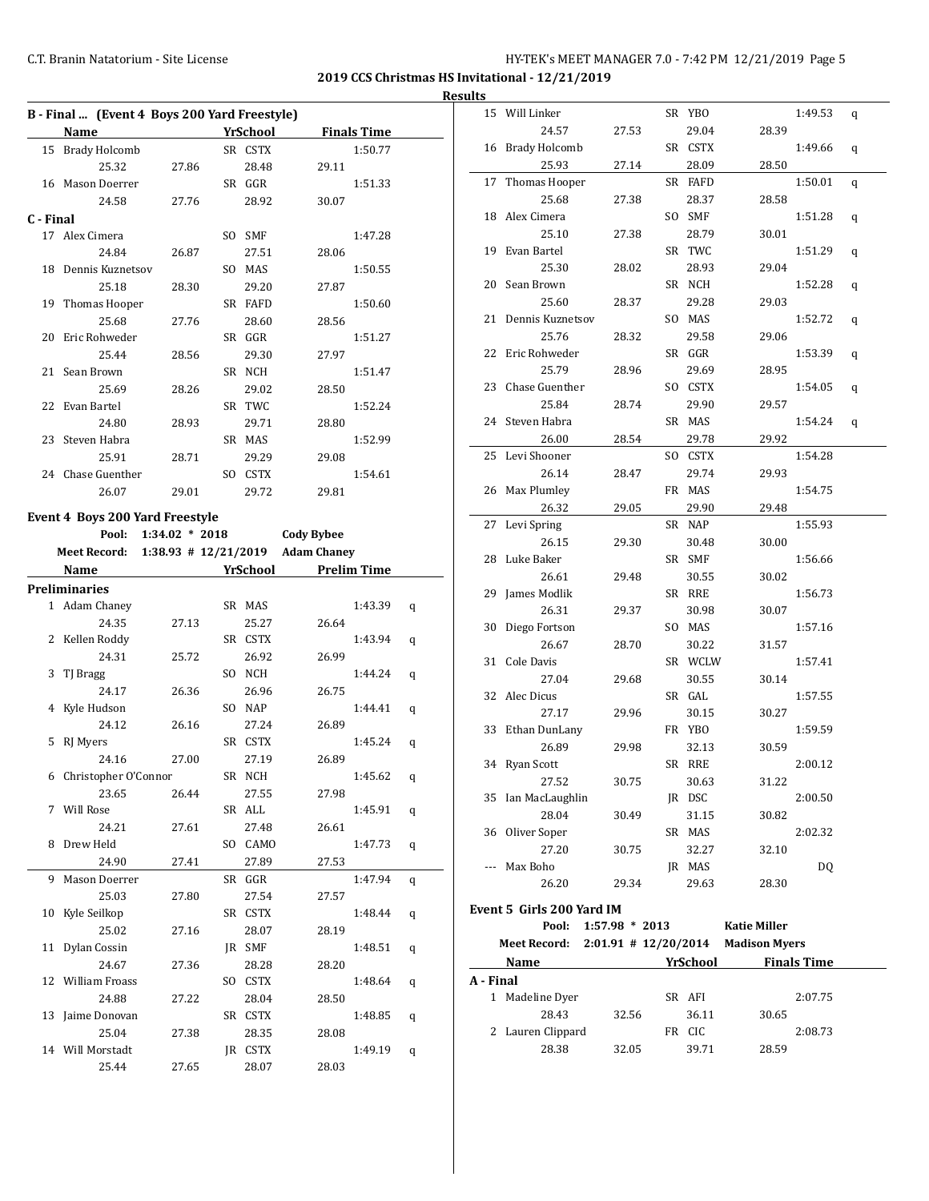**2019 CCS Christmas HS Invitational - 12/21/2019**

**Results**

### B - Final ... (Event 4 Boys 200 Yard Freestyle)

| | Name | Yr | School | Finals Time |
|---|---|---|---|---|
| 15 | Brady Holcomb | SR | CSTX | 1:50.77 |
| | 25.32 | 27.86 | 28.48 | 29.11 |
| 16 | Mason Doerrer | SR | GGR | 1:51.33 |
| | 24.58 | 27.76 | 28.92 | 30.07 |

### C - Final

| | Name | Yr | School | Finals Time |
|---|---|---|---|---|
| 17 | Alex Cimera | SO | SMF | 1:47.28 |
| | 24.84 | 26.87 | 27.51 | 28.06 |
| 18 | Dennis Kuznetsov | SO | MAS | 1:50.55 |
| | 25.18 | 28.30 | 29.20 | 27.87 |
| 19 | Thomas Hooper | SR | FAFD | 1:50.60 |
| | 25.68 | 27.76 | 28.60 | 28.56 |
| 20 | Eric Rohweder | SR | GGR | 1:51.27 |
| | 25.44 | 28.56 | 29.30 | 27.97 |
| 21 | Sean Brown | SR | NCH | 1:51.47 |
| | 25.69 | 28.26 | 29.02 | 28.50 |
| 22 | Evan Bartel | SR | TWC | 1:52.24 |
| | 24.80 | 28.93 | 29.71 | 28.80 |
| 23 | Steven Habra | SR | MAS | 1:52.99 |
| | 25.91 | 28.71 | 29.29 | 29.08 |
| 24 | Chase Guenther | SO | CSTX | 1:54.61 |
| | 26.07 | 29.01 | 29.72 | 29.81 |

### Event 4 Boys 200 Yard Freestyle

Pool: 1:34.02 * 2018 Cody Bybee
Meet Record: 1:38.93 # 12/21/2019 Adam Chaney

### Preliminaries

| | Name | Yr | School | Prelim Time | |
|---|---|---|---|---|---|
| 1 | Adam Chaney | SR | MAS | 1:43.39 | q |
| | 24.35 | 27.13 | 25.27 | 26.64 | |
| 2 | Kellen Roddy | SR | CSTX | 1:43.94 | q |
| | 24.31 | 25.72 | 26.92 | 26.99 | |
| 3 | TJ Bragg | SO | NCH | 1:44.24 | q |
| | 24.17 | 26.36 | 26.96 | 26.75 | |
| 4 | Kyle Hudson | SO | NAP | 1:44.41 | q |
| | 24.12 | 26.16 | 27.24 | 26.89 | |
| 5 | RJ Myers | SR | CSTX | 1:45.24 | q |
| | 24.16 | 27.00 | 27.19 | 26.89 | |
| 6 | Christopher O'Connor | SR | NCH | 1:45.62 | q |
| | 23.65 | 26.44 | 27.55 | 27.98 | |
| 7 | Will Rose | SR | ALL | 1:45.91 | q |
| | 24.21 | 27.61 | 27.48 | 26.61 | |
| 8 | Drew Held | SO | CAMO | 1:47.73 | q |
| | 24.90 | 27.41 | 27.89 | 27.53 | |
| 9 | Mason Doerrer | SR | GGR | 1:47.94 | q |
| | 25.03 | 27.80 | 27.54 | 27.57 | |
| 10 | Kyle Seilkop | SR | CSTX | 1:48.44 | q |
| | 25.02 | 27.16 | 28.07 | 28.19 | |
| 11 | Dylan Cossin | JR | SMF | 1:48.51 | q |
| | 24.67 | 27.36 | 28.28 | 28.20 | |
| 12 | William Froass | SO | CSTX | 1:48.64 | q |
| | 24.88 | 27.22 | 28.04 | 28.50 | |
| 13 | Jaime Donovan | SR | CSTX | 1:48.85 | q |
| | 25.04 | 27.38 | 28.35 | 28.08 | |
| 14 | Will Morstadt | JR | CSTX | 1:49.19 | q |
| | 25.44 | 27.65 | 28.07 | 28.03 | |
| 15 | Will Linker | SR | YBO | 1:49.53 | q |
| | 24.57 | 27.53 | 29.04 | 28.39 | |
| 16 | Brady Holcomb | SR | CSTX | 1:49.66 | q |
| | 25.93 | 27.14 | 28.09 | 28.50 | |
| 17 | Thomas Hooper | SR | FAFD | 1:50.01 | q |
| | 25.68 | 27.38 | 28.37 | 28.58 | |
| 18 | Alex Cimera | SO | SMF | 1:51.28 | q |
| | 25.10 | 27.38 | 28.79 | 30.01 | |
| 19 | Evan Bartel | SR | TWC | 1:51.29 | q |
| | 25.30 | 28.02 | 28.93 | 29.04 | |
| 20 | Sean Brown | SR | NCH | 1:52.28 | q |
| | 25.60 | 28.37 | 29.28 | 29.03 | |
| 21 | Dennis Kuznetsov | SO | MAS | 1:52.72 | q |
| | 25.76 | 28.32 | 29.58 | 29.06 | |
| 22 | Eric Rohweder | SR | GGR | 1:53.39 | q |
| | 25.79 | 28.96 | 29.69 | 28.95 | |
| 23 | Chase Guenther | SO | CSTX | 1:54.05 | q |
| | 25.84 | 28.74 | 29.90 | 29.57 | |
| 24 | Steven Habra | SR | MAS | 1:54.24 | q |
| | 26.00 | 28.54 | 29.78 | 29.92 | |
| 25 | Levi Shooner | SO | CSTX | 1:54.28 | |
| | 26.14 | 28.47 | 29.74 | 29.93 | |
| 26 | Max Plumley | FR | MAS | 1:54.75 | |
| | 26.32 | 29.05 | 29.90 | 29.48 | |
| 27 | Levi Spring | SR | NAP | 1:55.93 | |
| | 26.15 | 29.30 | 30.48 | 30.00 | |
| 28 | Luke Baker | SR | SMF | 1:56.66 | |
| | 26.61 | 29.48 | 30.55 | 30.02 | |
| 29 | James Modlik | SR | RRE | 1:56.73 | |
| | 26.31 | 29.37 | 30.98 | 30.07 | |
| 30 | Diego Fortson | SO | MAS | 1:57.16 | |
| | 26.67 | 28.70 | 30.22 | 31.57 | |
| 31 | Cole Davis | SR | WCLW | 1:57.41 | |
| | 27.04 | 29.68 | 30.55 | 30.14 | |
| 32 | Alec Dicus | SR | GAL | 1:57.55 | |
| | 27.17 | 29.96 | 30.15 | 30.27 | |
| 33 | Ethan DunLany | FR | YBO | 1:59.59 | |
| | 26.89 | 29.98 | 32.13 | 30.59 | |
| 34 | Ryan Scott | SR | RRE | 2:00.12 | |
| | 27.52 | 30.75 | 30.63 | 31.22 | |
| 35 | Ian MacLaughlin | JR | DSC | 2:00.50 | |
| | 28.04 | 30.49 | 31.15 | 30.82 | |
| 36 | Oliver Soper | SR | MAS | 2:02.32 | |
| | 27.20 | 30.75 | 32.27 | 32.10 | |
| --- | Max Boho | JR | MAS | DQ | |
| | 26.20 | 29.34 | 29.63 | 28.30 | |

### Event 5 Girls 200 Yard IM

Pool: 1:57.98 * 2013 Katie Miller
Meet Record: 2:01.91 # 12/20/2014 Madison Myers

### A - Final

| | Name | Yr | School | Finals Time |
|---|---|---|---|---|
| 1 | Madeline Dyer | SR | AFI | 2:07.75 |
| | 28.43 | 32.56 | 36.11 | 30.65 |
| 2 | Lauren Clippard | FR | CIC | 2:08.73 |
| | 28.38 | 32.05 | 39.71 | 28.59 |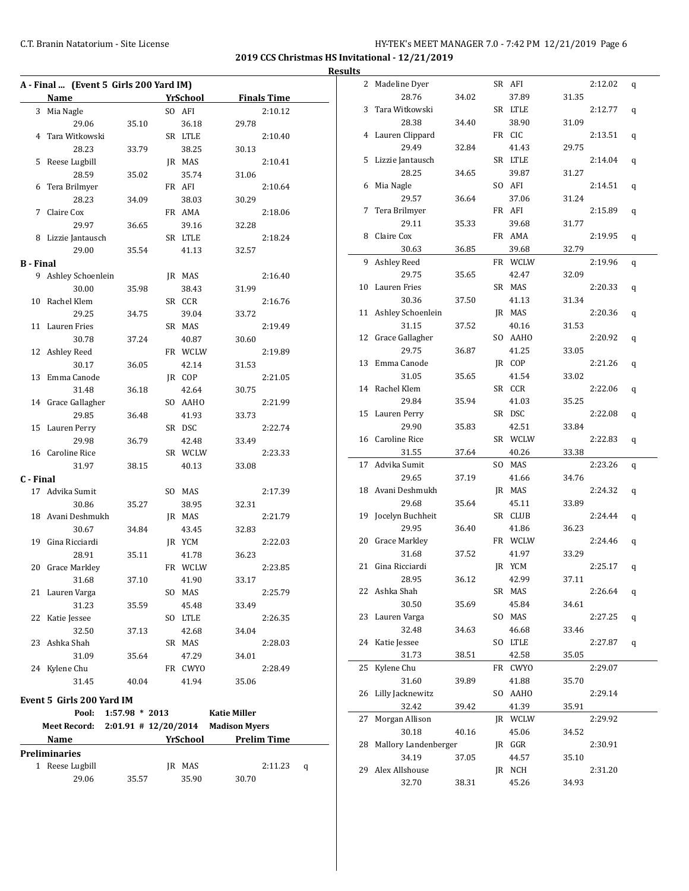**2019 CCS Christmas HS Invitational - 12/21/2019**

**Results**

### A - Final ... (Event 5 Girls 200 Yard IM)

| | Name | Yr | School | Finals Time |
|---|---|---|---|---|
| 3 | Mia Nagle | SO | AFI | 2:10.12 |
| | 29.06 / 35.10 / 36.18 / 29.78 | | | |
| 4 | Tara Witkowski | SR | LTLE | 2:10.40 |
| | 28.23 / 33.79 / 38.25 / 30.13 | | | |
| 5 | Reese Lugbill | JR | MAS | 2:10.41 |
| | 28.59 / 35.02 / 35.74 / 31.06 | | | |
| 6 | Tera Brilmyer | FR | AFI | 2:10.64 |
| | 28.23 / 34.09 / 38.03 / 30.29 | | | |
| 7 | Claire Cox | FR | AMA | 2:18.06 |
| | 29.97 / 36.65 / 39.16 / 32.28 | | | |
| 8 | Lizzie Jantausch | SR | LTLE | 2:18.24 |
| | 29.00 / 35.54 / 41.13 / 32.57 | | | |

### B - Final

| | Name | Yr | School | Finals Time |
|---|---|---|---|---|
| 9 | Ashley Schoenlein | JR | MAS | 2:16.40 |
| | 30.00 / 35.98 / 38.43 / 31.99 | | | |
| 10 | Rachel Klem | SR | CCR | 2:16.76 |
| | 29.25 / 34.75 / 39.04 / 33.72 | | | |
| 11 | Lauren Fries | SR | MAS | 2:19.49 |
| | 30.78 / 37.24 / 40.87 / 30.60 | | | |
| 12 | Ashley Reed | FR | WCLW | 2:19.89 |
| | 30.17 / 36.05 / 42.14 / 31.53 | | | |
| 13 | Emma Canode | JR | COP | 2:21.05 |
| | 31.48 / 36.18 / 42.64 / 30.75 | | | |
| 14 | Grace Gallagher | SO | AAHO | 2:21.99 |
| | 29.85 / 36.48 / 41.93 / 33.73 | | | |
| 15 | Lauren Perry | SR | DSC | 2:22.74 |
| | 29.98 / 36.79 / 42.48 / 33.49 | | | |
| 16 | Caroline Rice | SR | WCLW | 2:23.33 |
| | 31.97 / 38.15 / 40.13 / 33.08 | | | |

### C - Final

| | Name | Yr | School | Finals Time |
|---|---|---|---|---|
| 17 | Advika Sumit | SO | MAS | 2:17.39 |
| | 30.86 / 35.27 / 38.95 / 32.31 | | | |
| 18 | Avani Deshmukh | JR | MAS | 2:21.79 |
| | 30.67 / 34.84 / 43.45 / 32.83 | | | |
| 19 | Gina Ricciardi | JR | YCM | 2:22.03 |
| | 28.91 / 35.11 / 41.78 / 36.23 | | | |
| 20 | Grace Markley | FR | WCLW | 2:23.85 |
| | 31.68 / 37.10 / 41.90 / 33.17 | | | |
| 21 | Lauren Varga | SO | MAS | 2:25.79 |
| | 31.23 / 35.59 / 45.48 / 33.49 | | | |
| 22 | Katie Jessee | SO | LTLE | 2:26.35 |
| | 32.50 / 37.13 / 42.68 / 34.04 | | | |
| 23 | Ashka Shah | SR | MAS | 2:28.03 |
| | 31.09 / 35.64 / 47.29 / 34.01 | | | |
| 24 | Kylene Chu | FR | CWYO | 2:28.49 |
| | 31.45 / 40.04 / 41.94 / 35.06 | | | |

### Event 5 Girls 200 Yard IM

Pool: 1:57.98 * 2013 Katie Miller
Meet Record: 2:01.91 # 12/20/2014 Madison Myers

### Preliminaries

| | Name | Yr | School | Prelim Time | |
|---|---|---|---|---|---|
| 1 | Reese Lugbill | JR | MAS | 2:11.23 | q |
| | 29.06 / 35.57 / 35.90 / 30.70 | | | | |
| 2 | Madeline Dyer | SR | AFI | 2:12.02 | q |
| | 28.76 / 34.02 / 37.89 / 31.35 | | | | |
| 3 | Tara Witkowski | SR | LTLE | 2:12.77 | q |
| | 28.38 / 34.40 / 38.90 / 31.09 | | | | |
| 4 | Lauren Clippard | FR | CIC | 2:13.51 | q |
| | 29.49 / 32.84 / 41.43 / 29.75 | | | | |
| 5 | Lizzie Jantausch | SR | LTLE | 2:14.04 | q |
| | 28.25 / 34.65 / 39.87 / 31.27 | | | | |
| 6 | Mia Nagle | SO | AFI | 2:14.51 | q |
| | 29.57 / 36.64 / 37.06 / 31.24 | | | | |
| 7 | Tera Brilmyer | FR | AFI | 2:15.89 | q |
| | 29.11 / 35.33 / 39.68 / 31.77 | | | | |
| 8 | Claire Cox | FR | AMA | 2:19.95 | q |
| | 30.63 / 36.85 / 39.68 / 32.79 | | | | |
| 9 | Ashley Reed | FR | WCLW | 2:19.96 | q |
| | 29.75 / 35.65 / 42.47 / 32.09 | | | | |
| 10 | Lauren Fries | SR | MAS | 2:20.33 | q |
| | 30.36 / 37.50 / 41.13 / 31.34 | | | | |
| 11 | Ashley Schoenlein | JR | MAS | 2:20.36 | q |
| | 31.15 / 37.52 / 40.16 / 31.53 | | | | |
| 12 | Grace Gallagher | SO | AAHO | 2:20.92 | q |
| | 29.75 / 36.87 / 41.25 / 33.05 | | | | |
| 13 | Emma Canode | JR | COP | 2:21.26 | q |
| | 31.05 / 35.65 / 41.54 / 33.02 | | | | |
| 14 | Rachel Klem | SR | CCR | 2:22.06 | q |
| | 29.84 / 35.94 / 41.03 / 35.25 | | | | |
| 15 | Lauren Perry | SR | DSC | 2:22.08 | q |
| | 29.90 / 35.83 / 42.51 / 33.84 | | | | |
| 16 | Caroline Rice | SR | WCLW | 2:22.83 | q |
| | 31.55 / 37.64 / 40.26 / 33.38 | | | | |
| 17 | Advika Sumit | SO | MAS | 2:23.26 | q |
| | 29.65 / 37.19 / 41.66 / 34.76 | | | | |
| 18 | Avani Deshmukh | JR | MAS | 2:24.32 | q |
| | 29.68 / 35.64 / 45.11 / 33.89 | | | | |
| 19 | Jocelyn Buchheit | SR | CLUB | 2:24.44 | q |
| | 29.95 / 36.40 / 41.86 / 36.23 | | | | |
| 20 | Grace Markley | FR | WCLW | 2:24.46 | q |
| | 31.68 / 37.52 / 41.97 / 33.29 | | | | |
| 21 | Gina Ricciardi | JR | YCM | 2:25.17 | q |
| | 28.95 / 36.12 / 42.99 / 37.11 | | | | |
| 22 | Ashka Shah | SR | MAS | 2:26.64 | q |
| | 30.50 / 35.69 / 45.84 / 34.61 | | | | |
| 23 | Lauren Varga | SO | MAS | 2:27.25 | q |
| | 32.48 / 34.63 / 46.68 / 33.46 | | | | |
| 24 | Katie Jessee | SO | LTLE | 2:27.87 | q |
| | 31.73 / 38.51 / 42.58 / 35.05 | | | | |
| 25 | Kylene Chu | FR | CWYO | 2:29.07 | |
| | 31.60 / 39.89 / 41.88 / 35.70 | | | | |
| 26 | Lilly Jacknewitz | SO | AAHO | 2:29.14 | |
| | 32.42 / 39.42 / 41.39 / 35.91 | | | | |
| 27 | Morgan Allison | JR | WCLW | 2:29.92 | |
| | 30.18 / 40.16 / 45.06 / 34.52 | | | | |
| 28 | Mallory Landenberger | JR | GGR | 2:30.91 | |
| | 34.19 / 37.05 / 44.57 / 35.10 | | | | |
| 29 | Alex Allshouse | JR | NCH | 2:31.20 | |
| | 32.70 / 38.31 / 45.26 / 34.93 | | | | |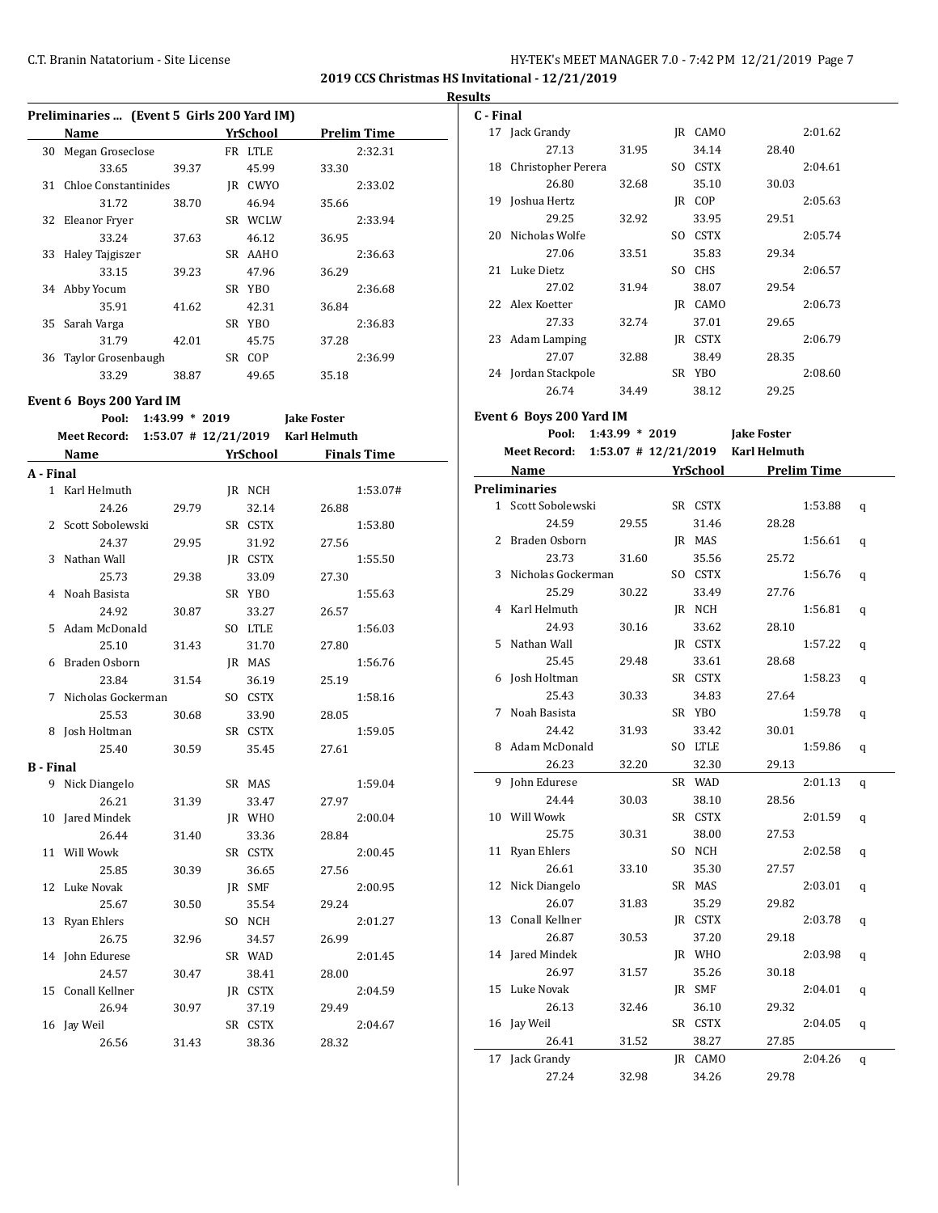**2019 CCS Christmas HS Invitational - 12/21/2019**

**Results**

### Preliminaries ... (Event 5 Girls 200 Yard IM)

| | Name | | Yr | School | Prelim Time |
|---|---|---|---|---|---|
| 30 | Megan Groseclose | | FR | LTLE | 2:32.31 |
| | 33.65 | 39.37 | | 45.99 | 33.30 |
| 31 | Chloe Constantinides | | JR | CWYO | 2:33.02 |
| | 31.72 | 38.70 | | 46.94 | 35.66 |
| 32 | Eleanor Fryer | | SR | WCLW | 2:33.94 |
| | 33.24 | 37.63 | | 46.12 | 36.95 |
| 33 | Haley Tajgiszer | | SR | AAHO | 2:36.63 |
| | 33.15 | 39.23 | | 47.96 | 36.29 |
| 34 | Abby Yocum | | SR | YBO | 2:36.68 |
| | 35.91 | 41.62 | | 42.31 | 36.84 |
| 35 | Sarah Varga | | SR | YBO | 2:36.83 |
| | 31.79 | 42.01 | | 45.75 | 37.28 |
| 36 | Taylor Grosenbaugh | | SR | COP | 2:36.99 |
| | 33.29 | 38.87 | | 49.65 | 35.18 |

### Event 6 Boys 200 Yard IM

Pool: 1:43.99 * 2019 Jake Foster

Meet Record: 1:53.07 # 12/21/2019 Karl Helmuth

| | Name | | Yr | School | Finals Time |
|---|---|---|---|---|---|
| **A - Final** | | | | | |
| 1 | Karl Helmuth | | JR | NCH | 1:53.07# |
| | 24.26 | 29.79 | | 32.14 | 26.88 |
| 2 | Scott Sobolewski | | SR | CSTX | 1:53.80 |
| | 24.37 | 29.95 | | 31.92 | 27.56 |
| 3 | Nathan Wall | | JR | CSTX | 1:55.50 |
| | 25.73 | 29.38 | | 33.09 | 27.30 |
| 4 | Noah Basista | | SR | YBO | 1:55.63 |
| | 24.92 | 30.87 | | 33.27 | 26.57 |
| 5 | Adam McDonald | | SO | LTLE | 1:56.03 |
| | 25.10 | 31.43 | | 31.70 | 27.80 |
| 6 | Braden Osborn | | JR | MAS | 1:56.76 |
| | 23.84 | 31.54 | | 36.19 | 25.19 |
| 7 | Nicholas Gockerman | | SO | CSTX | 1:58.16 |
| | 25.53 | 30.68 | | 33.90 | 28.05 |
| 8 | Josh Holtman | | SR | CSTX | 1:59.05 |
| | 25.40 | 30.59 | | 35.45 | 27.61 |
| **B - Final** | | | | | |
| 9 | Nick Diangelo | | SR | MAS | 1:59.04 |
| | 26.21 | 31.39 | | 33.47 | 27.97 |
| 10 | Jared Mindek | | JR | WHO | 2:00.04 |
| | 26.44 | 31.40 | | 33.36 | 28.84 |
| 11 | Will Wowk | | SR | CSTX | 2:00.45 |
| | 25.85 | 30.39 | | 36.65 | 27.56 |
| 12 | Luke Novak | | JR | SMF | 2:00.95 |
| | 25.67 | 30.50 | | 35.54 | 29.24 |
| 13 | Ryan Ehlers | | SO | NCH | 2:01.27 |
| | 26.75 | 32.96 | | 34.57 | 26.99 |
| 14 | John Edurese | | SR | WAD | 2:01.45 |
| | 24.57 | 30.47 | | 38.41 | 28.00 |
| 15 | Conall Kellner | | JR | CSTX | 2:04.59 |
| | 26.94 | 30.97 | | 37.19 | 29.49 |
| 16 | Jay Weil | | SR | CSTX | 2:04.67 |
| | 26.56 | 31.43 | | 38.36 | 28.32 |
| **C - Final** | | | | | |
| 17 | Jack Grandy | | JR | CAMO | 2:01.62 |
| | 27.13 | 31.95 | | 34.14 | 28.40 |
| 18 | Christopher Perera | | SO | CSTX | 2:04.61 |
| | 26.80 | 32.68 | | 35.10 | 30.03 |
| 19 | Joshua Hertz | | JR | COP | 2:05.63 |
| | 29.25 | 32.92 | | 33.95 | 29.51 |
| 20 | Nicholas Wolfe | | SO | CSTX | 2:05.74 |
| | 27.06 | 33.51 | | 35.83 | 29.34 |
| 21 | Luke Dietz | | SO | CHS | 2:06.57 |
| | 27.02 | 31.94 | | 38.07 | 29.54 |
| 22 | Alex Koetter | | JR | CAMO | 2:06.73 |
| | 27.33 | 32.74 | | 37.01 | 29.65 |
| 23 | Adam Lamping | | JR | CSTX | 2:06.79 |
| | 27.07 | 32.88 | | 38.49 | 28.35 |
| 24 | Jordan Stackpole | | SR | YBO | 2:08.60 |
| | 26.74 | 34.49 | | 38.12 | 29.25 |

### Event 6 Boys 200 Yard IM

Pool: 1:43.99 * 2019 Jake Foster

Meet Record: 1:53.07 # 12/21/2019 Karl Helmuth

| | Name | | Yr | School | Prelim Time | |
|---|---|---|---|---|---|---|
| **Preliminaries** | | | | | | |
| 1 | Scott Sobolewski | | SR | CSTX | 1:53.88 | q |
| | 24.59 | 29.55 | | 31.46 | 28.28 | |
| 2 | Braden Osborn | | JR | MAS | 1:56.61 | q |
| | 23.73 | 31.60 | | 35.56 | 25.72 | |
| 3 | Nicholas Gockerman | | SO | CSTX | 1:56.76 | q |
| | 25.29 | 30.22 | | 33.49 | 27.76 | |
| 4 | Karl Helmuth | | JR | NCH | 1:56.81 | q |
| | 24.93 | 30.16 | | 33.62 | 28.10 | |
| 5 | Nathan Wall | | JR | CSTX | 1:57.22 | q |
| | 25.45 | 29.48 | | 33.61 | 28.68 | |
| 6 | Josh Holtman | | SR | CSTX | 1:58.23 | q |
| | 25.43 | 30.33 | | 34.83 | 27.64 | |
| 7 | Noah Basista | | SR | YBO | 1:59.78 | q |
| | 24.42 | 31.93 | | 33.42 | 30.01 | |
| 8 | Adam McDonald | | SO | LTLE | 1:59.86 | q |
| | 26.23 | 32.20 | | 32.30 | 29.13 | |
| 9 | John Edurese | | SR | WAD | 2:01.13 | q |
| | 24.44 | 30.03 | | 38.10 | 28.56 | |
| 10 | Will Wowk | | SR | CSTX | 2:01.59 | q |
| | 25.75 | 30.31 | | 38.00 | 27.53 | |
| 11 | Ryan Ehlers | | SO | NCH | 2:02.58 | q |
| | 26.61 | 33.10 | | 35.30 | 27.57 | |
| 12 | Nick Diangelo | | SR | MAS | 2:03.01 | q |
| | 26.07 | 31.83 | | 35.29 | 29.82 | |
| 13 | Conall Kellner | | JR | CSTX | 2:03.78 | q |
| | 26.87 | 30.53 | | 37.20 | 29.18 | |
| 14 | Jared Mindek | | JR | WHO | 2:03.98 | q |
| | 26.97 | 31.57 | | 35.26 | 30.18 | |
| 15 | Luke Novak | | JR | SMF | 2:04.01 | q |
| | 26.13 | 32.46 | | 36.10 | 29.32 | |
| 16 | Jay Weil | | SR | CSTX | 2:04.05 | q |
| | 26.41 | 31.52 | | 38.27 | 27.85 | |
| 17 | Jack Grandy | | JR | CAMO | 2:04.26 | q |
| | 27.24 | 32.98 | | 34.26 | 29.78 | |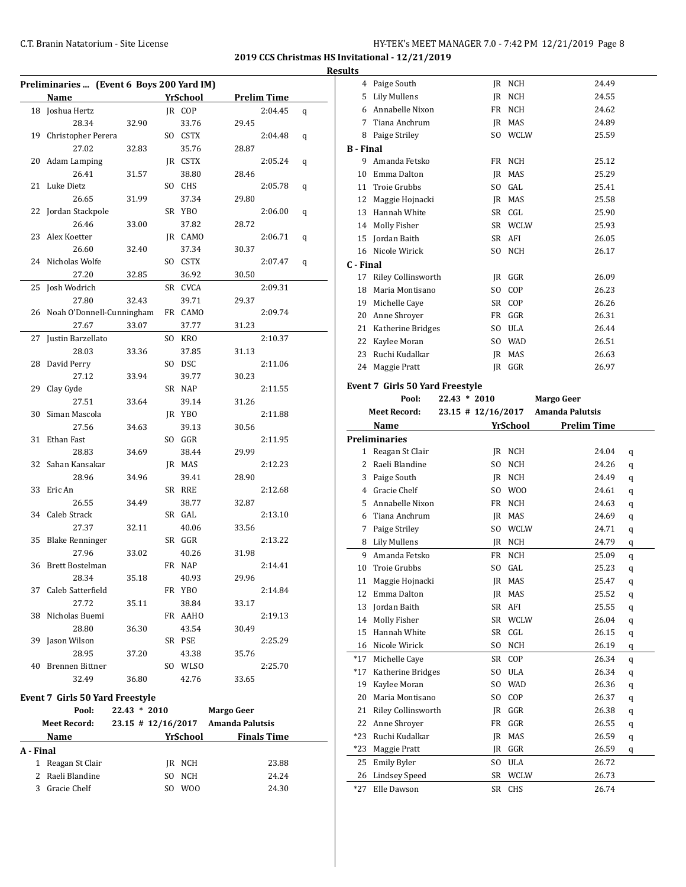**2019 CCS Christmas HS Invitational - 12/21/2019**

**Results**

### Preliminaries ... (Event 6 Boys 200 Yard IM)

| | Name | | YrSchool | | Prelim Time | |
|---|---|---|---|---|---|---|
| 18 | Joshua Hertz | | JR COP | | 2:04.45 | q |
| | 28.34 | 32.90 | 33.76 | 29.45 | | |
| 19 | Christopher Perera | | SO CSTX | | 2:04.48 | q |
| | 27.02 | 32.83 | 35.76 | 28.87 | | |
| 20 | Adam Lamping | | JR CSTX | | 2:05.24 | q |
| | 26.41 | 31.57 | 38.80 | 28.46 | | |
| 21 | Luke Dietz | | SO CHS | | 2:05.78 | q |
| | 26.65 | 31.99 | 37.34 | 29.80 | | |
| 22 | Jordan Stackpole | | SR YBO | | 2:06.00 | q |
| | 26.46 | 33.00 | 37.82 | 28.72 | | |
| 23 | Alex Koetter | | JR CAMO | | 2:06.71 | q |
| | 26.60 | 32.40 | 37.34 | 30.37 | | |
| 24 | Nicholas Wolfe | | SO CSTX | | 2:07.47 | q |
| | 27.20 | 32.85 | 36.92 | 30.50 | | |
| 25 | Josh Wodrich | | SR CVCA | | 2:09.31 | |
| | 27.80 | 32.43 | 39.71 | 29.37 | | |
| 26 | Noah O'Donnell-Cunningham | | FR CAMO | | 2:09.74 | |
| | 27.67 | 33.07 | 37.77 | 31.23 | | |
| 27 | Justin Barzellato | | SO KRO | | 2:10.37 | |
| | 28.03 | 33.36 | 37.85 | 31.13 | | |
| 28 | David Perry | | SO DSC | | 2:11.06 | |
| | 27.12 | 33.94 | 39.77 | 30.23 | | |
| 29 | Clay Gyde | | SR NAP | | 2:11.55 | |
| | 27.51 | 33.64 | 39.14 | 31.26 | | |
| 30 | Siman Mascola | | JR YBO | | 2:11.88 | |
| | 27.56 | 34.63 | 39.13 | 30.56 | | |
| 31 | Ethan Fast | | SO GGR | | 2:11.95 | |
| | 28.83 | 34.69 | 38.44 | 29.99 | | |
| 32 | Sahan Kansakar | | JR MAS | | 2:12.23 | |
| | 28.96 | 34.96 | 39.41 | 28.90 | | |
| 33 | Eric An | | SR RRE | | 2:12.68 | |
| | 26.55 | 34.49 | 38.77 | 32.87 | | |
| 34 | Caleb Strack | | SR GAL | | 2:13.10 | |
| | 27.37 | 32.11 | 40.06 | 33.56 | | |
| 35 | Blake Renninger | | SR GGR | | 2:13.22 | |
| | 27.96 | 33.02 | 40.26 | 31.98 | | |
| 36 | Brett Bostelman | | FR NAP | | 2:14.41 | |
| | 28.34 | 35.18 | 40.93 | 29.96 | | |
| 37 | Caleb Satterfield | | FR YBO | | 2:14.84 | |
| | 27.72 | 35.11 | 38.84 | 33.17 | | |
| 38 | Nicholas Buemi | | FR AAHO | | 2:19.13 | |
| | 28.80 | 36.30 | 43.54 | 30.49 | | |
| 39 | Jason Wilson | | SR PSE | | 2:25.29 | |
| | 28.95 | 37.20 | 43.38 | 35.76 | | |
| 40 | Brennen Bittner | | SO WLSO | | 2:25.70 | |
| | 32.49 | 36.80 | 42.76 | 33.65 | | |

### Event 7 Girls 50 Yard Freestyle

Pool: 22.43 * 2010 Margo Geer
Meet Record: 23.15 # 12/16/2017 Amanda Palutsis

| | Name | YrSchool | Finals Time |
|---|---|---|---|
| **A - Final** | | | |
| 1 | Reagan St Clair | JR NCH | 23.88 |
| 2 | Raeli Blandine | SO NCH | 24.24 |
| 3 | Gracie Chelf | SO WOO | 24.30 |
| 4 | Paige South | JR NCH | 24.49 |
| 5 | Lily Mullens | JR NCH | 24.55 |
| 6 | Annabelle Nixon | FR NCH | 24.62 |
| 7 | Tiana Anchrum | JR MAS | 24.89 |
| 8 | Paige Striley | SO WCLW | 25.59 |
| **B - Final** | | | |
| 9 | Amanda Fetsko | FR NCH | 25.12 |
| 10 | Emma Dalton | JR MAS | 25.29 |
| 11 | Troie Grubbs | SO GAL | 25.41 |
| 12 | Maggie Hojnacki | JR MAS | 25.58 |
| 13 | Hannah White | SR CGL | 25.90 |
| 14 | Molly Fisher | SR WCLW | 25.93 |
| 15 | Jordan Baith | SR AFI | 26.05 |
| 16 | Nicole Wirick | SO NCH | 26.17 |
| **C - Final** | | | |
| 17 | Riley Collinsworth | JR GGR | 26.09 |
| 18 | Maria Montisano | SO COP | 26.23 |
| 19 | Michelle Caye | SR COP | 26.26 |
| 20 | Anne Shroyer | FR GGR | 26.31 |
| 21 | Katherine Bridges | SO ULA | 26.44 |
| 22 | Kaylee Moran | SO WAD | 26.51 |
| 23 | Ruchi Kudalkar | JR MAS | 26.63 |
| 24 | Maggie Pratt | JR GGR | 26.97 |

### Event 7 Girls 50 Yard Freestyle

Pool: 22.43 * 2010 Margo Geer
Meet Record: 23.15 # 12/16/2017 Amanda Palutsis

| | Name | YrSchool | Prelim Time | |
|---|---|---|---|---|
| **Preliminaries** | | | | |
| 1 | Reagan St Clair | JR NCH | 24.04 | q |
| 2 | Raeli Blandine | SO NCH | 24.26 | q |
| 3 | Paige South | JR NCH | 24.49 | q |
| 4 | Gracie Chelf | SO WOO | 24.61 | q |
| 5 | Annabelle Nixon | FR NCH | 24.63 | q |
| 6 | Tiana Anchrum | JR MAS | 24.69 | q |
| 7 | Paige Striley | SO WCLW | 24.71 | q |
| 8 | Lily Mullens | JR NCH | 24.79 | q |
| 9 | Amanda Fetsko | FR NCH | 25.09 | q |
| 10 | Troie Grubbs | SO GAL | 25.23 | q |
| 11 | Maggie Hojnacki | JR MAS | 25.47 | q |
| 12 | Emma Dalton | JR MAS | 25.52 | q |
| 13 | Jordan Baith | SR AFI | 25.55 | q |
| 14 | Molly Fisher | SR WCLW | 26.04 | q |
| 15 | Hannah White | SR CGL | 26.15 | q |
| 16 | Nicole Wirick | SO NCH | 26.19 | q |
| *17 | Michelle Caye | SR COP | 26.34 | q |
| *17 | Katherine Bridges | SO ULA | 26.34 | q |
| 19 | Kaylee Moran | SO WAD | 26.36 | q |
| 20 | Maria Montisano | SO COP | 26.37 | q |
| 21 | Riley Collinsworth | JR GGR | 26.38 | q |
| 22 | Anne Shroyer | FR GGR | 26.55 | q |
| *23 | Ruchi Kudalkar | JR MAS | 26.59 | q |
| *23 | Maggie Pratt | JR GGR | 26.59 | q |
| 25 | Emily Byler | SO ULA | 26.72 | |
| 26 | Lindsey Speed | SR WCLW | 26.73 | |
| *27 | Elle Dawson | SR CHS | 26.74 | |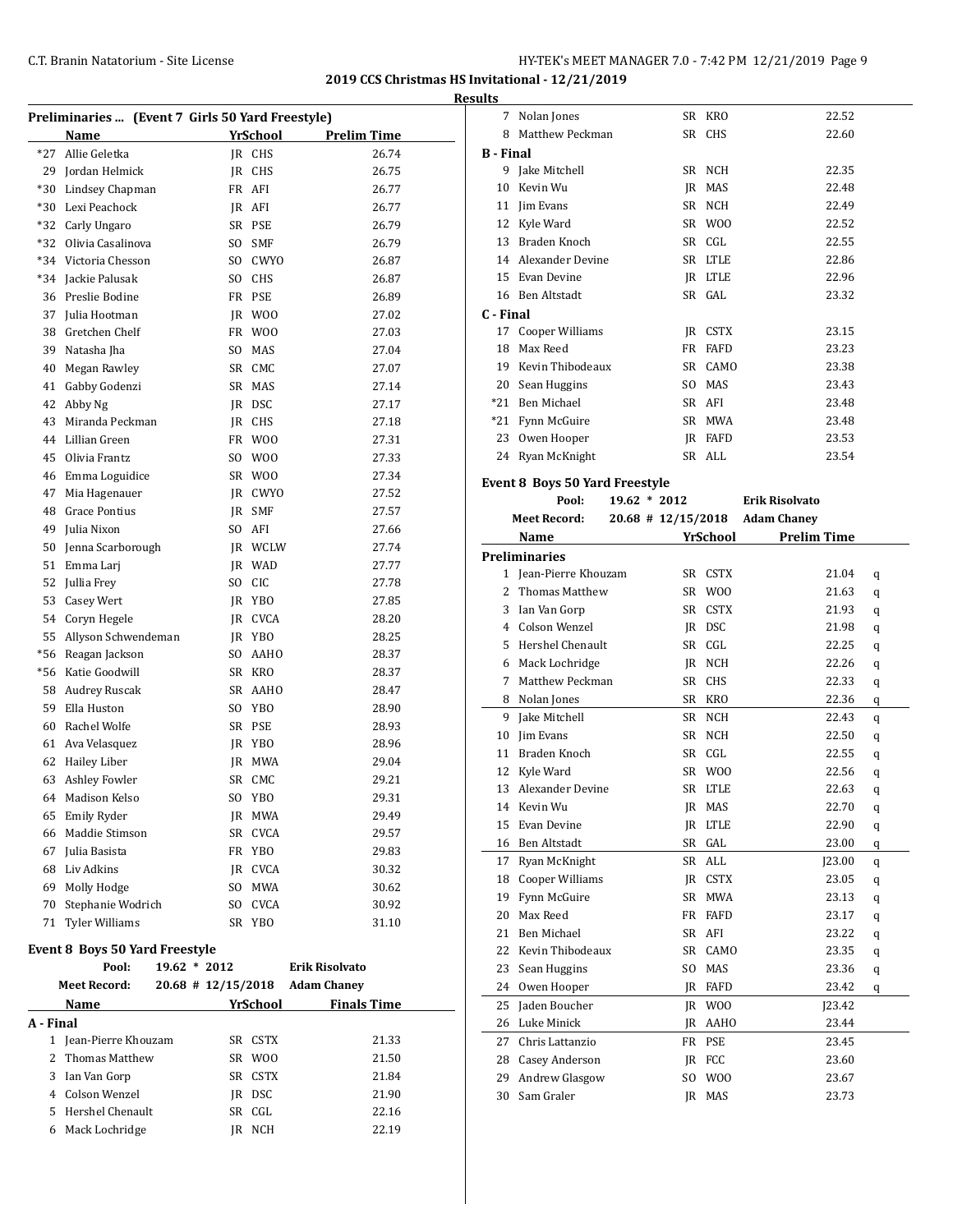## 2019 CCS Christmas HS Invitational - 12/21/2019

### Results

### Preliminaries ... (Event 7 Girls 50 Yard Freestyle)

| | Name | Yr | School | Prelim Time |
|---|---|---|---|---|
| *27 | Allie Geletka | JR | CHS | 26.74 |
| 29 | Jordan Helmick | JR | CHS | 26.75 |
| *30 | Lindsey Chapman | FR | AFI | 26.77 |
| *30 | Lexi Peachock | JR | AFI | 26.77 |
| *32 | Carly Ungaro | SR | PSE | 26.79 |
| *32 | Olivia Casalinova | SO | SMF | 26.79 |
| *34 | Victoria Chesson | SO | CWYO | 26.87 |
| *34 | Jackie Palusak | SO | CHS | 26.87 |
| 36 | Preslie Bodine | FR | PSE | 26.89 |
| 37 | Julia Hootman | JR | WOO | 27.02 |
| 38 | Gretchen Chelf | FR | WOO | 27.03 |
| 39 | Natasha Jha | SO | MAS | 27.04 |
| 40 | Megan Rawley | SR | CMC | 27.07 |
| 41 | Gabby Godenzi | SR | MAS | 27.14 |
| 42 | Abby Ng | JR | DSC | 27.17 |
| 43 | Miranda Peckman | JR | CHS | 27.18 |
| 44 | Lillian Green | FR | WOO | 27.31 |
| 45 | Olivia Frantz | SO | WOO | 27.33 |
| 46 | Emma Loguidice | SR | WOO | 27.34 |
| 47 | Mia Hagenauer | JR | CWYO | 27.52 |
| 48 | Grace Pontius | JR | SMF | 27.57 |
| 49 | Julia Nixon | SO | AFI | 27.66 |
| 50 | Jenna Scarborough | JR | WCLW | 27.74 |
| 51 | Emma Larj | JR | WAD | 27.77 |
| 52 | Jullia Frey | SO | CIC | 27.78 |
| 53 | Casey Wert | JR | YBO | 27.85 |
| 54 | Coryn Hegele | JR | CVCA | 28.20 |
| 55 | Allyson Schwendeman | JR | YBO | 28.25 |
| *56 | Reagan Jackson | SO | AAHO | 28.37 |
| *56 | Katie Goodwill | SR | KRO | 28.37 |
| 58 | Audrey Ruscak | SR | AAHO | 28.47 |
| 59 | Ella Huston | SO | YBO | 28.90 |
| 60 | Rachel Wolfe | SR | PSE | 28.93 |
| 61 | Ava Velasquez | JR | YBO | 28.96 |
| 62 | Hailey Liber | JR | MWA | 29.04 |
| 63 | Ashley Fowler | SR | CMC | 29.21 |
| 64 | Madison Kelso | SO | YBO | 29.31 |
| 65 | Emily Ryder | JR | MWA | 29.49 |
| 66 | Maddie Stimson | SR | CVCA | 29.57 |
| 67 | Julia Basista | FR | YBO | 29.83 |
| 68 | Liv Adkins | JR | CVCA | 30.32 |
| 69 | Molly Hodge | SO | MWA | 30.62 |
| 70 | Stephanie Wodrich | SO | CVCA | 30.92 |
| 71 | Tyler Williams | SR | YBO | 31.10 |

### Event 8 Boys 50 Yard Freestyle

Pool: 19.62 * 2012 Erik Risolvato
Meet Record: 20.68 # 12/15/2018 Adam Chaney

| | Name | Yr | School | Finals Time |
|---|---|---|---|---|
| **A - Final** | | | | |
| 1 | Jean-Pierre Khouzam | SR | CSTX | 21.33 |
| 2 | Thomas Matthew | SR | WOO | 21.50 |
| 3 | Ian Van Gorp | SR | CSTX | 21.84 |
| 4 | Colson Wenzel | JR | DSC | 21.90 |
| 5 | Hershel Chenault | SR | CGL | 22.16 |
| 6 | Mack Lochridge | JR | NCH | 22.19 |
| 7 | Nolan Jones | SR | KRO | 22.52 |
| 8 | Matthew Peckman | SR | CHS | 22.60 |
| **B - Final** | | | | |
| 9 | Jake Mitchell | SR | NCH | 22.35 |
| 10 | Kevin Wu | JR | MAS | 22.48 |
| 11 | Jim Evans | SR | NCH | 22.49 |
| 12 | Kyle Ward | SR | WOO | 22.52 |
| 13 | Braden Knoch | SR | CGL | 22.55 |
| 14 | Alexander Devine | SR | LTLE | 22.86 |
| 15 | Evan Devine | JR | LTLE | 22.96 |
| 16 | Ben Altstadt | SR | GAL | 23.32 |
| **C - Final** | | | | |
| 17 | Cooper Williams | JR | CSTX | 23.15 |
| 18 | Max Reed | FR | FAFD | 23.23 |
| 19 | Kevin Thibodeaux | SR | CAMO | 23.38 |
| 20 | Sean Huggins | SO | MAS | 23.43 |
| *21 | Ben Michael | SR | AFI | 23.48 |
| *21 | Fynn McGuire | SR | MWA | 23.48 |
| 23 | Owen Hooper | JR | FAFD | 23.53 |
| 24 | Ryan McKnight | SR | ALL | 23.54 |

### Event 8 Boys 50 Yard Freestyle

Pool: 19.62 * 2012 Erik Risolvato
Meet Record: 20.68 # 12/15/2018 Adam Chaney

| | Name | Yr | School | Prelim Time | |
|---|---|---|---|---|---|
| **Preliminaries** | | | | | |
| 1 | Jean-Pierre Khouzam | SR | CSTX | 21.04 | q |
| 2 | Thomas Matthew | SR | WOO | 21.63 | q |
| 3 | Ian Van Gorp | SR | CSTX | 21.93 | q |
| 4 | Colson Wenzel | JR | DSC | 21.98 | q |
| 5 | Hershel Chenault | SR | CGL | 22.25 | q |
| 6 | Mack Lochridge | JR | NCH | 22.26 | q |
| 7 | Matthew Peckman | SR | CHS | 22.33 | q |
| 8 | Nolan Jones | SR | KRO | 22.36 | q |
| 9 | Jake Mitchell | SR | NCH | 22.43 | q |
| 10 | Jim Evans | SR | NCH | 22.50 | q |
| 11 | Braden Knoch | SR | CGL | 22.55 | q |
| 12 | Kyle Ward | SR | WOO | 22.56 | q |
| 13 | Alexander Devine | SR | LTLE | 22.63 | q |
| 14 | Kevin Wu | JR | MAS | 22.70 | q |
| 15 | Evan Devine | JR | LTLE | 22.90 | q |
| 16 | Ben Altstadt | SR | GAL | 23.00 | q |
| 17 | Ryan McKnight | SR | ALL | J23.00 | q |
| 18 | Cooper Williams | JR | CSTX | 23.05 | q |
| 19 | Fynn McGuire | SR | MWA | 23.13 | q |
| 20 | Max Reed | FR | FAFD | 23.17 | q |
| 21 | Ben Michael | SR | AFI | 23.22 | q |
| 22 | Kevin Thibodeaux | SR | CAMO | 23.35 | q |
| 23 | Sean Huggins | SO | MAS | 23.36 | q |
| 24 | Owen Hooper | JR | FAFD | 23.42 | q |
| 25 | Jaden Boucher | JR | WOO | J23.42 | |
| 26 | Luke Minick | JR | AAHO | 23.44 | |
| 27 | Chris Lattanzio | FR | PSE | 23.45 | |
| 28 | Casey Anderson | JR | FCC | 23.60 | |
| 29 | Andrew Glasgow | SO | WOO | 23.67 | |
| 30 | Sam Graler | JR | MAS | 23.73 | |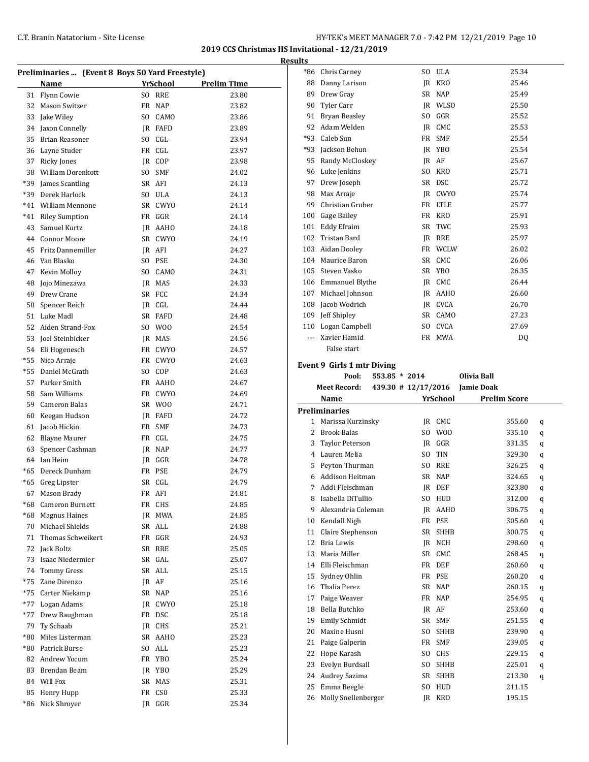## 2019 CCS Christmas HS Invitational - 12/21/2019

### Results

**Preliminaries ... (Event 8 Boys 50 Yard Freestyle)**

| | Name | Yr | School | Prelim Time |
|---|---|---|---|---|
| 31 | Flynn Cowie | SO | RRE | 23.80 |
| 32 | Mason Switzer | FR | NAP | 23.82 |
| 33 | Jake Wiley | SO | CAMO | 23.86 |
| 34 | Jaxon Connelly | JR | FAFD | 23.89 |
| 35 | Brian Reasoner | SO | CGL | 23.94 |
| 36 | Layne Studer | FR | CGL | 23.97 |
| 37 | Ricky Jones | JR | COP | 23.98 |
| 38 | William Dorenkott | SO | SMF | 24.02 |
| *39 | James Scantling | SR | AFI | 24.13 |
| *39 | Derek Harlock | SO | ULA | 24.13 |
| *41 | William Mennone | SR | CWYO | 24.14 |
| *41 | Riley Sumption | FR | GGR | 24.14 |
| 43 | Samuel Kurtz | JR | AAHO | 24.18 |
| 44 | Connor Moore | SR | CWYO | 24.19 |
| 45 | Fritz Dannemiller | JR | AFI | 24.27 |
| 46 | Van Blasko | SO | PSE | 24.30 |
| 47 | Kevin Molloy | SO | CAMO | 24.31 |
| 48 | Jojo Minezawa | JR | MAS | 24.33 |
| 49 | Drew Crane | SR | FCC | 24.34 |
| 50 | Spencer Reich | JR | CGL | 24.44 |
| 51 | Luke Madl | SR | FAFD | 24.48 |
| 52 | Aiden Strand-Fox | SO | WOO | 24.54 |
| 53 | Joel Steinbicker | JR | MAS | 24.56 |
| 54 | Eli Hogenesch | FR | CWYO | 24.57 |
| *55 | Nico Arraje | FR | CWYO | 24.63 |
| *55 | Daniel McGrath | SO | COP | 24.63 |
| 57 | Parker Smith | FR | AAHO | 24.67 |
| 58 | Sam Williams | FR | CWYO | 24.69 |
| 59 | Cameron Balas | SR | WOO | 24.71 |
| 60 | Keegan Hudson | JR | FAFD | 24.72 |
| 61 | Jacob Hickin | FR | SMF | 24.73 |
| 62 | Blayne Maurer | FR | CGL | 24.75 |
| 63 | Spencer Cashman | JR | NAP | 24.77 |
| 64 | Ian Heim | JR | GGR | 24.78 |
| *65 | Dereck Dunham | FR | PSE | 24.79 |
| *65 | Greg Lipster | SR | CGL | 24.79 |
| 67 | Mason Brady | FR | AFI | 24.81 |
| *68 | Cameron Burnett | FR | CHS | 24.85 |
| *68 | Magnus Haines | JR | MWA | 24.85 |
| 70 | Michael Shields | SR | ALL | 24.88 |
| 71 | Thomas Schweikert | FR | GGR | 24.93 |
| 72 | Jack Boltz | SR | RRE | 25.05 |
| 73 | Isaac Niedermier | SR | GAL | 25.07 |
| 74 | Tommy Gress | SR | ALL | 25.15 |
| *75 | Zane Direnzo | JR | AF | 25.16 |
| *75 | Carter Niekamp | SR | NAP | 25.16 |
| *77 | Logan Adams | JR | CWYO | 25.18 |
| *77 | Drew Baughman | FR | DSC | 25.18 |
| 79 | Ty Schaab | JR | CHS | 25.21 |
| *80 | Miles Listerman | SR | AAHO | 25.23 |
| *80 | Patrick Burse | SO | ALL | 25.23 |
| 82 | Andrew Yocum | FR | YBO | 25.24 |
| 83 | Brendan Beam | JR | YBO | 25.29 |
| 84 | Will Fox | SR | MAS | 25.31 |
| 85 | Henry Hupp | FR | CS0 | 25.33 |
| *86 | Nick Shroyer | JR | GGR | 25.34 |
| *86 | Chris Carney | SO | ULA | 25.34 |
| 88 | Danny Larison | JR | KRO | 25.46 |
| 89 | Drew Gray | SR | NAP | 25.49 |
| 90 | Tyler Carr | JR | WLSO | 25.50 |
| 91 | Bryan Beasley | SO | GGR | 25.52 |
| 92 | Adam Welden | JR | CMC | 25.53 |
| *93 | Caleb Sun | FR | SMF | 25.54 |
| *93 | Jackson Behun | JR | YBO | 25.54 |
| 95 | Randy McCloskey | JR | AF | 25.67 |
| 96 | Luke Jenkins | SO | KRO | 25.71 |
| 97 | Drew Joseph | SR | DSC | 25.72 |
| 98 | Max Arraje | JR | CWYO | 25.74 |
| 99 | Christian Gruber | FR | LTLE | 25.77 |
| 100 | Gage Bailey | FR | KRO | 25.91 |
| 101 | Eddy Efraim | SR | TWC | 25.93 |
| 102 | Tristan Bard | JR | RRE | 25.97 |
| 103 | Aidan Dooley | FR | WCLW | 26.02 |
| 104 | Maurice Baron | SR | CMC | 26.06 |
| 105 | Steven Vasko | SR | YBO | 26.35 |
| 106 | Emmanuel Blythe | JR | CMC | 26.44 |
| 107 | Michael Johnson | JR | AAHO | 26.60 |
| 108 | Jacob Wodrich | JR | CVCA | 26.70 |
| 109 | Jeff Shipley | SR | CAMO | 27.23 |
| 110 | Logan Campbell | SO | CVCA | 27.69 |
| --- | Xavier Hamid | FR | MWA | DQ |
| | False start | | | |

### Event 9 Girls 1 mtr Diving

**Pool:** 553.85 * 2014 Olivia Ball
**Meet Record:** 439.30 # 12/17/2016 Jamie Doak

**Preliminaries**

| | Name | Yr | School | Prelim Score | |
|---|---|---|---|---|---|
| 1 | Marissa Kurzinsky | JR | CMC | 355.60 | q |
| 2 | Brook Balas | SO | WOO | 335.10 | q |
| 3 | Taylor Peterson | JR | GGR | 331.35 | q |
| 4 | Lauren Melia | SO | TIN | 329.30 | q |
| 5 | Peyton Thurman | SO | RRE | 326.25 | q |
| 6 | Addison Heitman | SR | NAP | 324.65 | q |
| 7 | Addi Fleischman | JR | DEF | 323.80 | q |
| 8 | Isabella DiTullio | SO | HUD | 312.00 | q |
| 9 | Alexandria Coleman | JR | AAHO | 306.75 | q |
| 10 | Kendall Nigh | FR | PSE | 305.60 | q |
| 11 | Claire Stephenson | SR | SHHB | 300.75 | q |
| 12 | Bria Lewis | JR | NCH | 298.60 | q |
| 13 | Maria Miller | SR | CMC | 268.45 | q |
| 14 | Elli Fleischman | FR | DEF | 260.60 | q |
| 15 | Sydney Ohlin | FR | PSE | 260.20 | q |
| 16 | Thalia Perez | SR | NAP | 260.15 | q |
| 17 | Paige Weaver | FR | NAP | 254.95 | q |
| 18 | Bella Butchko | JR | AF | 253.60 | q |
| 19 | Emily Schmidt | SR | SMF | 251.55 | q |
| 20 | Maxine Husni | SO | SHHB | 239.90 | q |
| 21 | Paige Galperin | FR | SMF | 239.05 | q |
| 22 | Hope Karash | SO | CHS | 229.15 | q |
| 23 | Evelyn Burdsall | SO | SHHB | 225.01 | q |
| 24 | Audrey Sazima | SR | SHHB | 213.30 | q |
| 25 | Emma Beegle | SO | HUD | 211.15 | |
| 26 | Molly Snellenberger | JR | KRO | 195.15 | |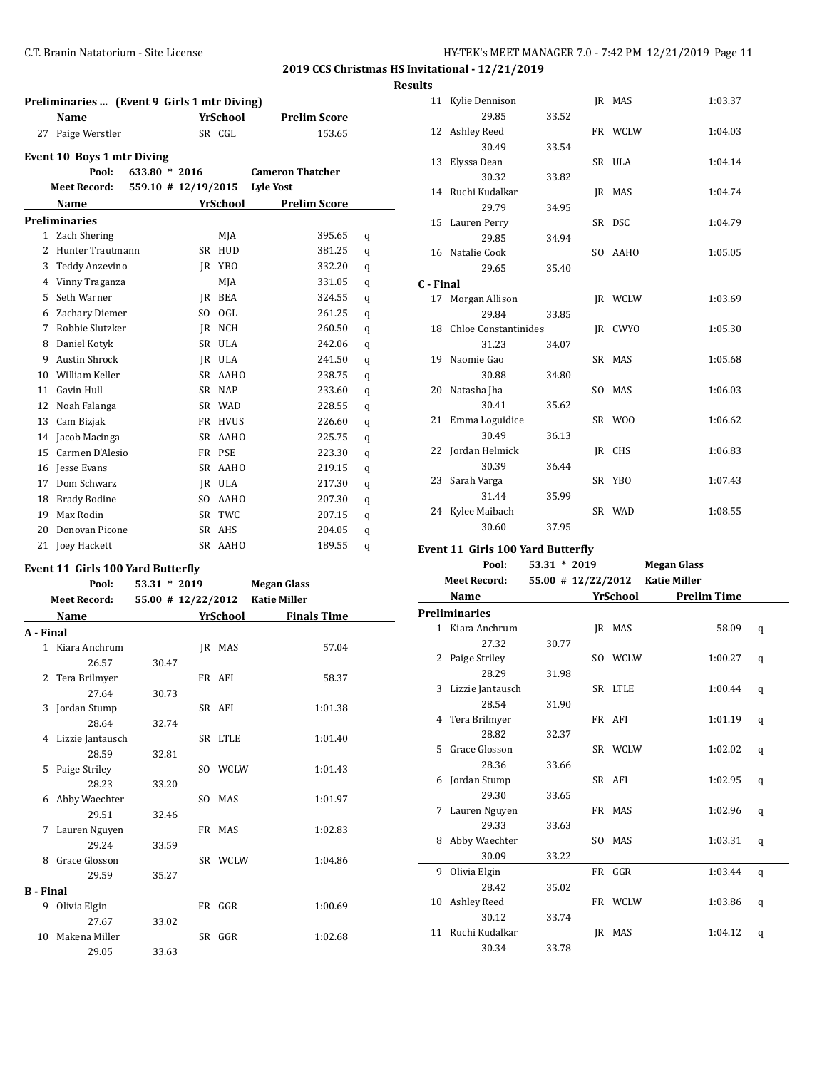## 2019 CCS Christmas HS Invitational - 12/21/2019

### Results

**Preliminaries ... (Event 9 Girls 1 mtr Diving)**

| | Name | Yr | School | Prelim Score |
|---|---|---|---|---|
| 27 | Paige Werstler | SR | CGL | 153.65 |

### Event 10 Boys 1 mtr Diving

Pool: 633.80 * 2016 Cameron Thatcher
Meet Record: 559.10 # 12/19/2015 Lyle Yost

| | Name | Yr | School | Prelim Score | |
|---|---|---|---|---|---|
| **Preliminaries** | | | | | |
| 1 | Zach Shering | | MJA | 395.65 | q |
| 2 | Hunter Trautmann | SR | HUD | 381.25 | q |
| 3 | Teddy Anzevino | JR | YBO | 332.20 | q |
| 4 | Vinny Traganza | | MJA | 331.05 | q |
| 5 | Seth Warner | JR | BEA | 324.55 | q |
| 6 | Zachary Diemer | SO | OGL | 261.25 | q |
| 7 | Robbie Slutzker | JR | NCH | 260.50 | q |
| 8 | Daniel Kotyk | SR | ULA | 242.06 | q |
| 9 | Austin Shrock | JR | ULA | 241.50 | q |
| 10 | William Keller | SR | AAHO | 238.75 | q |
| 11 | Gavin Hull | SR | NAP | 233.60 | q |
| 12 | Noah Falanga | SR | WAD | 228.55 | q |
| 13 | Cam Bizjak | FR | HVUS | 226.60 | q |
| 14 | Jacob Macinga | SR | AAHO | 225.75 | q |
| 15 | Carmen D'Alesio | FR | PSE | 223.30 | q |
| 16 | Jesse Evans | SR | AAHO | 219.15 | q |
| 17 | Dom Schwarz | JR | ULA | 217.30 | q |
| 18 | Brady Bodine | SO | AAHO | 207.30 | q |
| 19 | Max Rodin | SR | TWC | 207.15 | q |
| 20 | Donovan Picone | SR | AHS | 204.05 | q |
| 21 | Joey Hackett | SR | AAHO | 189.55 | q |

### Event 11 Girls 100 Yard Butterfly

Pool: 53.31 * 2019 Megan Glass
Meet Record: 55.00 # 12/22/2012 Katie Miller

| | Name | Split 1 | Split 2 | Yr | School | Finals Time |
|---|---|---|---|---|---|---|
| **A - Final** | | | | | | |
| 1 | Kiara Anchrum | 26.57 | 30.47 | JR | MAS | 57.04 |
| 2 | Tera Brilmyer | 27.64 | 30.73 | FR | AFI | 58.37 |
| 3 | Jordan Stump | 28.64 | 32.74 | SR | AFI | 1:01.38 |
| 4 | Lizzie Jantausch | 28.59 | 32.81 | SR | LTLE | 1:01.40 |
| 5 | Paige Striley | 28.23 | 33.20 | SO | WCLW | 1:01.43 |
| 6 | Abby Waechter | 29.51 | 32.46 | SO | MAS | 1:01.97 |
| 7 | Lauren Nguyen | 29.24 | 33.59 | FR | MAS | 1:02.83 |
| 8 | Grace Glosson | 29.59 | 35.27 | SR | WCLW | 1:04.86 |
| **B - Final** | | | | | | |
| 9 | Olivia Elgin | 27.67 | 33.02 | FR | GGR | 1:00.69 |
| 10 | Makena Miller | 29.05 | 33.63 | SR | GGR | 1:02.68 |
| 11 | Kylie Dennison | 29.85 | 33.52 | JR | MAS | 1:03.37 |
| 12 | Ashley Reed | 30.49 | 33.54 | FR | WCLW | 1:04.03 |
| 13 | Elyssa Dean | 30.32 | 33.82 | SR | ULA | 1:04.14 |
| 14 | Ruchi Kudalkar | 29.79 | 34.95 | JR | MAS | 1:04.74 |
| 15 | Lauren Perry | 29.85 | 34.94 | SR | DSC | 1:04.79 |
| 16 | Natalie Cook | 29.65 | 35.40 | SO | AAHO | 1:05.05 |
| **C - Final** | | | | | | |
| 17 | Morgan Allison | 29.84 | 33.85 | JR | WCLW | 1:03.69 |
| 18 | Chloe Constantinides | 31.23 | 34.07 | JR | CWYO | 1:05.30 |
| 19 | Naomie Gao | 30.88 | 34.80 | SR | MAS | 1:05.68 |
| 20 | Natasha Jha | 30.41 | 35.62 | SO | MAS | 1:06.03 |
| 21 | Emma Loguidice | 30.49 | 36.13 | SR | WOO | 1:06.62 |
| 22 | Jordan Helmick | 30.39 | 36.44 | JR | CHS | 1:06.83 |
| 23 | Sarah Varga | 31.44 | 35.99 | SR | YBO | 1:07.43 |
| 24 | Kylee Maibach | 30.60 | 37.95 | SR | WAD | 1:08.55 |

### Event 11 Girls 100 Yard Butterfly

Pool: 53.31 * 2019 Megan Glass
Meet Record: 55.00 # 12/22/2012 Katie Miller

| | Name | Split 1 | Split 2 | Yr | School | Prelim Time | |
|---|---|---|---|---|---|---|---|
| **Preliminaries** | | | | | | | |
| 1 | Kiara Anchrum | 27.32 | 30.77 | JR | MAS | 58.09 | q |
| 2 | Paige Striley | 28.29 | 31.98 | SO | WCLW | 1:00.27 | q |
| 3 | Lizzie Jantausch | 28.54 | 31.90 | SR | LTLE | 1:00.44 | q |
| 4 | Tera Brilmyer | 28.82 | 32.37 | FR | AFI | 1:01.19 | q |
| 5 | Grace Glosson | 28.36 | 33.66 | SR | WCLW | 1:02.02 | q |
| 6 | Jordan Stump | 29.30 | 33.65 | SR | AFI | 1:02.95 | q |
| 7 | Lauren Nguyen | 29.33 | 33.63 | FR | MAS | 1:02.96 | q |
| 8 | Abby Waechter | 30.09 | 33.22 | SO | MAS | 1:03.31 | q |
| 9 | Olivia Elgin | 28.42 | 35.02 | FR | GGR | 1:03.44 | q |
| 10 | Ashley Reed | 30.12 | 33.74 | FR | WCLW | 1:03.86 | q |
| 11 | Ruchi Kudalkar | 30.34 | 33.78 | JR | MAS | 1:04.12 | q |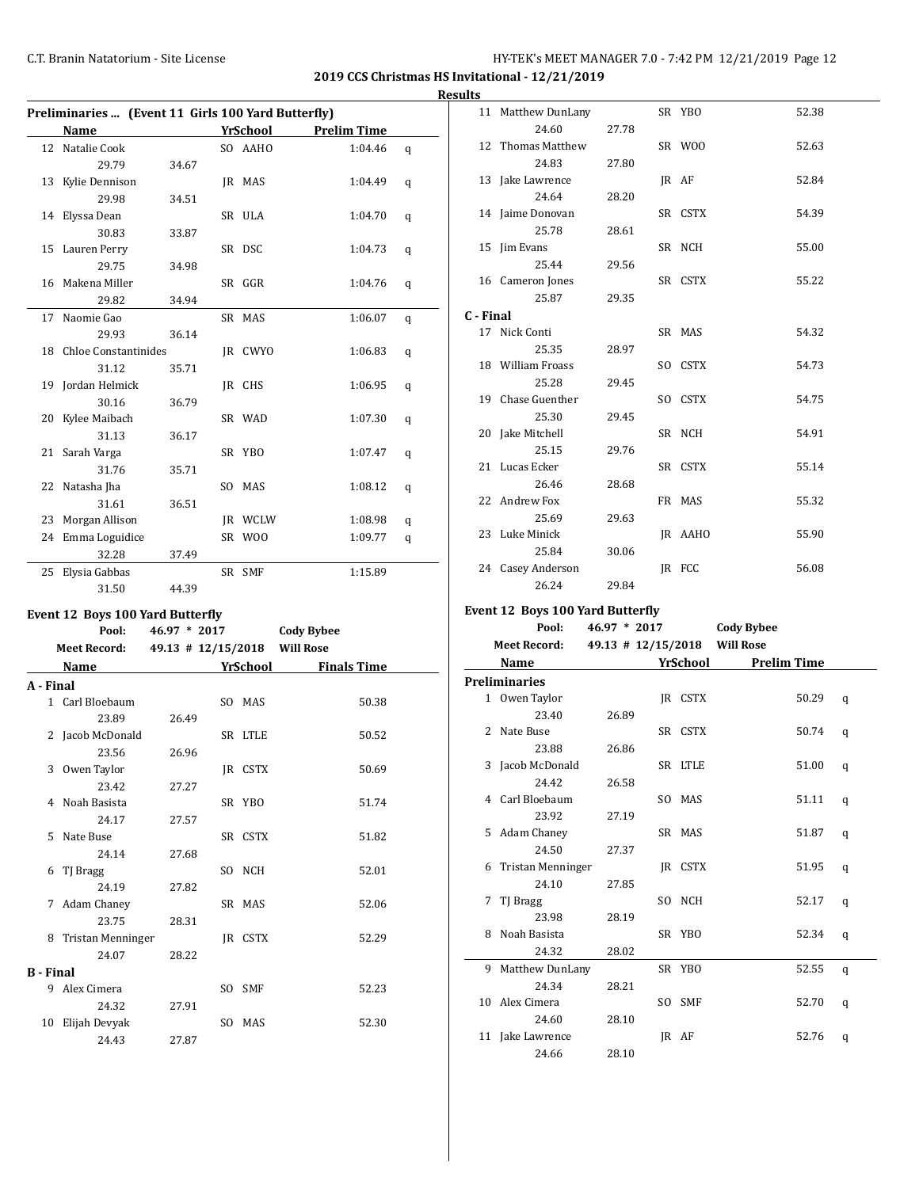**2019 CCS Christmas HS Invitational - 12/21/2019**

**Results**

### Preliminaries ... (Event 11 Girls 100 Yard Butterfly)

| | Name | Yr | School | Prelim Time | |
|---|---|---|---|---|---|
| 12 | Natalie Cook | SO | AAHO | 1:04.46 | q |
| | 29.79 | 34.67 | | | |
| 13 | Kylie Dennison | JR | MAS | 1:04.49 | q |
| | 29.98 | 34.51 | | | |
| 14 | Elyssa Dean | SR | ULA | 1:04.70 | q |
| | 30.83 | 33.87 | | | |
| 15 | Lauren Perry | SR | DSC | 1:04.73 | q |
| | 29.75 | 34.98 | | | |
| 16 | Makena Miller | SR | GGR | 1:04.76 | q |
| | 29.82 | 34.94 | | | |
| 17 | Naomie Gao | SR | MAS | 1:06.07 | q |
| | 29.93 | 36.14 | | | |
| 18 | Chloe Constantinides | JR | CWYO | 1:06.83 | q |
| | 31.12 | 35.71 | | | |
| 19 | Jordan Helmick | JR | CHS | 1:06.95 | q |
| | 30.16 | 36.79 | | | |
| 20 | Kylee Maibach | SR | WAD | 1:07.30 | q |
| | 31.13 | 36.17 | | | |
| 21 | Sarah Varga | SR | YBO | 1:07.47 | q |
| | 31.76 | 35.71 | | | |
| 22 | Natasha Jha | SO | MAS | 1:08.12 | q |
| | 31.61 | 36.51 | | | |
| 23 | Morgan Allison | JR | WCLW | 1:08.98 | q |
| 24 | Emma Loguidice | SR | WOO | 1:09.77 | q |
| | 32.28 | 37.49 | | | |
| 25 | Elysia Gabbas | SR | SMF | 1:15.89 | |
| | 31.50 | 44.39 | | | |

### Event 12 Boys 100 Yard Butterfly

**Pool:** 46.97 * 2017 Cody Bybee
**Meet Record:** 49.13 # 12/15/2018 Will Rose

| | Name | Yr | School | Finals Time |
|---|---|---|---|---|
| **A - Final** | | | | |
| 1 | Carl Bloebaum | SO | MAS | 50.38 |
| | 23.89 | 26.49 | | |
| 2 | Jacob McDonald | SR | LTLE | 50.52 |
| | 23.56 | 26.96 | | |
| 3 | Owen Taylor | JR | CSTX | 50.69 |
| | 23.42 | 27.27 | | |
| 4 | Noah Basista | SR | YBO | 51.74 |
| | 24.17 | 27.57 | | |
| 5 | Nate Buse | SR | CSTX | 51.82 |
| | 24.14 | 27.68 | | |
| 6 | TJ Bragg | SO | NCH | 52.01 |
| | 24.19 | 27.82 | | |
| 7 | Adam Chaney | SR | MAS | 52.06 |
| | 23.75 | 28.31 | | |
| 8 | Tristan Menninger | JR | CSTX | 52.29 |
| | 24.07 | 28.22 | | |
| **B - Final** | | | | |
| 9 | Alex Cimera | SO | SMF | 52.23 |
| | 24.32 | 27.91 | | |
| 10 | Elijah Devyak | SO | MAS | 52.30 |
| | 24.43 | 27.87 | | |
| 11 | Matthew DunLany | SR | YBO | 52.38 |
| | 24.60 | 27.78 | | |
| 12 | Thomas Matthew | SR | WOO | 52.63 |
| | 24.83 | 27.80 | | |
| 13 | Jake Lawrence | JR | AF | 52.84 |
| | 24.64 | 28.20 | | |
| 14 | Jaime Donovan | SR | CSTX | 54.39 |
| | 25.78 | 28.61 | | |
| 15 | Jim Evans | SR | NCH | 55.00 |
| | 25.44 | 29.56 | | |
| 16 | Cameron Jones | SR | CSTX | 55.22 |
| | 25.87 | 29.35 | | |
| **C - Final** | | | | |
| 17 | Nick Conti | SR | MAS | 54.32 |
| | 25.35 | 28.97 | | |
| 18 | William Froass | SO | CSTX | 54.73 |
| | 25.28 | 29.45 | | |
| 19 | Chase Guenther | SO | CSTX | 54.75 |
| | 25.30 | 29.45 | | |
| 20 | Jake Mitchell | SR | NCH | 54.91 |
| | 25.15 | 29.76 | | |
| 21 | Lucas Ecker | SR | CSTX | 55.14 |
| | 26.46 | 28.68 | | |
| 22 | Andrew Fox | FR | MAS | 55.32 |
| | 25.69 | 29.63 | | |
| 23 | Luke Minick | JR | AAHO | 55.90 |
| | 25.84 | 30.06 | | |
| 24 | Casey Anderson | JR | FCC | 56.08 |
| | 26.24 | 29.84 | | |

### Event 12 Boys 100 Yard Butterfly

**Pool:** 46.97 * 2017 Cody Bybee
**Meet Record:** 49.13 # 12/15/2018 Will Rose

| | Name | Yr | School | Prelim Time | |
|---|---|---|---|---|---|
| **Preliminaries** | | | | | |
| 1 | Owen Taylor | JR | CSTX | 50.29 | q |
| | 23.40 | 26.89 | | | |
| 2 | Nate Buse | SR | CSTX | 50.74 | q |
| | 23.88 | 26.86 | | | |
| 3 | Jacob McDonald | SR | LTLE | 51.00 | q |
| | 24.42 | 26.58 | | | |
| 4 | Carl Bloebaum | SO | MAS | 51.11 | q |
| | 23.92 | 27.19 | | | |
| 5 | Adam Chaney | SR | MAS | 51.87 | q |
| | 24.50 | 27.37 | | | |
| 6 | Tristan Menninger | JR | CSTX | 51.95 | q |
| | 24.10 | 27.85 | | | |
| 7 | TJ Bragg | SO | NCH | 52.17 | q |
| | 23.98 | 28.19 | | | |
| 8 | Noah Basista | SR | YBO | 52.34 | q |
| | 24.32 | 28.02 | | | |
| 9 | Matthew DunLany | SR | YBO | 52.55 | q |
| | 24.34 | 28.21 | | | |
| 10 | Alex Cimera | SO | SMF | 52.70 | q |
| | 24.60 | 28.10 | | | |
| 11 | Jake Lawrence | JR | AF | 52.76 | q |
| | 24.66 | 28.10 | | | |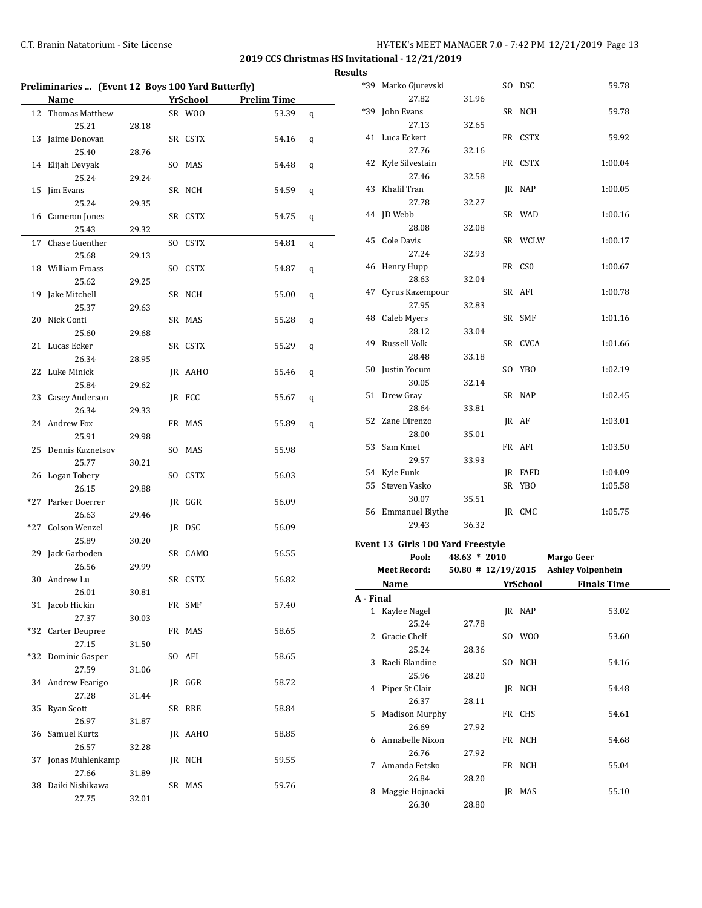**2019 CCS Christmas HS Invitational - 12/21/2019**

**Results**

**Preliminaries ... (Event 12 Boys 100 Yard Butterfly)**

| | Name | | Yr | School | Prelim Time | |
|---|---|---|---|---|---|---|
| 12 | Thomas Matthew | | SR | WOO | 53.39 | q |
| | 25.21 | 28.18 | | | | |
| 13 | Jaime Donovan | | SR | CSTX | 54.16 | q |
| | 25.40 | 28.76 | | | | |
| 14 | Elijah Devyak | | SO | MAS | 54.48 | q |
| | 25.24 | 29.24 | | | | |
| 15 | Jim Evans | | SR | NCH | 54.59 | q |
| | 25.24 | 29.35 | | | | |
| 16 | Cameron Jones | | SR | CSTX | 54.75 | q |
| | 25.43 | 29.32 | | | | |
| 17 | Chase Guenther | | SO | CSTX | 54.81 | q |
| | 25.68 | 29.13 | | | | |
| 18 | William Froass | | SO | CSTX | 54.87 | q |
| | 25.62 | 29.25 | | | | |
| 19 | Jake Mitchell | | SR | NCH | 55.00 | q |
| | 25.37 | 29.63 | | | | |
| 20 | Nick Conti | | SR | MAS | 55.28 | q |
| | 25.60 | 29.68 | | | | |
| 21 | Lucas Ecker | | SR | CSTX | 55.29 | q |
| | 26.34 | 28.95 | | | | |
| 22 | Luke Minick | | JR | AAHO | 55.46 | q |
| | 25.84 | 29.62 | | | | |
| 23 | Casey Anderson | | JR | FCC | 55.67 | q |
| | 26.34 | 29.33 | | | | |
| 24 | Andrew Fox | | FR | MAS | 55.89 | q |
| | 25.91 | 29.98 | | | | |
| 25 | Dennis Kuznetsov | | SO | MAS | 55.98 | |
| | 25.77 | 30.21 | | | | |
| 26 | Logan Tobery | | SO | CSTX | 56.03 | |
| | 26.15 | 29.88 | | | | |
| *27 | Parker Doerrer | | JR | GGR | 56.09 | |
| | 26.63 | 29.46 | | | | |
| *27 | Colson Wenzel | | JR | DSC | 56.09 | |
| | 25.89 | 30.20 | | | | |
| 29 | Jack Garboden | | SR | CAMO | 56.55 | |
| | 26.56 | 29.99 | | | | |
| 30 | Andrew Lu | | SR | CSTX | 56.82 | |
| | 26.01 | 30.81 | | | | |
| 31 | Jacob Hickin | | FR | SMF | 57.40 | |
| | 27.37 | 30.03 | | | | |
| *32 | Carter Deupree | | FR | MAS | 58.65 | |
| | 27.15 | 31.50 | | | | |
| *32 | Dominic Gasper | | SO | AFI | 58.65 | |
| | 27.59 | 31.06 | | | | |
| 34 | Andrew Fearigo | | JR | GGR | 58.72 | |
| | 27.28 | 31.44 | | | | |
| 35 | Ryan Scott | | SR | RRE | 58.84 | |
| | 26.97 | 31.87 | | | | |
| 36 | Samuel Kurtz | | JR | AAHO | 58.85 | |
| | 26.57 | 32.28 | | | | |
| 37 | Jonas Muhlenkamp | | JR | NCH | 59.55 | |
| | 27.66 | 31.89 | | | | |
| 38 | Daiki Nishikawa | | SR | MAS | 59.76 | |
| | 27.75 | 32.01 | | | | |
| *39 | Marko Gjurevski | | SO | DSC | 59.78 | |
| | 27.82 | 31.96 | | | | |
| *39 | John Evans | | SR | NCH | 59.78 | |
| | 27.13 | 32.65 | | | | |
| 41 | Luca Eckert | | FR | CSTX | 59.92 | |
| | 27.76 | 32.16 | | | | |
| 42 | Kyle Silvestain | | FR | CSTX | 1:00.04 | |
| | 27.46 | 32.58 | | | | |
| 43 | Khalil Tran | | JR | NAP | 1:00.05 | |
| | 27.78 | 32.27 | | | | |
| 44 | JD Webb | | SR | WAD | 1:00.16 | |
| | 28.08 | 32.08 | | | | |
| 45 | Cole Davis | | SR | WCLW | 1:00.17 | |
| | 27.24 | 32.93 | | | | |
| 46 | Henry Hupp | | FR | CS0 | 1:00.67 | |
| | 28.63 | 32.04 | | | | |
| 47 | Cyrus Kazempour | | SR | AFI | 1:00.78 | |
| | 27.95 | 32.83 | | | | |
| 48 | Caleb Myers | | SR | SMF | 1:01.16 | |
| | 28.12 | 33.04 | | | | |
| 49 | Russell Volk | | SR | CVCA | 1:01.66 | |
| | 28.48 | 33.18 | | | | |
| 50 | Justin Yocum | | SO | YBO | 1:02.19 | |
| | 30.05 | 32.14 | | | | |
| 51 | Drew Gray | | SR | NAP | 1:02.45 | |
| | 28.64 | 33.81 | | | | |
| 52 | Zane Direnzo | | JR | AF | 1:03.01 | |
| | 28.00 | 35.01 | | | | |
| 53 | Sam Kmet | | FR | AFI | 1:03.50 | |
| | 29.57 | 33.93 | | | | |
| 54 | Kyle Funk | | JR | FAFD | 1:04.09 | |
| 55 | Steven Vasko | | SR | YBO | 1:05.58 | |
| | 30.07 | 35.51 | | | | |
| 56 | Emmanuel Blythe | | JR | CMC | 1:05.75 | |
| | 29.43 | 36.32 | | | | |

**Event 13 Girls 100 Yard Freestyle**

| | | |
|---|---|---|
| Pool: | 48.63 * 2010 | Margo Geer |
| Meet Record: | 50.80 # 12/19/2015 | Ashley Volpenhein |

**A - Final**

| | Name | | Yr | School | Finals Time |
|---|---|---|---|---|---|
| 1 | Kaylee Nagel | | JR | NAP | 53.02 |
| | 25.24 | 27.78 | | | |
| 2 | Gracie Chelf | | SO | WOO | 53.60 |
| | 25.24 | 28.36 | | | |
| 3 | Raeli Blandine | | SO | NCH | 54.16 |
| | 25.96 | 28.20 | | | |
| 4 | Piper St Clair | | JR | NCH | 54.48 |
| | 26.37 | 28.11 | | | |
| 5 | Madison Murphy | | FR | CHS | 54.61 |
| | 26.69 | 27.92 | | | |
| 6 | Annabelle Nixon | | FR | NCH | 54.68 |
| | 26.76 | 27.92 | | | |
| 7 | Amanda Fetsko | | FR | NCH | 55.04 |
| | 26.84 | 28.20 | | | |
| 8 | Maggie Hojnacki | | JR | MAS | 55.10 |
| | 26.30 | 28.80 | | | |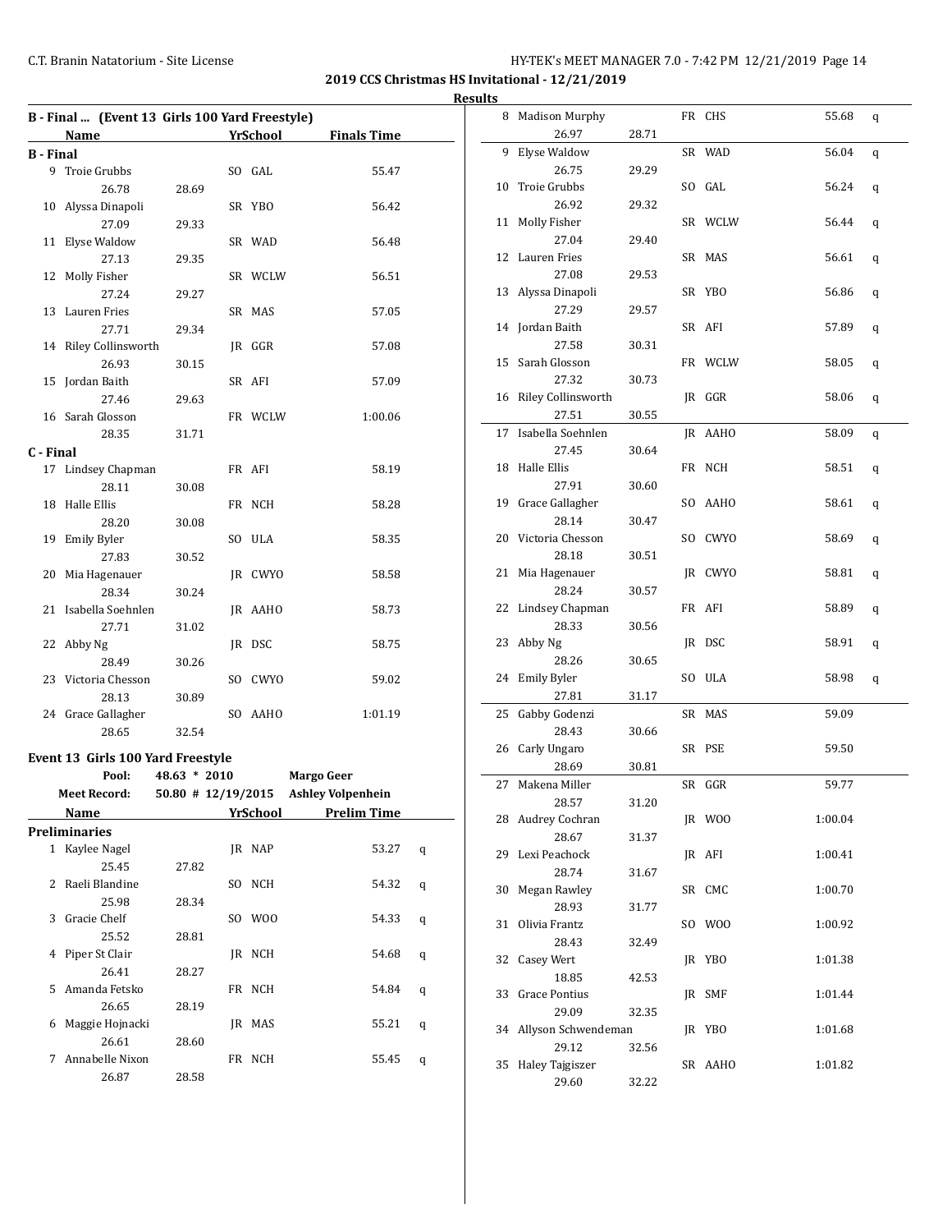2019 CCS Christmas HS Invitational - 12/21/2019

Results

## B - Final ... (Event 13 Girls 100 Yard Freestyle)

| | Name | | Yr | School | Finals Time |
|---|---|---|---|---|---|
| **B - Final** | | | | | |
| 9 | Troie Grubbs | | SO | GAL | 55.47 |
| | 26.78 | 28.69 | | | |
| 10 | Alyssa Dinapoli | | SR | YBO | 56.42 |
| | 27.09 | 29.33 | | | |
| 11 | Elyse Waldow | | SR | WAD | 56.48 |
| | 27.13 | 29.35 | | | |
| 12 | Molly Fisher | | SR | WCLW | 56.51 |
| | 27.24 | 29.27 | | | |
| 13 | Lauren Fries | | SR | MAS | 57.05 |
| | 27.71 | 29.34 | | | |
| 14 | Riley Collinsworth | | JR | GGR | 57.08 |
| | 26.93 | 30.15 | | | |
| 15 | Jordan Baith | | SR | AFI | 57.09 |
| | 27.46 | 29.63 | | | |
| 16 | Sarah Glosson | | FR | WCLW | 1:00.06 |
| | 28.35 | 31.71 | | | |
| **C - Final** | | | | | |
| 17 | Lindsey Chapman | | FR | AFI | 58.19 |
| | 28.11 | 30.08 | | | |
| 18 | Halle Ellis | | FR | NCH | 58.28 |
| | 28.20 | 30.08 | | | |
| 19 | Emily Byler | | SO | ULA | 58.35 |
| | 27.83 | 30.52 | | | |
| 20 | Mia Hagenauer | | JR | CWYO | 58.58 |
| | 28.34 | 30.24 | | | |
| 21 | Isabella Soehnlen | | JR | AAHO | 58.73 |
| | 27.71 | 31.02 | | | |
| 22 | Abby Ng | | JR | DSC | 58.75 |
| | 28.49 | 30.26 | | | |
| 23 | Victoria Chesson | | SO | CWYO | 59.02 |
| | 28.13 | 30.89 | | | |
| 24 | Grace Gallagher | | SO | AAHO | 1:01.19 |
| | 28.65 | 32.54 | | | |

## Event 13 Girls 100 Yard Freestyle

| | | | |
|---|---|---|---|
| Pool: | 48.63 * 2010 | | Margo Geer |
| Meet Record: | 50.80 # 12/19/2015 | | Ashley Volpenhein |

| | Name | | Yr | School | Prelim Time | |
|---|---|---|---|---|---|---|
| **Preliminaries** | | | | | | |
| 1 | Kaylee Nagel | | JR | NAP | 53.27 | q |
| | 25.45 | 27.82 | | | | |
| 2 | Raeli Blandine | | SO | NCH | 54.32 | q |
| | 25.98 | 28.34 | | | | |
| 3 | Gracie Chelf | | SO | WOO | 54.33 | q |
| | 25.52 | 28.81 | | | | |
| 4 | Piper St Clair | | JR | NCH | 54.68 | q |
| | 26.41 | 28.27 | | | | |
| 5 | Amanda Fetsko | | FR | NCH | 54.84 | q |
| | 26.65 | 28.19 | | | | |
| 6 | Maggie Hojnacki | | JR | MAS | 55.21 | q |
| | 26.61 | 28.60 | | | | |
| 7 | Annabelle Nixon | | FR | NCH | 55.45 | q |
| | 26.87 | 28.58 | | | | |
| 8 | Madison Murphy | | FR | CHS | 55.68 | q |
| | 26.97 | 28.71 | | | | |
| 9 | Elyse Waldow | | SR | WAD | 56.04 | q |
| | 26.75 | 29.29 | | | | |
| 10 | Troie Grubbs | | SO | GAL | 56.24 | q |
| | 26.92 | 29.32 | | | | |
| 11 | Molly Fisher | | SR | WCLW | 56.44 | q |
| | 27.04 | 29.40 | | | | |
| 12 | Lauren Fries | | SR | MAS | 56.61 | q |
| | 27.08 | 29.53 | | | | |
| 13 | Alyssa Dinapoli | | SR | YBO | 56.86 | q |
| | 27.29 | 29.57 | | | | |
| 14 | Jordan Baith | | SR | AFI | 57.89 | q |
| | 27.58 | 30.31 | | | | |
| 15 | Sarah Glosson | | FR | WCLW | 58.05 | q |
| | 27.32 | 30.73 | | | | |
| 16 | Riley Collinsworth | | JR | GGR | 58.06 | q |
| | 27.51 | 30.55 | | | | |
| 17 | Isabella Soehnlen | | JR | AAHO | 58.09 | q |
| | 27.45 | 30.64 | | | | |
| 18 | Halle Ellis | | FR | NCH | 58.51 | q |
| | 27.91 | 30.60 | | | | |
| 19 | Grace Gallagher | | SO | AAHO | 58.61 | q |
| | 28.14 | 30.47 | | | | |
| 20 | Victoria Chesson | | SO | CWYO | 58.69 | q |
| | 28.18 | 30.51 | | | | |
| 21 | Mia Hagenauer | | JR | CWYO | 58.81 | q |
| | 28.24 | 30.57 | | | | |
| 22 | Lindsey Chapman | | FR | AFI | 58.89 | q |
| | 28.33 | 30.56 | | | | |
| 23 | Abby Ng | | JR | DSC | 58.91 | q |
| | 28.26 | 30.65 | | | | |
| 24 | Emily Byler | | SO | ULA | 58.98 | q |
| | 27.81 | 31.17 | | | | |
| 25 | Gabby Godenzi | | SR | MAS | 59.09 | |
| | 28.43 | 30.66 | | | | |
| 26 | Carly Ungaro | | SR | PSE | 59.50 | |
| | 28.69 | 30.81 | | | | |
| 27 | Makena Miller | | SR | GGR | 59.77 | |
| | 28.57 | 31.20 | | | | |
| 28 | Audrey Cochran | | JR | WOO | 1:00.04 | |
| | 28.67 | 31.37 | | | | |
| 29 | Lexi Peachock | | JR | AFI | 1:00.41 | |
| | 28.74 | 31.67 | | | | |
| 30 | Megan Rawley | | SR | CMC | 1:00.70 | |
| | 28.93 | 31.77 | | | | |
| 31 | Olivia Frantz | | SO | WOO | 1:00.92 | |
| | 28.43 | 32.49 | | | | |
| 32 | Casey Wert | | JR | YBO | 1:01.38 | |
| | 18.85 | 42.53 | | | | |
| 33 | Grace Pontius | | JR | SMF | 1:01.44 | |
| | 29.09 | 32.35 | | | | |
| 34 | Allyson Schwendeman | | JR | YBO | 1:01.68 | |
| | 29.12 | 32.56 | | | | |
| 35 | Haley Tajgiszer | | SR | AAHO | 1:01.82 | |
| | 29.60 | 32.22 | | | | |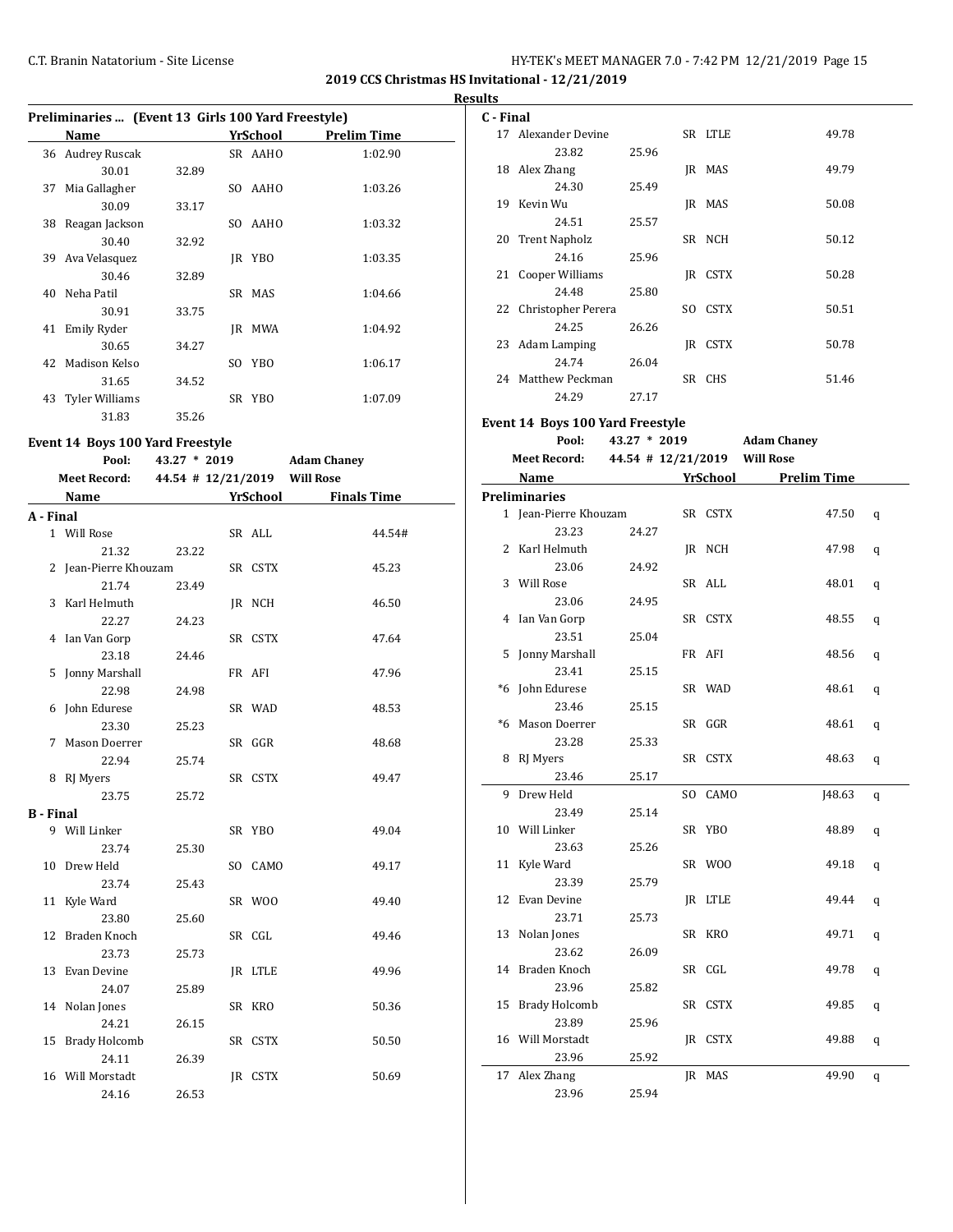**2019 CCS Christmas HS Invitational - 12/21/2019**

**Results**

**Preliminaries ... (Event 13 Girls 100 Yard Freestyle)**

| | Name | Yr | School | Prelim Time |
|---|---|---|---|---|
| 36 | Audrey Ruscak | SR | AAHO | 1:02.90 |
| | 30.01 | 32.89 | | |
| 37 | Mia Gallagher | SO | AAHO | 1:03.26 |
| | 30.09 | 33.17 | | |
| 38 | Reagan Jackson | SO | AAHO | 1:03.32 |
| | 30.40 | 32.92 | | |
| 39 | Ava Velasquez | JR | YBO | 1:03.35 |
| | 30.46 | 32.89 | | |
| 40 | Neha Patil | SR | MAS | 1:04.66 |
| | 30.91 | 33.75 | | |
| 41 | Emily Ryder | JR | MWA | 1:04.92 |
| | 30.65 | 34.27 | | |
| 42 | Madison Kelso | SO | YBO | 1:06.17 |
| | 31.65 | 34.52 | | |
| 43 | Tyler Williams | SR | YBO | 1:07.09 |
| | 31.83 | 35.26 | | |

### Event 14 Boys 100 Yard Freestyle

Pool: 43.27 * 2019 Adam Chaney
Meet Record: 44.54 # 12/21/2019 Will Rose

| | Name | Yr | School | Finals Time |
|---|---|---|---|---|
| **A - Final** | | | | |
| 1 | Will Rose | SR | ALL | 44.54# |
| | 21.32 | 23.22 | | |
| 2 | Jean-Pierre Khouzam | SR | CSTX | 45.23 |
| | 21.74 | 23.49 | | |
| 3 | Karl Helmuth | JR | NCH | 46.50 |
| | 22.27 | 24.23 | | |
| 4 | Ian Van Gorp | SR | CSTX | 47.64 |
| | 23.18 | 24.46 | | |
| 5 | Jonny Marshall | FR | AFI | 47.96 |
| | 22.98 | 24.98 | | |
| 6 | John Edurese | SR | WAD | 48.53 |
| | 23.30 | 25.23 | | |
| 7 | Mason Doerrer | SR | GGR | 48.68 |
| | 22.94 | 25.74 | | |
| 8 | RJ Myers | SR | CSTX | 49.47 |
| | 23.75 | 25.72 | | |
| **B - Final** | | | | |
| 9 | Will Linker | SR | YBO | 49.04 |
| | 23.74 | 25.30 | | |
| 10 | Drew Held | SO | CAMO | 49.17 |
| | 23.74 | 25.43 | | |
| 11 | Kyle Ward | SR | WOO | 49.40 |
| | 23.80 | 25.60 | | |
| 12 | Braden Knoch | SR | CGL | 49.46 |
| | 23.73 | 25.73 | | |
| 13 | Evan Devine | JR | LTLE | 49.96 |
| | 24.07 | 25.89 | | |
| 14 | Nolan Jones | SR | KRO | 50.36 |
| | 24.21 | 26.15 | | |
| 15 | Brady Holcomb | SR | CSTX | 50.50 |
| | 24.11 | 26.39 | | |
| 16 | Will Morstadt | JR | CSTX | 50.69 |
| | 24.16 | 26.53 | | |
| **C - Final** | | | | |
| 17 | Alexander Devine | SR | LTLE | 49.78 |
| | 23.82 | 25.96 | | |
| 18 | Alex Zhang | JR | MAS | 49.79 |
| | 24.30 | 25.49 | | |
| 19 | Kevin Wu | JR | MAS | 50.08 |
| | 24.51 | 25.57 | | |
| 20 | Trent Napholz | SR | NCH | 50.12 |
| | 24.16 | 25.96 | | |
| 21 | Cooper Williams | JR | CSTX | 50.28 |
| | 24.48 | 25.80 | | |
| 22 | Christopher Perera | SO | CSTX | 50.51 |
| | 24.25 | 26.26 | | |
| 23 | Adam Lamping | JR | CSTX | 50.78 |
| | 24.74 | 26.04 | | |
| 24 | Matthew Peckman | SR | CHS | 51.46 |
| | 24.29 | 27.17 | | |

### Event 14 Boys 100 Yard Freestyle

Pool: 43.27 * 2019 Adam Chaney
Meet Record: 44.54 # 12/21/2019 Will Rose

| | Name | Yr | School | Prelim Time | |
|---|---|---|---|---|---|
| **Preliminaries** | | | | | |
| 1 | Jean-Pierre Khouzam | SR | CSTX | 47.50 | q |
| | 23.23 | 24.27 | | | |
| 2 | Karl Helmuth | JR | NCH | 47.98 | q |
| | 23.06 | 24.92 | | | |
| 3 | Will Rose | SR | ALL | 48.01 | q |
| | 23.06 | 24.95 | | | |
| 4 | Ian Van Gorp | SR | CSTX | 48.55 | q |
| | 23.51 | 25.04 | | | |
| 5 | Jonny Marshall | FR | AFI | 48.56 | q |
| | 23.41 | 25.15 | | | |
| *6 | John Edurese | SR | WAD | 48.61 | q |
| | 23.46 | 25.15 | | | |
| *6 | Mason Doerrer | SR | GGR | 48.61 | q |
| | 23.28 | 25.33 | | | |
| 8 | RJ Myers | SR | CSTX | 48.63 | q |
| | 23.46 | 25.17 | | | |
| 9 | Drew Held | SO | CAMO | J48.63 | q |
| | 23.49 | 25.14 | | | |
| 10 | Will Linker | SR | YBO | 48.89 | q |
| | 23.63 | 25.26 | | | |
| 11 | Kyle Ward | SR | WOO | 49.18 | q |
| | 23.39 | 25.79 | | | |
| 12 | Evan Devine | JR | LTLE | 49.44 | q |
| | 23.71 | 25.73 | | | |
| 13 | Nolan Jones | SR | KRO | 49.71 | q |
| | 23.62 | 26.09 | | | |
| 14 | Braden Knoch | SR | CGL | 49.78 | q |
| | 23.96 | 25.82 | | | |
| 15 | Brady Holcomb | SR | CSTX | 49.85 | q |
| | 23.89 | 25.96 | | | |
| 16 | Will Morstadt | JR | CSTX | 49.88 | q |
| | 23.96 | 25.92 | | | |
| 17 | Alex Zhang | JR | MAS | 49.90 | q |
| | 23.96 | 25.94 | | | |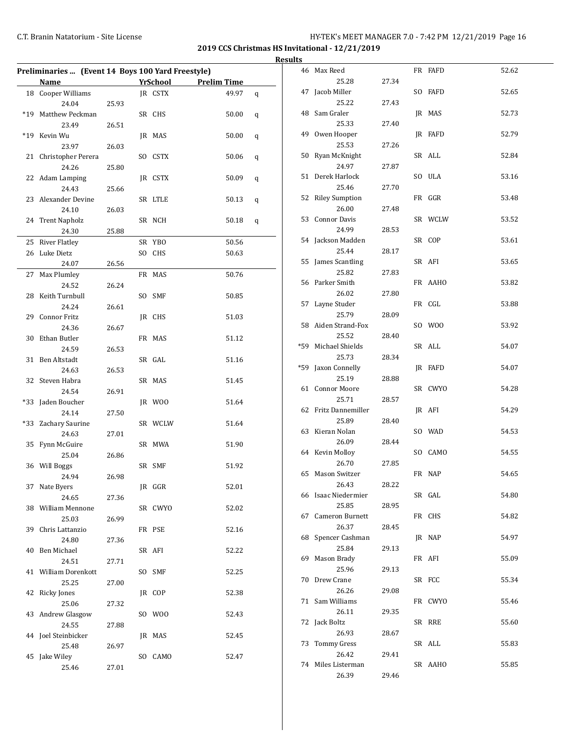**2019 CCS Christmas HS Invitational - 12/21/2019**

**Results**

**Preliminaries ... (Event 14 Boys 100 Yard Freestyle)**

| | Name | | Yr | School | Prelim Time | |
|---|---|---|---|---|---|---|
| 18 | Cooper Williams | | JR | CSTX | 49.97 | q |
| | 24.04 | 25.93 | | | | |
| *19 | Matthew Peckman | | SR | CHS | 50.00 | q |
| | 23.49 | 26.51 | | | | |
| *19 | Kevin Wu | | JR | MAS | 50.00 | q |
| | 23.97 | 26.03 | | | | |
| 21 | Christopher Perera | | SO | CSTX | 50.06 | q |
| | 24.26 | 25.80 | | | | |
| 22 | Adam Lamping | | JR | CSTX | 50.09 | q |
| | 24.43 | 25.66 | | | | |
| 23 | Alexander Devine | | SR | LTLE | 50.13 | q |
| | 24.10 | 26.03 | | | | |
| 24 | Trent Napholz | | SR | NCH | 50.18 | q |
| | 24.30 | 25.88 | | | | |
| 25 | River Flatley | | SR | YBO | 50.56 | |
| 26 | Luke Dietz | | SO | CHS | 50.63 | |
| | 24.07 | 26.56 | | | | |
| 27 | Max Plumley | | FR | MAS | 50.76 | |
| | 24.52 | 26.24 | | | | |
| 28 | Keith Turnbull | | SO | SMF | 50.85 | |
| | 24.24 | 26.61 | | | | |
| 29 | Connor Fritz | | JR | CHS | 51.03 | |
| | 24.36 | 26.67 | | | | |
| 30 | Ethan Butler | | FR | MAS | 51.12 | |
| | 24.59 | 26.53 | | | | |
| 31 | Ben Altstadt | | SR | GAL | 51.16 | |
| | 24.63 | 26.53 | | | | |
| 32 | Steven Habra | | SR | MAS | 51.45 | |
| | 24.54 | 26.91 | | | | |
| *33 | Jaden Boucher | | JR | WOO | 51.64 | |
| | 24.14 | 27.50 | | | | |
| *33 | Zachary Saurine | | SR | WCLW | 51.64 | |
| | 24.63 | 27.01 | | | | |
| 35 | Fynn McGuire | | SR | MWA | 51.90 | |
| | 25.04 | 26.86 | | | | |
| 36 | Will Boggs | | SR | SMF | 51.92 | |
| | 24.94 | 26.98 | | | | |
| 37 | Nate Byers | | JR | GGR | 52.01 | |
| | 24.65 | 27.36 | | | | |
| 38 | William Mennone | | SR | CWYO | 52.02 | |
| | 25.03 | 26.99 | | | | |
| 39 | Chris Lattanzio | | FR | PSE | 52.16 | |
| | 24.80 | 27.36 | | | | |
| 40 | Ben Michael | | SR | AFI | 52.22 | |
| | 24.51 | 27.71 | | | | |
| 41 | William Dorenkott | | SO | SMF | 52.25 | |
| | 25.25 | 27.00 | | | | |
| 42 | Ricky Jones | | JR | COP | 52.38 | |
| | 25.06 | 27.32 | | | | |
| 43 | Andrew Glasgow | | SO | WOO | 52.43 | |
| | 24.55 | 27.88 | | | | |
| 44 | Joel Steinbicker | | JR | MAS | 52.45 | |
| | 25.48 | 26.97 | | | | |
| 45 | Jake Wiley | | SO | CAMO | 52.47 | |
| | 25.46 | 27.01 | | | | |
| 46 | Max Reed | | FR | FAFD | 52.62 | |
| | 25.28 | 27.34 | | | | |
| 47 | Jacob Miller | | SO | FAFD | 52.65 | |
| | 25.22 | 27.43 | | | | |
| 48 | Sam Graler | | JR | MAS | 52.73 | |
| | 25.33 | 27.40 | | | | |
| 49 | Owen Hooper | | JR | FAFD | 52.79 | |
| | 25.53 | 27.26 | | | | |
| 50 | Ryan McKnight | | SR | ALL | 52.84 | |
| | 24.97 | 27.87 | | | | |
| 51 | Derek Harlock | | SO | ULA | 53.16 | |
| | 25.46 | 27.70 | | | | |
| 52 | Riley Sumption | | FR | GGR | 53.48 | |
| | 26.00 | 27.48 | | | | |
| 53 | Connor Davis | | SR | WCLW | 53.52 | |
| | 24.99 | 28.53 | | | | |
| 54 | Jackson Madden | | SR | COP | 53.61 | |
| | 25.44 | 28.17 | | | | |
| 55 | James Scantling | | SR | AFI | 53.65 | |
| | 25.82 | 27.83 | | | | |
| 56 | Parker Smith | | FR | AAHO | 53.82 | |
| | 26.02 | 27.80 | | | | |
| 57 | Layne Studer | | FR | CGL | 53.88 | |
| | 25.79 | 28.09 | | | | |
| 58 | Aiden Strand-Fox | | SO | WOO | 53.92 | |
| | 25.52 | 28.40 | | | | |
| *59 | Michael Shields | | SR | ALL | 54.07 | |
| | 25.73 | 28.34 | | | | |
| *59 | Jaxon Connelly | | JR | FAFD | 54.07 | |
| | 25.19 | 28.88 | | | | |
| 61 | Connor Moore | | SR | CWYO | 54.28 | |
| | 25.71 | 28.57 | | | | |
| 62 | Fritz Dannemiller | | JR | AFI | 54.29 | |
| | 25.89 | 28.40 | | | | |
| 63 | Kieran Nolan | | SO | WAD | 54.53 | |
| | 26.09 | 28.44 | | | | |
| 64 | Kevin Molloy | | SO | CAMO | 54.55 | |
| | 26.70 | 27.85 | | | | |
| 65 | Mason Switzer | | FR | NAP | 54.65 | |
| | 26.43 | 28.22 | | | | |
| 66 | Isaac Niedermier | | SR | GAL | 54.80 | |
| | 25.85 | 28.95 | | | | |
| 67 | Cameron Burnett | | FR | CHS | 54.82 | |
| | 26.37 | 28.45 | | | | |
| 68 | Spencer Cashman | | JR | NAP | 54.97 | |
| | 25.84 | 29.13 | | | | |
| 69 | Mason Brady | | FR | AFI | 55.09 | |
| | 25.96 | 29.13 | | | | |
| 70 | Drew Crane | | SR | FCC | 55.34 | |
| | 26.26 | 29.08 | | | | |
| 71 | Sam Williams | | FR | CWYO | 55.46 | |
| | 26.11 | 29.35 | | | | |
| 72 | Jack Boltz | | SR | RRE | 55.60 | |
| | 26.93 | 28.67 | | | | |
| 73 | Tommy Gress | | SR | ALL | 55.83 | |
| | 26.42 | 29.41 | | | | |
| 74 | Miles Listerman | | SR | AAHO | 55.85 | |
| | 26.39 | 29.46 | | | | |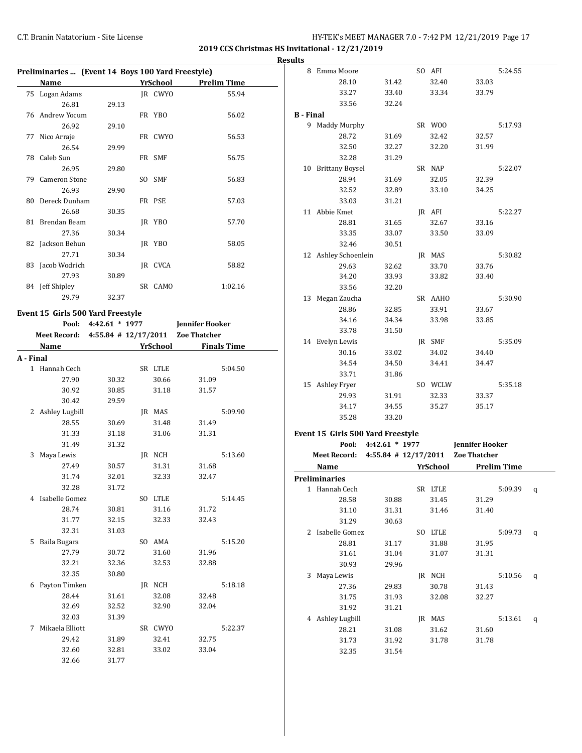**2019 CCS Christmas HS Invitational - 12/21/2019**

**Results**

### Preliminaries ... (Event 14 Boys 100 Yard Freestyle)

| | Name | | YrSchool | | Prelim Time |
|---|---|---|---|---|---|
| 75 | Logan Adams | | JR CWYO | | 55.94 |
| | 26.81 | 29.13 | | | |
| 76 | Andrew Yocum | | FR YBO | | 56.02 |
| | 26.92 | 29.10 | | | |
| 77 | Nico Arraje | | FR CWYO | | 56.53 |
| | 26.54 | 29.99 | | | |
| 78 | Caleb Sun | | FR SMF | | 56.75 |
| | 26.95 | 29.80 | | | |
| 79 | Cameron Stone | | SO SMF | | 56.83 |
| | 26.93 | 29.90 | | | |
| 80 | Dereck Dunham | | FR PSE | | 57.03 |
| | 26.68 | 30.35 | | | |
| 81 | Brendan Beam | | JR YBO | | 57.70 |
| | 27.36 | 30.34 | | | |
| 82 | Jackson Behun | | JR YBO | | 58.05 |
| | 27.71 | 30.34 | | | |
| 83 | Jacob Wodrich | | JR CVCA | | 58.82 |
| | 27.93 | 30.89 | | | |
| 84 | Jeff Shipley | | SR CAMO | | 1:02.16 |
| | 29.79 | 32.37 | | | |

### Event 15 Girls 500 Yard Freestyle

**Pool:** 4:42.61 * 1977 **Jennifer Hooker**
**Meet Record:** 4:55.84 # 12/17/2011 **Zoe Thatcher**

| | Name | | YrSchool | | Finals Time |
|---|---|---|---|---|---|
| **A - Final** | | | | | |
| 1 | Hannah Cech | | SR LTLE | | 5:04.50 |
| | 27.90 | 30.32 | 30.66 | 31.09 | |
| | 30.92 | 30.85 | 31.18 | 31.57 | |
| | 30.42 | 29.59 | | | |
| 2 | Ashley Lugbill | | JR MAS | | 5:09.90 |
| | 28.55 | 30.69 | 31.48 | 31.49 | |
| | 31.33 | 31.18 | 31.06 | 31.31 | |
| | 31.49 | 31.32 | | | |
| 3 | Maya Lewis | | JR NCH | | 5:13.60 |
| | 27.49 | 30.57 | 31.31 | 31.68 | |
| | 31.74 | 32.01 | 32.33 | 32.47 | |
| | 32.28 | 31.72 | | | |
| 4 | Isabelle Gomez | | SO LTLE | | 5:14.45 |
| | 28.74 | 30.81 | 31.16 | 31.72 | |
| | 31.77 | 32.15 | 32.33 | 32.43 | |
| | 32.31 | 31.03 | | | |
| 5 | Baila Bugara | | SO AMA | | 5:15.20 |
| | 27.79 | 30.72 | 31.60 | 31.96 | |
| | 32.21 | 32.36 | 32.53 | 32.88 | |
| | 32.35 | 30.80 | | | |
| 6 | Payton Timken | | JR NCH | | 5:18.18 |
| | 28.44 | 31.61 | 32.08 | 32.48 | |
| | 32.69 | 32.52 | 32.90 | 32.04 | |
| | 32.03 | 31.39 | | | |
| 7 | Mikaela Elliott | | SR CWYO | | 5:22.37 |
| | 29.42 | 31.89 | 32.41 | 32.75 | |
| | 32.60 | 32.81 | 33.02 | 33.04 | |
| | 32.66 | 31.77 | | | |
| 8 | Emma Moore | | SO AFI | | 5:24.55 |
| | 28.10 | 31.42 | 32.40 | 33.03 | |
| | 33.27 | 33.40 | 33.34 | 33.79 | |
| | 33.56 | 32.24 | | | |
| **B - Final** | | | | | |
| 9 | Maddy Murphy | | SR WOO | | 5:17.93 |
| | 28.72 | 31.69 | 32.42 | 32.57 | |
| | 32.50 | 32.27 | 32.20 | 31.99 | |
| | 32.28 | 31.29 | | | |
| 10 | Brittany Boysel | | SR NAP | | 5:22.07 |
| | 28.94 | 31.69 | 32.05 | 32.39 | |
| | 32.52 | 32.89 | 33.10 | 34.25 | |
| | 33.03 | 31.21 | | | |
| 11 | Abbie Kmet | | JR AFI | | 5:22.27 |
| | 28.81 | 31.65 | 32.67 | 33.16 | |
| | 33.35 | 33.07 | 33.50 | 33.09 | |
| | 32.46 | 30.51 | | | |
| 12 | Ashley Schoenlein | | JR MAS | | 5:30.82 |
| | 29.63 | 32.62 | 33.70 | 33.76 | |
| | 34.20 | 33.93 | 33.82 | 33.40 | |
| | 33.56 | 32.20 | | | |
| 13 | Megan Zaucha | | SR AAHO | | 5:30.90 |
| | 28.86 | 32.85 | 33.91 | 33.67 | |
| | 34.16 | 34.34 | 33.98 | 33.85 | |
| | 33.78 | 31.50 | | | |
| 14 | Evelyn Lewis | | JR SMF | | 5:35.09 |
| | 30.16 | 33.02 | 34.02 | 34.40 | |
| | 34.54 | 34.50 | 34.41 | 34.47 | |
| | 33.71 | 31.86 | | | |
| 15 | Ashley Fryer | | SO WCLW | | 5:35.18 |
| | 29.93 | 31.91 | 32.33 | 33.37 | |
| | 34.17 | 34.55 | 35.27 | 35.17 | |
| | 35.28 | 33.20 | | | |

### Event 15 Girls 500 Yard Freestyle

**Pool:** 4:42.61 * 1977 **Jennifer Hooker**
**Meet Record:** 4:55.84 # 12/17/2011 **Zoe Thatcher**

| | Name | | YrSchool | | Prelim Time | |
|---|---|---|---|---|---|---|
| **Preliminaries** | | | | | | |
| 1 | Hannah Cech | | SR LTLE | | 5:09.39 | q |
| | 28.58 | 30.88 | 31.45 | 31.29 | | |
| | 31.10 | 31.31 | 31.46 | 31.40 | | |
| | 31.29 | 30.63 | | | | |
| 2 | Isabelle Gomez | | SO LTLE | | 5:09.73 | q |
| | 28.81 | 31.17 | 31.88 | 31.95 | | |
| | 31.61 | 31.04 | 31.07 | 31.31 | | |
| | 30.93 | 29.96 | | | | |
| 3 | Maya Lewis | | JR NCH | | 5:10.56 | q |
| | 27.36 | 29.83 | 30.78 | 31.43 | | |
| | 31.75 | 31.93 | 32.08 | 32.27 | | |
| | 31.92 | 31.21 | | | | |
| 4 | Ashley Lugbill | | JR MAS | | 5:13.61 | q |
| | 28.21 | 31.08 | 31.62 | 31.60 | | |
| | 31.73 | 31.92 | 31.78 | 31.78 | | |
| | 32.35 | 31.54 | | | | |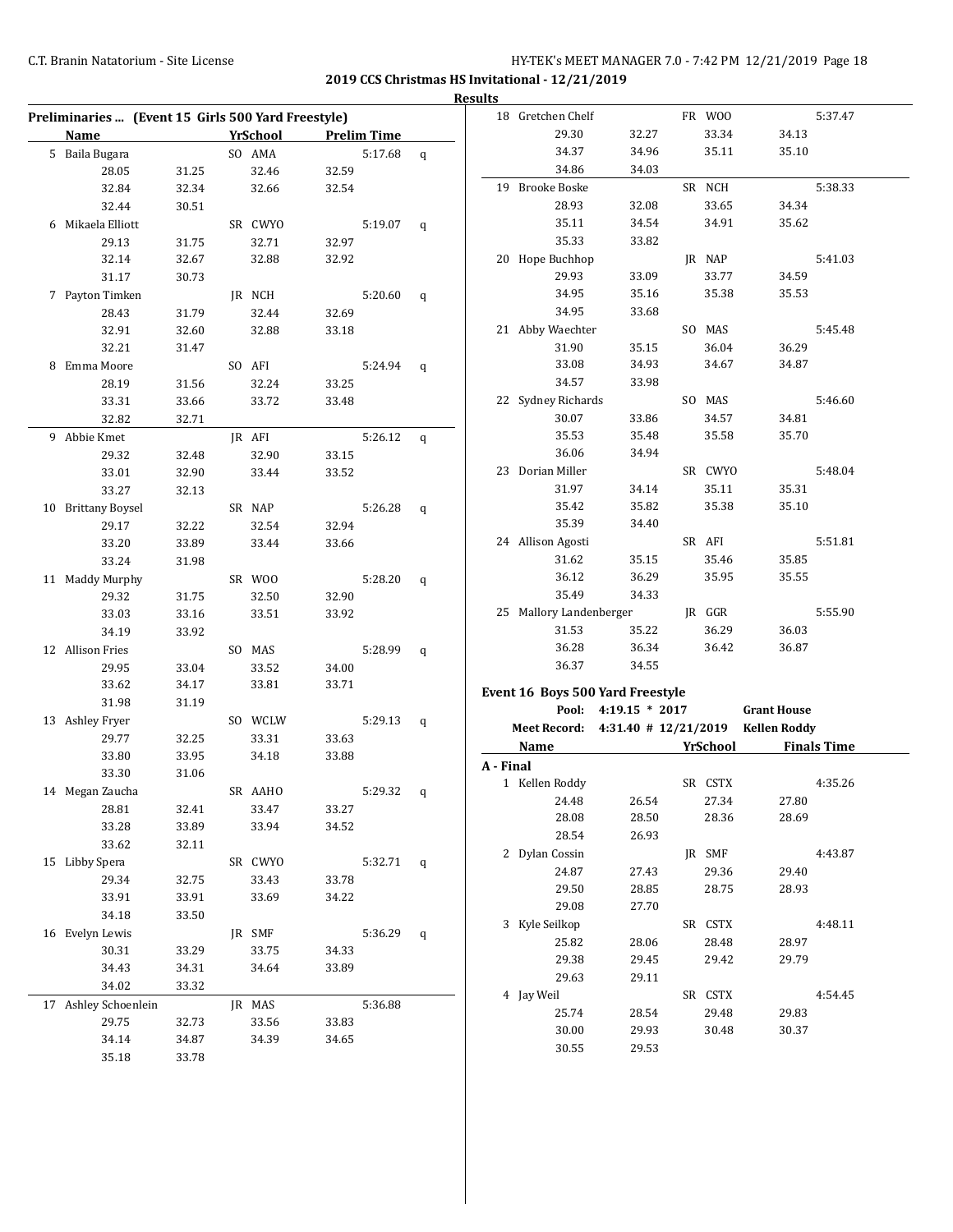**2019 CCS Christmas HS Invitational - 12/21/2019**

**Results**

### Preliminaries ... (Event 15 Girls 500 Yard Freestyle)

| | Name | Yr | School | Prelim Time | |
|---|---|---|---|---|---|
| 5 | Baila Bugara | SO | AMA | 5:17.68 | q |
| | 28.05 31.25 32.46 32.59 32.84 32.34 32.66 32.54 32.44 30.51 | | | | |
| 6 | Mikaela Elliott | SR | CWYO | 5:19.07 | q |
| | 29.13 31.75 32.71 32.97 32.14 32.67 32.88 32.92 31.17 30.73 | | | | |
| 7 | Payton Timken | JR | NCH | 5:20.60 | q |
| | 28.43 31.79 32.44 32.69 32.91 32.60 32.88 33.18 32.21 31.47 | | | | |
| 8 | Emma Moore | SO | AFI | 5:24.94 | q |
| | 28.19 31.56 32.24 33.25 33.31 33.66 33.72 33.48 32.82 32.71 | | | | |
| 9 | Abbie Kmet | JR | AFI | 5:26.12 | q |
| | 29.32 32.48 32.90 33.15 33.01 32.90 33.44 33.52 33.27 32.13 | | | | |
| 10 | Brittany Boysel | SR | NAP | 5:26.28 | q |
| | 29.17 32.22 32.54 32.94 33.20 33.89 33.44 33.66 33.24 31.98 | | | | |
| 11 | Maddy Murphy | SR | WOO | 5:28.20 | q |
| | 29.32 31.75 32.50 32.90 33.03 33.16 33.51 33.92 34.19 33.92 | | | | |
| 12 | Allison Fries | SO | MAS | 5:28.99 | q |
| | 29.95 33.04 33.52 34.00 33.62 34.17 33.81 33.71 31.98 31.19 | | | | |
| 13 | Ashley Fryer | SO | WCLW | 5:29.13 | q |
| | 29.77 32.25 33.31 33.63 33.80 33.95 34.18 33.88 33.30 31.06 | | | | |
| 14 | Megan Zaucha | SR | AAHO | 5:29.32 | q |
| | 28.81 32.41 33.47 33.27 33.28 33.89 33.94 34.52 33.62 32.11 | | | | |
| 15 | Libby Spera | SR | CWYO | 5:32.71 | q |
| | 29.34 32.75 33.43 33.78 33.91 33.91 33.69 34.22 34.18 33.50 | | | | |
| 16 | Evelyn Lewis | JR | SMF | 5:36.29 | q |
| | 30.31 33.29 33.75 34.33 34.43 34.31 34.64 33.89 34.02 33.32 | | | | |
| 17 | Ashley Schoenlein | JR | MAS | 5:36.88 | |
| | 29.75 32.73 33.56 33.83 34.14 34.87 34.39 34.65 35.18 33.78 | | | | |
| 18 | Gretchen Chelf | FR | WOO | 5:37.47 | |
| | 29.30 32.27 33.34 34.13 34.37 34.96 35.11 35.10 34.86 34.03 | | | | |
| 19 | Brooke Boske | SR | NCH | 5:38.33 | |
| | 28.93 32.08 33.65 34.34 35.11 34.54 34.91 35.62 35.33 33.82 | | | | |
| 20 | Hope Buchhop | JR | NAP | 5:41.03 | |
| | 29.93 33.09 33.77 34.59 34.95 35.16 35.38 35.53 34.95 33.68 | | | | |
| 21 | Abby Waechter | SO | MAS | 5:45.48 | |
| | 31.90 35.15 36.04 36.29 33.08 34.93 34.67 34.87 34.57 33.98 | | | | |
| 22 | Sydney Richards | SO | MAS | 5:46.60 | |
| | 30.07 33.86 34.57 34.81 35.53 35.48 35.58 35.70 36.06 34.94 | | | | |
| 23 | Dorian Miller | SR | CWYO | 5:48.04 | |
| | 31.97 34.14 35.11 35.31 35.42 35.82 35.38 35.10 35.39 34.40 | | | | |
| 24 | Allison Agosti | SR | AFI | 5:51.81 | |
| | 31.62 35.15 35.46 35.85 36.12 36.29 35.95 35.55 35.49 34.33 | | | | |
| 25 | Mallory Landenberger | JR | GGR | 5:55.90 | |
| | 31.53 35.22 36.29 36.03 36.28 36.34 36.42 36.87 36.37 34.55 | | | | |

### Event 16 Boys 500 Yard Freestyle

Pool: 4:19.15 * 2017 Grant House

Meet Record: 4:31.40 # 12/21/2019 Kellen Roddy

**A - Final**

| | Name | Yr | School | Finals Time |
|---|---|---|---|---|
| 1 | Kellen Roddy | SR | CSTX | 4:35.26 |
| | 24.48 26.54 27.34 27.80 28.08 28.50 28.36 28.69 28.54 26.93 | | | |
| 2 | Dylan Cossin | JR | SMF | 4:43.87 |
| | 24.87 27.43 29.36 29.40 29.50 28.85 28.75 28.93 29.08 27.70 | | | |
| 3 | Kyle Seilkop | SR | CSTX | 4:48.11 |
| | 25.82 28.06 28.48 28.97 29.38 29.45 29.42 29.79 29.63 29.11 | | | |
| 4 | Jay Weil | SR | CSTX | 4:54.45 |
| | 25.74 28.54 29.48 29.83 30.00 29.93 30.48 30.37 30.55 29.53 | | | |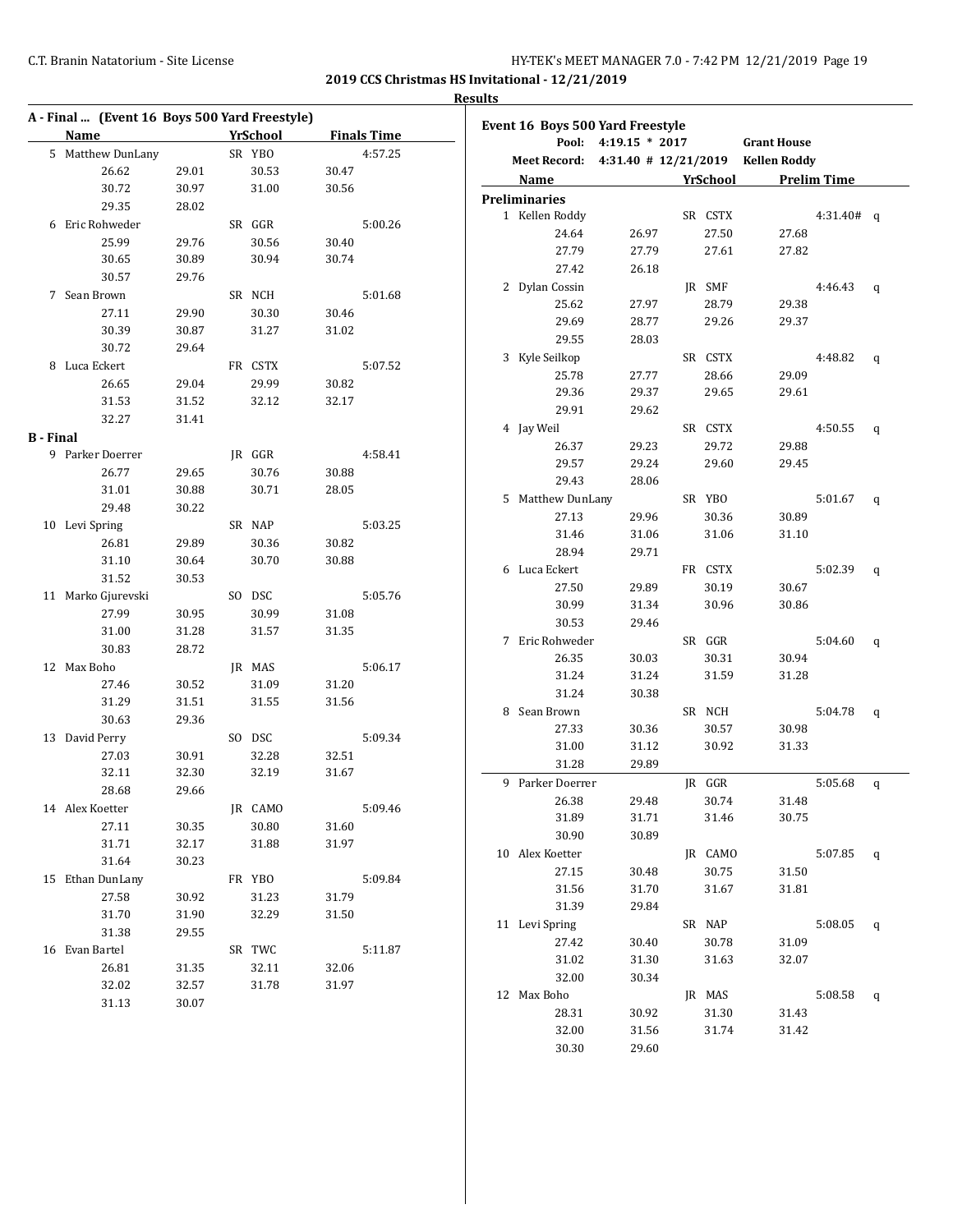**2019 CCS Christmas HS Invitational - 12/21/2019**

**Results**

## A - Final ... (Event 16 Boys 500 Yard Freestyle)

| | Name | | YrSchool | | Finals Time |
|---|---|---|---|---|---|
| 5 | Matthew DunLany | | SR YBO | | 4:57.25 |
| | 26.62 | 29.01 | 30.53 | 30.47 | |
| | 30.72 | 30.97 | 31.00 | 30.56 | |
| | 29.35 | 28.02 | | | |
| 6 | Eric Rohweder | | SR GGR | | 5:00.26 |
| | 25.99 | 29.76 | 30.56 | 30.40 | |
| | 30.65 | 30.89 | 30.94 | 30.74 | |
| | 30.57 | 29.76 | | | |
| 7 | Sean Brown | | SR NCH | | 5:01.68 |
| | 27.11 | 29.90 | 30.30 | 30.46 | |
| | 30.39 | 30.87 | 31.27 | 31.02 | |
| | 30.72 | 29.64 | | | |
| 8 | Luca Eckert | | FR CSTX | | 5:07.52 |
| | 26.65 | 29.04 | 29.99 | 30.82 | |
| | 31.53 | 31.52 | 32.12 | 32.17 | |
| | 32.27 | 31.41 | | | |

## B - Final

| | Name | | YrSchool | | Finals Time |
|---|---|---|---|---|---|
| 9 | Parker Doerrer | | JR GGR | | 4:58.41 |
| | 26.77 | 29.65 | 30.76 | 30.88 | |
| | 31.01 | 30.88 | 30.71 | 28.05 | |
| | 29.48 | 30.22 | | | |
| 10 | Levi Spring | | SR NAP | | 5:03.25 |
| | 26.81 | 29.89 | 30.36 | 30.82 | |
| | 31.10 | 30.64 | 30.70 | 30.88 | |
| | 31.52 | 30.53 | | | |
| 11 | Marko Gjurevski | | SO DSC | | 5:05.76 |
| | 27.99 | 30.95 | 30.99 | 31.08 | |
| | 31.00 | 31.28 | 31.57 | 31.35 | |
| | 30.83 | 28.72 | | | |
| 12 | Max Boho | | JR MAS | | 5:06.17 |
| | 27.46 | 30.52 | 31.09 | 31.20 | |
| | 31.29 | 31.51 | 31.55 | 31.56 | |
| | 30.63 | 29.36 | | | |
| 13 | David Perry | | SO DSC | | 5:09.34 |
| | 27.03 | 30.91 | 32.28 | 32.51 | |
| | 32.11 | 32.30 | 32.19 | 31.67 | |
| | 28.68 | 29.66 | | | |
| 14 | Alex Koetter | | JR CAMO | | 5:09.46 |
| | 27.11 | 30.35 | 30.80 | 31.60 | |
| | 31.71 | 32.17 | 31.88 | 31.97 | |
| | 31.64 | 30.23 | | | |
| 15 | Ethan DunLany | | FR YBO | | 5:09.84 |
| | 27.58 | 30.92 | 31.23 | 31.79 | |
| | 31.70 | 31.90 | 32.29 | 31.50 | |
| | 31.38 | 29.55 | | | |
| 16 | Evan Bartel | | SR TWC | | 5:11.87 |
| | 26.81 | 31.35 | 32.11 | 32.06 | |
| | 32.02 | 32.57 | 31.78 | 31.97 | |
| | 31.13 | 30.07 | | | |

## Event 16 Boys 500 Yard Freestyle

Pool: 4:19.15 * 2017 Grant House

Meet Record: 4:31.40 # 12/21/2019 Kellen Roddy

### Preliminaries

| | Name | | YrSchool | | Prelim Time | |
|---|---|---|---|---|---|---|
| 1 | Kellen Roddy | | SR CSTX | | 4:31.40# | q |
| | 24.64 | 26.97 | 27.50 | 27.68 | | |
| | 27.79 | 27.79 | 27.61 | 27.82 | | |
| | 27.42 | 26.18 | | | | |
| 2 | Dylan Cossin | | JR SMF | | 4:46.43 | q |
| | 25.62 | 27.97 | 28.79 | 29.38 | | |
| | 29.69 | 28.77 | 29.26 | 29.37 | | |
| | 29.55 | 28.03 | | | | |
| 3 | Kyle Seilkop | | SR CSTX | | 4:48.82 | q |
| | 25.78 | 27.77 | 28.66 | 29.09 | | |
| | 29.36 | 29.37 | 29.65 | 29.61 | | |
| | 29.91 | 29.62 | | | | |
| 4 | Jay Weil | | SR CSTX | | 4:50.55 | q |
| | 26.37 | 29.23 | 29.72 | 29.88 | | |
| | 29.57 | 29.24 | 29.60 | 29.45 | | |
| | 29.43 | 28.06 | | | | |
| 5 | Matthew DunLany | | SR YBO | | 5:01.67 | q |
| | 27.13 | 29.96 | 30.36 | 30.89 | | |
| | 31.46 | 31.06 | 31.06 | 31.10 | | |
| | 28.94 | 29.71 | | | | |
| 6 | Luca Eckert | | FR CSTX | | 5:02.39 | q |
| | 27.50 | 29.89 | 30.19 | 30.67 | | |
| | 30.99 | 31.34 | 30.96 | 30.86 | | |
| | 30.53 | 29.46 | | | | |
| 7 | Eric Rohweder | | SR GGR | | 5:04.60 | q |
| | 26.35 | 30.03 | 30.31 | 30.94 | | |
| | 31.24 | 31.24 | 31.59 | 31.28 | | |
| | 31.24 | 30.38 | | | | |
| 8 | Sean Brown | | SR NCH | | 5:04.78 | q |
| | 27.33 | 30.36 | 30.57 | 30.98 | | |
| | 31.00 | 31.12 | 30.92 | 31.33 | | |
| | 31.28 | 29.89 | | | | |
| 9 | Parker Doerrer | | JR GGR | | 5:05.68 | q |
| | 26.38 | 29.48 | 30.74 | 31.48 | | |
| | 31.89 | 31.71 | 31.46 | 30.75 | | |
| | 30.90 | 30.89 | | | | |
| 10 | Alex Koetter | | JR CAMO | | 5:07.85 | q |
| | 27.15 | 30.48 | 30.75 | 31.50 | | |
| | 31.56 | 31.70 | 31.67 | 31.81 | | |
| | 31.39 | 29.84 | | | | |
| 11 | Levi Spring | | SR NAP | | 5:08.05 | q |
| | 27.42 | 30.40 | 30.78 | 31.09 | | |
| | 31.02 | 31.30 | 31.63 | 32.07 | | |
| | 32.00 | 30.34 | | | | |
| 12 | Max Boho | | JR MAS | | 5:08.58 | q |
| | 28.31 | 30.92 | 31.30 | 31.43 | | |
| | 32.00 | 31.56 | 31.74 | 31.42 | | |
| | 30.30 | 29.60 | | | | |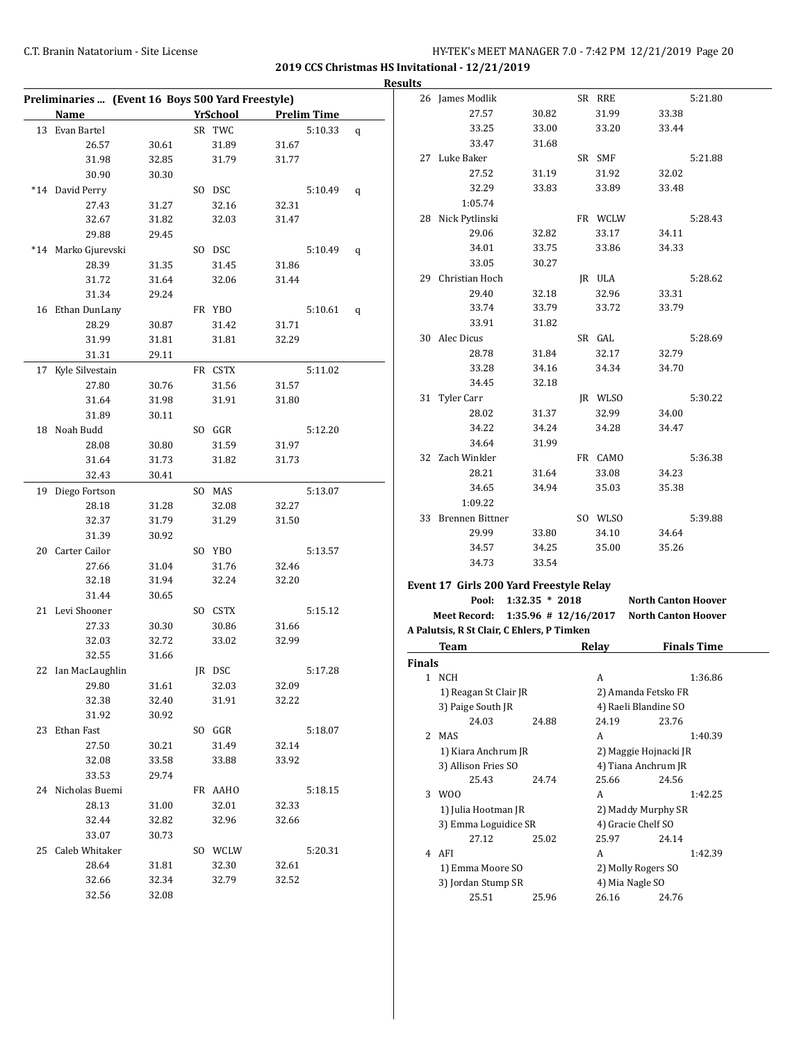**2019 CCS Christmas HS Invitational - 12/21/2019**

**Results**

### Preliminaries ... (Event 16 Boys 500 Yard Freestyle)

| | Name | | YrSchool | | Prelim Time | |
|---|---|---|---|---|---|---|
| 13 | Evan Bartel | | SR TWC | | 5:10.33 | q |
| | 26.57 | 30.61 | 31.89 | 31.67 | | |
| | 31.98 | 32.85 | 31.79 | 31.77 | | |
| | 30.90 | 30.30 | | | | |
| *14 | David Perry | | SO DSC | | 5:10.49 | q |
| | 27.43 | 31.27 | 32.16 | 32.31 | | |
| | 32.67 | 31.82 | 32.03 | 31.47 | | |
| | 29.88 | 29.45 | | | | |
| *14 | Marko Gjurevski | | SO DSC | | 5:10.49 | q |
| | 28.39 | 31.35 | 31.45 | 31.86 | | |
| | 31.72 | 31.64 | 32.06 | 31.44 | | |
| | 31.34 | 29.24 | | | | |
| 16 | Ethan DunLany | | FR YBO | | 5:10.61 | q |
| | 28.29 | 30.87 | 31.42 | 31.71 | | |
| | 31.99 | 31.81 | 31.81 | 32.29 | | |
| | 31.31 | 29.11 | | | | |
| 17 | Kyle Silvestain | | FR CSTX | | 5:11.02 | |
| | 27.80 | 30.76 | 31.56 | 31.57 | | |
| | 31.64 | 31.98 | 31.91 | 31.80 | | |
| | 31.89 | 30.11 | | | | |
| 18 | Noah Budd | | SO GGR | | 5:12.20 | |
| | 28.08 | 30.80 | 31.59 | 31.97 | | |
| | 31.64 | 31.73 | 31.82 | 31.73 | | |
| | 32.43 | 30.41 | | | | |
| 19 | Diego Fortson | | SO MAS | | 5:13.07 | |
| | 28.18 | 31.28 | 32.08 | 32.27 | | |
| | 32.37 | 31.79 | 31.29 | 31.50 | | |
| | 31.39 | 30.92 | | | | |
| 20 | Carter Cailor | | SO YBO | | 5:13.57 | |
| | 27.66 | 31.04 | 31.76 | 32.46 | | |
| | 32.18 | 31.94 | 32.24 | 32.20 | | |
| | 31.44 | 30.65 | | | | |
| 21 | Levi Shooner | | SO CSTX | | 5:15.12 | |
| | 27.33 | 30.30 | 30.86 | 31.66 | | |
| | 32.03 | 32.72 | 33.02 | 32.99 | | |
| | 32.55 | 31.66 | | | | |
| 22 | Ian MacLaughlin | | JR DSC | | 5:17.28 | |
| | 29.80 | 31.61 | 32.03 | 32.09 | | |
| | 32.38 | 32.40 | 31.91 | 32.22 | | |
| | 31.92 | 30.92 | | | | |
| 23 | Ethan Fast | | SO GGR | | 5:18.07 | |
| | 27.50 | 30.21 | 31.49 | 32.14 | | |
| | 32.08 | 33.58 | 33.88 | 33.92 | | |
| | 33.53 | 29.74 | | | | |
| 24 | Nicholas Buemi | | FR AAHO | | 5:18.15 | |
| | 28.13 | 31.00 | 32.01 | 32.33 | | |
| | 32.44 | 32.82 | 32.96 | 32.66 | | |
| | 33.07 | 30.73 | | | | |
| 25 | Caleb Whitaker | | SO WCLW | | 5:20.31 | |
| | 28.64 | 31.81 | 32.30 | 32.61 | | |
| | 32.66 | 32.34 | 32.79 | 32.52 | | |
| | 32.56 | 32.08 | | | | |
| 26 | James Modlik | | SR RRE | | 5:21.80 | |
| | 27.57 | 30.82 | 31.99 | 33.38 | | |
| | 33.25 | 33.00 | 33.20 | 33.44 | | |
| | 33.47 | 31.68 | | | | |
| 27 | Luke Baker | | SR SMF | | 5:21.88 | |
| | 27.52 | 31.19 | 31.92 | 32.02 | | |
| | 32.29 | 33.83 | 33.89 | 33.48 | | |
| | 1:05.74 | | | | | |
| 28 | Nick Pytlinski | | FR WCLW | | 5:28.43 | |
| | 29.06 | 32.82 | 33.17 | 34.11 | | |
| | 34.01 | 33.75 | 33.86 | 34.33 | | |
| | 33.05 | 30.27 | | | | |
| 29 | Christian Hoch | | JR ULA | | 5:28.62 | |
| | 29.40 | 32.18 | 32.96 | 33.31 | | |
| | 33.74 | 33.79 | 33.72 | 33.79 | | |
| | 33.91 | 31.82 | | | | |
| 30 | Alec Dicus | | SR GAL | | 5:28.69 | |
| | 28.78 | 31.84 | 32.17 | 32.79 | | |
| | 33.28 | 34.16 | 34.34 | 34.70 | | |
| | 34.45 | 32.18 | | | | |
| 31 | Tyler Carr | | JR WLSO | | 5:30.22 | |
| | 28.02 | 31.37 | 32.99 | 34.00 | | |
| | 34.22 | 34.24 | 34.28 | 34.47 | | |
| | 34.64 | 31.99 | | | | |
| 32 | Zach Winkler | | FR CAMO | | 5:36.38 | |
| | 28.21 | 31.64 | 33.08 | 34.23 | | |
| | 34.65 | 34.94 | 35.03 | 35.38 | | |
| | 1:09.22 | | | | | |
| 33 | Brennen Bittner | | SO WLSO | | 5:39.88 | |
| | 29.99 | 33.80 | 34.10 | 34.64 | | |
| | 34.57 | 34.25 | 35.00 | 35.26 | | |
| | 34.73 | 33.54 | | | | |

### Event 17 Girls 200 Yard Freestyle Relay

**Pool:** 1:32.35 * 2018 North Canton Hoover

**Meet Record:** 1:35.96 # 12/16/2017 North Canton Hoover

**A Palutsis, R St Clair, C Ehlers, P Timken**

| | Team | | Relay | Finals Time |
|---|---|---|---|---|
| **Finals** | | | | |
| 1 | NCH | | A | 1:36.86 |
| | 1) Reagan St Clair JR | | 2) Amanda Fetsko FR | |
| | 3) Paige South JR | | 4) Raeli Blandine SO | |
| | 24.03 | 24.88 | 24.19 | 23.76 |
| 2 | MAS | | A | 1:40.39 |
| | 1) Kiara Anchrum JR | | 2) Maggie Hojnacki JR | |
| | 3) Allison Fries SO | | 4) Tiana Anchrum JR | |
| | 25.43 | 24.74 | 25.66 | 24.56 |
| 3 | WOO | | A | 1:42.25 |
| | 1) Julia Hootman JR | | 2) Maddy Murphy SR | |
| | 3) Emma Loguidice SR | | 4) Gracie Chelf SO | |
| | 27.12 | 25.02 | 25.97 | 24.14 |
| 4 | AFI | | A | 1:42.39 |
| | 1) Emma Moore SO | | 2) Molly Rogers SO | |
| | 3) Jordan Stump SR | | 4) Mia Nagle SO | |
| | 25.51 | 25.96 | 26.16 | 24.76 |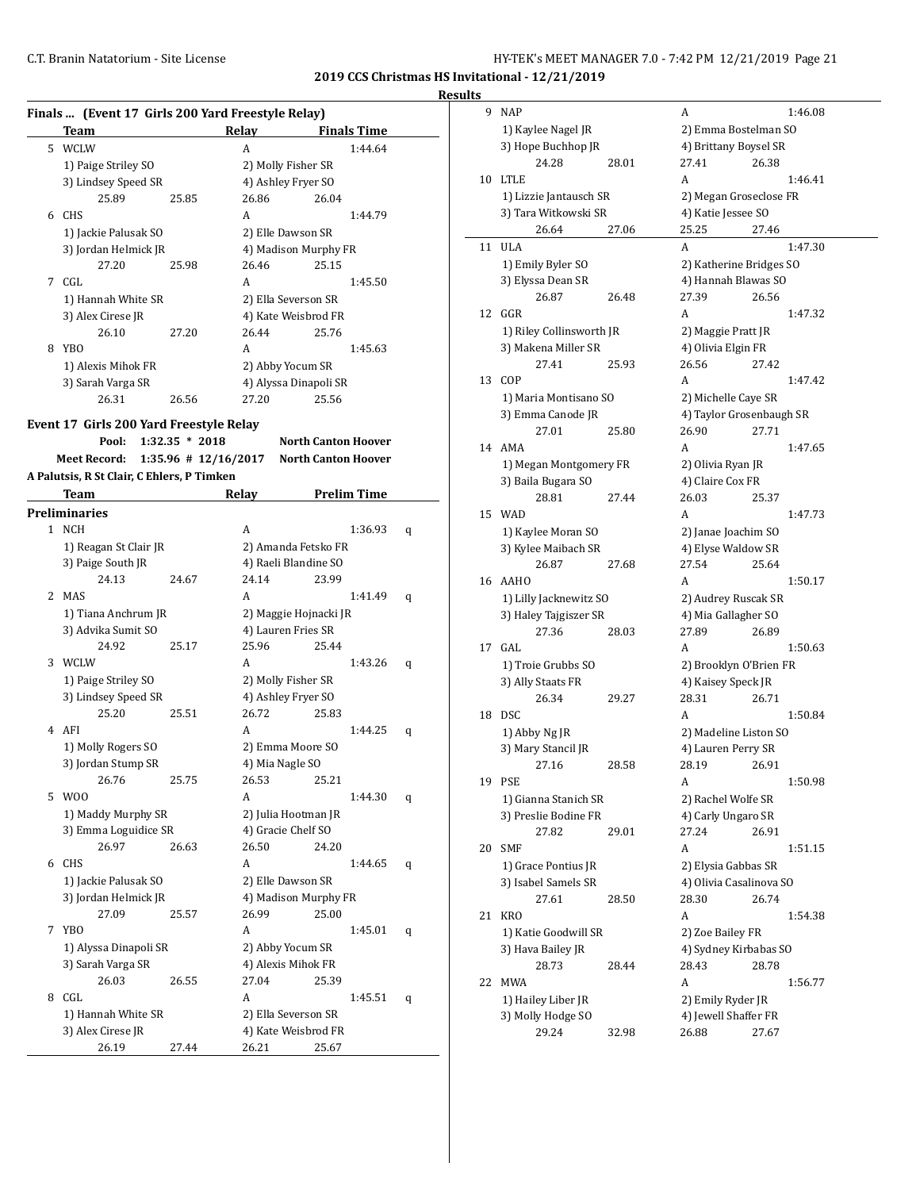**2019 CCS Christmas HS Invitational - 12/21/2019**

**Results**

## Finals ... (Event 17 Girls 200 Yard Freestyle Relay)

| | Team | | Relay | Finals Time |
|---|---|---|---|---|
| 5 | WCLW | | A | 1:44.64 |
| | 1) Paige Striley SO | | 2) Molly Fisher SR | |
| | 3) Lindsey Speed SR | | 4) Ashley Fryer SO | |
| | 25.89 | 25.85 | 26.86 | 26.04 |
| 6 | CHS | | A | 1:44.79 |
| | 1) Jackie Palusak SO | | 2) Elle Dawson SR | |
| | 3) Jordan Helmick JR | | 4) Madison Murphy FR | |
| | 27.20 | 25.98 | 26.46 | 25.15 |
| 7 | CGL | | A | 1:45.50 |
| | 1) Hannah White SR | | 2) Ella Severson SR | |
| | 3) Alex Cirese JR | | 4) Kate Weisbrod FR | |
| | 26.10 | 27.20 | 26.44 | 25.76 |
| 8 | YBO | | A | 1:45.63 |
| | 1) Alexis Mihok FR | | 2) Abby Yocum SR | |
| | 3) Sarah Varga SR | | 4) Alyssa Dinapoli SR | |
| | 26.31 | 26.56 | 27.20 | 25.56 |

## Event 17 Girls 200 Yard Freestyle Relay

Pool: 1:32.35 * 2018 North Canton Hoover

Meet Record: 1:35.96 # 12/16/2017 North Canton Hoover

A Palutsis, R St Clair, C Ehlers, P Timken

### Preliminaries

| | Team | | Relay | Prelim Time | |
|---|---|---|---|---|---|
| 1 | NCH | | A | 1:36.93 | q |
| | 1) Reagan St Clair JR | | 2) Amanda Fetsko FR | | |
| | 3) Paige South JR | | 4) Raeli Blandine SO | | |
| | 24.13 | 24.67 | 24.14 | 23.99 | |
| 2 | MAS | | A | 1:41.49 | q |
| | 1) Tiana Anchrum JR | | 2) Maggie Hojnacki JR | | |
| | 3) Advika Sumit SO | | 4) Lauren Fries SR | | |
| | 24.92 | 25.17 | 25.96 | 25.44 | |
| 3 | WCLW | | A | 1:43.26 | q |
| | 1) Paige Striley SO | | 2) Molly Fisher SR | | |
| | 3) Lindsey Speed SR | | 4) Ashley Fryer SO | | |
| | 25.20 | 25.51 | 26.72 | 25.83 | |
| 4 | AFI | | A | 1:44.25 | q |
| | 1) Molly Rogers SO | | 2) Emma Moore SO | | |
| | 3) Jordan Stump SR | | 4) Mia Nagle SO | | |
| | 26.76 | 25.75 | 26.53 | 25.21 | |
| 5 | WOO | | A | 1:44.30 | q |
| | 1) Maddy Murphy SR | | 2) Julia Hootman JR | | |
| | 3) Emma Loguidice SR | | 4) Gracie Chelf SO | | |
| | 26.97 | 26.63 | 26.50 | 24.20 | |
| 6 | CHS | | A | 1:44.65 | q |
| | 1) Jackie Palusak SO | | 2) Elle Dawson SR | | |
| | 3) Jordan Helmick JR | | 4) Madison Murphy FR | | |
| | 27.09 | 25.57 | 26.99 | 25.00 | |
| 7 | YBO | | A | 1:45.01 | q |
| | 1) Alyssa Dinapoli SR | | 2) Abby Yocum SR | | |
| | 3) Sarah Varga SR | | 4) Alexis Mihok FR | | |
| | 26.03 | 26.55 | 27.04 | 25.39 | |
| 8 | CGL | | A | 1:45.51 | q |
| | 1) Hannah White SR | | 2) Ella Severson SR | | |
| | 3) Alex Cirese JR | | 4) Kate Weisbrod FR | | |
| | 26.19 | 27.44 | 26.21 | 25.67 | |
| 9 | NAP | | A | 1:46.08 | |
| | 1) Kaylee Nagel JR | | 2) Emma Bostelman SO | | |
| | 3) Hope Buchhop JR | | 4) Brittany Boysel SR | | |
| | 24.28 | 28.01 | 27.41 | 26.38 | |
| 10 | LTLE | | A | 1:46.41 | |
| | 1) Lizzie Jantausch SR | | 2) Megan Groseclose FR | | |
| | 3) Tara Witkowski SR | | 4) Katie Jessee SO | | |
| | 26.64 | 27.06 | 25.25 | 27.46 | |
| 11 | ULA | | A | 1:47.30 | |
| | 1) Emily Byler SO | | 2) Katherine Bridges SO | | |
| | 3) Elyssa Dean SR | | 4) Hannah Blawas SO | | |
| | 26.87 | 26.48 | 27.39 | 26.56 | |
| 12 | GGR | | A | 1:47.32 | |
| | 1) Riley Collinsworth JR | | 2) Maggie Pratt JR | | |
| | 3) Makena Miller SR | | 4) Olivia Elgin FR | | |
| | 27.41 | 25.93 | 26.56 | 27.42 | |
| 13 | COP | | A | 1:47.42 | |
| | 1) Maria Montisano SO | | 2) Michelle Caye SR | | |
| | 3) Emma Canode JR | | 4) Taylor Grosenbaugh SR | | |
| | 27.01 | 25.80 | 26.90 | 27.71 | |
| 14 | AMA | | A | 1:47.65 | |
| | 1) Megan Montgomery FR | | 2) Olivia Ryan JR | | |
| | 3) Baila Bugara SO | | 4) Claire Cox FR | | |
| | 28.81 | 27.44 | 26.03 | 25.37 | |
| 15 | WAD | | A | 1:47.73 | |
| | 1) Kaylee Moran SO | | 2) Janae Joachim SO | | |
| | 3) Kylee Maibach SR | | 4) Elyse Waldow SR | | |
| | 26.87 | 27.68 | 27.54 | 25.64 | |
| 16 | AAHO | | A | 1:50.17 | |
| | 1) Lilly Jacknewitz SO | | 2) Audrey Ruscak SR | | |
| | 3) Haley Tajgiszer SR | | 4) Mia Gallagher SO | | |
| | 27.36 | 28.03 | 27.89 | 26.89 | |
| 17 | GAL | | A | 1:50.63 | |
| | 1) Troie Grubbs SO | | 2) Brooklyn O'Brien FR | | |
| | 3) Ally Staats FR | | 4) Kaisey Speck JR | | |
| | 26.34 | 29.27 | 28.31 | 26.71 | |
| 18 | DSC | | A | 1:50.84 | |
| | 1) Abby Ng JR | | 2) Madeline Liston SO | | |
| | 3) Mary Stancil JR | | 4) Lauren Perry SR | | |
| | 27.16 | 28.58 | 28.19 | 26.91 | |
| 19 | PSE | | A | 1:50.98 | |
| | 1) Gianna Stanich SR | | 2) Rachel Wolfe SR | | |
| | 3) Preslie Bodine FR | | 4) Carly Ungaro SR | | |
| | 27.82 | 29.01 | 27.24 | 26.91 | |
| 20 | SMF | | A | 1:51.15 | |
| | 1) Grace Pontius JR | | 2) Elysia Gabbas SR | | |
| | 3) Isabel Samels SR | | 4) Olivia Casalinova SO | | |
| | 27.61 | 28.50 | 28.30 | 26.74 | |
| 21 | KRO | | A | 1:54.38 | |
| | 1) Katie Goodwill SR | | 2) Zoe Bailey FR | | |
| | 3) Hava Bailey JR | | 4) Sydney Kirbabas SO | | |
| | 28.73 | 28.44 | 28.43 | 28.78 | |
| 22 | MWA | | A | 1:56.77 | |
| | 1) Hailey Liber JR | | 2) Emily Ryder JR | | |
| | 3) Molly Hodge SO | | 4) Jewell Shaffer FR | | |
| | 29.24 | 32.98 | 26.88 | 27.67 | |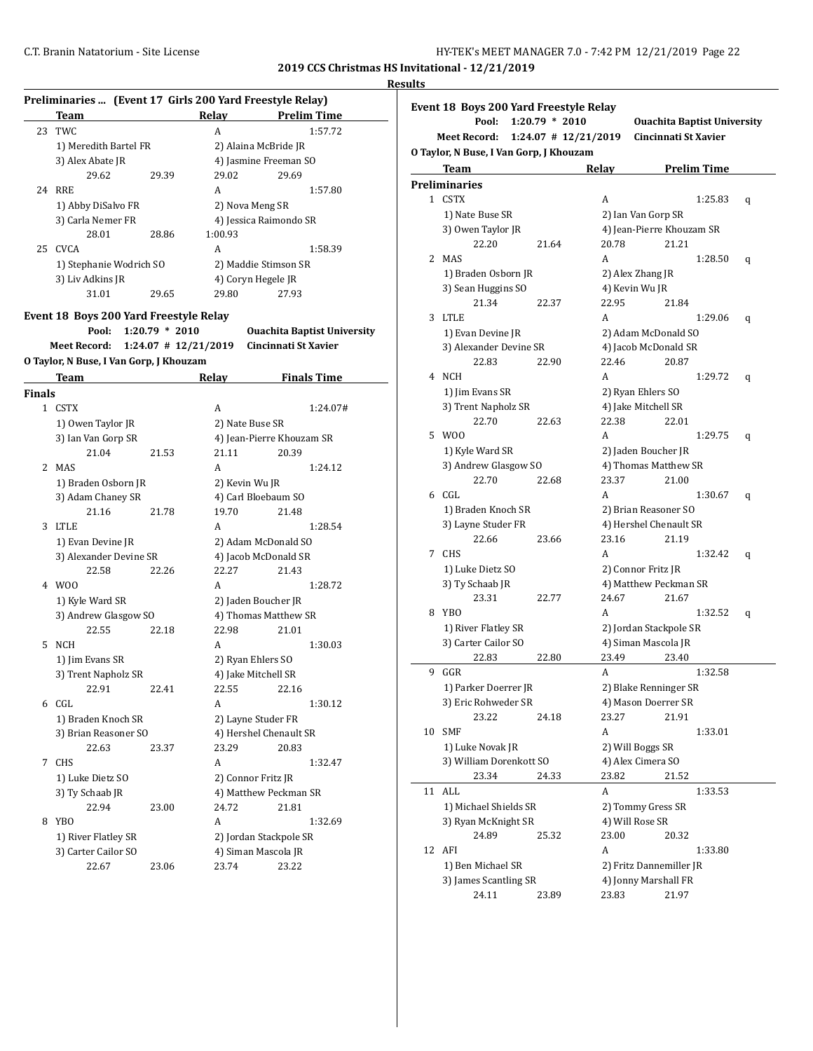2019 CCS Christmas HS Invitational - 12/21/2019

**Results**

**Preliminaries ... (Event 17 Girls 200 Yard Freestyle Relay)**

| | Team | | Relay | Prelim Time |
|---|---|---|---|---|
| 23 | TWC | | A | 1:57.72 |
| | 1) Meredith Bartel FR | | 2) Alaina McBride JR | |
| | 3) Alex Abate JR | | 4) Jasmine Freeman SO | |
| | 29.62 | 29.39 | 29.02 | 29.69 |
| 24 | RRE | | A | 1:57.80 |
| | 1) Abby DiSalvo FR | | 2) Nova Meng SR | |
| | 3) Carla Nemer FR | | 4) Jessica Raimondo SR | |
| | 28.01 | 28.86 | 1:00.93 | |
| 25 | CVCA | | A | 1:58.39 |
| | 1) Stephanie Wodrich SO | | 2) Maddie Stimson SR | |
| | 3) Liv Adkins JR | | 4) Coryn Hegele JR | |
| | 31.01 | 29.65 | 29.80 | 27.93 |

**Event 18 Boys 200 Yard Freestyle Relay**

Pool: 1:20.79 * 2010 — Ouachita Baptist University
Meet Record: 1:24.07 # 12/21/2019 — Cincinnati St Xavier
O Taylor, N Buse, I Van Gorp, J Khouzam

| | Team | | Relay | Finals Time |
|---|---|---|---|---|
| **Finals** | | | | |
| 1 | CSTX | | A | 1:24.07# |
| | 1) Owen Taylor JR | | 2) Nate Buse SR | |
| | 3) Ian Van Gorp SR | | 4) Jean-Pierre Khouzam SR | |
| | 21.04 | 21.53 | 21.11 | 20.39 |
| 2 | MAS | | A | 1:24.12 |
| | 1) Braden Osborn JR | | 2) Kevin Wu JR | |
| | 3) Adam Chaney SR | | 4) Carl Bloebaum SO | |
| | 21.16 | 21.78 | 19.70 | 21.48 |
| 3 | LTLE | | A | 1:28.54 |
| | 1) Evan Devine JR | | 2) Adam McDonald SO | |
| | 3) Alexander Devine SR | | 4) Jacob McDonald SR | |
| | 22.58 | 22.26 | 22.27 | 21.43 |
| 4 | WOO | | A | 1:28.72 |
| | 1) Kyle Ward SR | | 2) Jaden Boucher JR | |
| | 3) Andrew Glasgow SO | | 4) Thomas Matthew SR | |
| | 22.55 | 22.18 | 22.98 | 21.01 |
| 5 | NCH | | A | 1:30.03 |
| | 1) Jim Evans SR | | 2) Ryan Ehlers SO | |
| | 3) Trent Napholz SR | | 4) Jake Mitchell SR | |
| | 22.91 | 22.41 | 22.55 | 22.16 |
| 6 | CGL | | A | 1:30.12 |
| | 1) Braden Knoch SR | | 2) Layne Studer FR | |
| | 3) Brian Reasoner SO | | 4) Hershel Chenault SR | |
| | 22.63 | 23.37 | 23.29 | 20.83 |
| 7 | CHS | | A | 1:32.47 |
| | 1) Luke Dietz SO | | 2) Connor Fritz JR | |
| | 3) Ty Schaab JR | | 4) Matthew Peckman SR | |
| | 22.94 | 23.00 | 24.72 | 21.81 |
| 8 | YBO | | A | 1:32.69 |
| | 1) River Flatley SR | | 2) Jordan Stackpole SR | |
| | 3) Carter Cailor SO | | 4) Siman Mascola JR | |
| | 22.67 | 23.06 | 23.74 | 23.22 |

**Event 18 Boys 200 Yard Freestyle Relay**

Pool: 1:20.79 * 2010 — Ouachita Baptist University
Meet Record: 1:24.07 # 12/21/2019 — Cincinnati St Xavier
O Taylor, N Buse, I Van Gorp, J Khouzam

| | Team | | Relay | Prelim Time | |
|---|---|---|---|---|---|
| **Preliminaries** | | | | | |
| 1 | CSTX | | A | 1:25.83 | q |
| | 1) Nate Buse SR | | 2) Ian Van Gorp SR | | |
| | 3) Owen Taylor JR | | 4) Jean-Pierre Khouzam SR | | |
| | 22.20 | 21.64 | 20.78 | 21.21 | |
| 2 | MAS | | A | 1:28.50 | q |
| | 1) Braden Osborn JR | | 2) Alex Zhang JR | | |
| | 3) Sean Huggins SO | | 4) Kevin Wu JR | | |
| | 21.34 | 22.37 | 22.95 | 21.84 | |
| 3 | LTLE | | A | 1:29.06 | q |
| | 1) Evan Devine JR | | 2) Adam McDonald SO | | |
| | 3) Alexander Devine SR | | 4) Jacob McDonald SR | | |
| | 22.83 | 22.90 | 22.46 | 20.87 | |
| 4 | NCH | | A | 1:29.72 | q |
| | 1) Jim Evans SR | | 2) Ryan Ehlers SO | | |
| | 3) Trent Napholz SR | | 4) Jake Mitchell SR | | |
| | 22.70 | 22.63 | 22.38 | 22.01 | |
| 5 | WOO | | A | 1:29.75 | q |
| | 1) Kyle Ward SR | | 2) Jaden Boucher JR | | |
| | 3) Andrew Glasgow SO | | 4) Thomas Matthew SR | | |
| | 22.70 | 22.68 | 23.37 | 21.00 | |
| 6 | CGL | | A | 1:30.67 | q |
| | 1) Braden Knoch SR | | 2) Brian Reasoner SO | | |
| | 3) Layne Studer FR | | 4) Hershel Chenault SR | | |
| | 22.66 | 23.66 | 23.16 | 21.19 | |
| 7 | CHS | | A | 1:32.42 | q |
| | 1) Luke Dietz SO | | 2) Connor Fritz JR | | |
| | 3) Ty Schaab JR | | 4) Matthew Peckman SR | | |
| | 23.31 | 22.77 | 24.67 | 21.67 | |
| 8 | YBO | | A | 1:32.52 | q |
| | 1) River Flatley SR | | 2) Jordan Stackpole SR | | |
| | 3) Carter Cailor SO | | 4) Siman Mascola JR | | |
| | 22.83 | 22.80 | 23.49 | 23.40 | |
| 9 | GGR | | A | 1:32.58 | |
| | 1) Parker Doerrer JR | | 2) Blake Renninger SR | | |
| | 3) Eric Rohweder SR | | 4) Mason Doerrer SR | | |
| | 23.22 | 24.18 | 23.27 | 21.91 | |
| 10 | SMF | | A | 1:33.01 | |
| | 1) Luke Novak JR | | 2) Will Boggs SR | | |
| | 3) William Dorenkott SO | | 4) Alex Cimera SO | | |
| | 23.34 | 24.33 | 23.82 | 21.52 | |
| 11 | ALL | | A | 1:33.53 | |
| | 1) Michael Shields SR | | 2) Tommy Gress SR | | |
| | 3) Ryan McKnight SR | | 4) Will Rose SR | | |
| | 24.89 | 25.32 | 23.00 | 20.32 | |
| 12 | AFI | | A | 1:33.80 | |
| | 1) Ben Michael SR | | 2) Fritz Dannemiller JR | | |
| | 3) James Scantling SR | | 4) Jonny Marshall FR | | |
| | 24.11 | 23.89 | 23.83 | 21.97 | |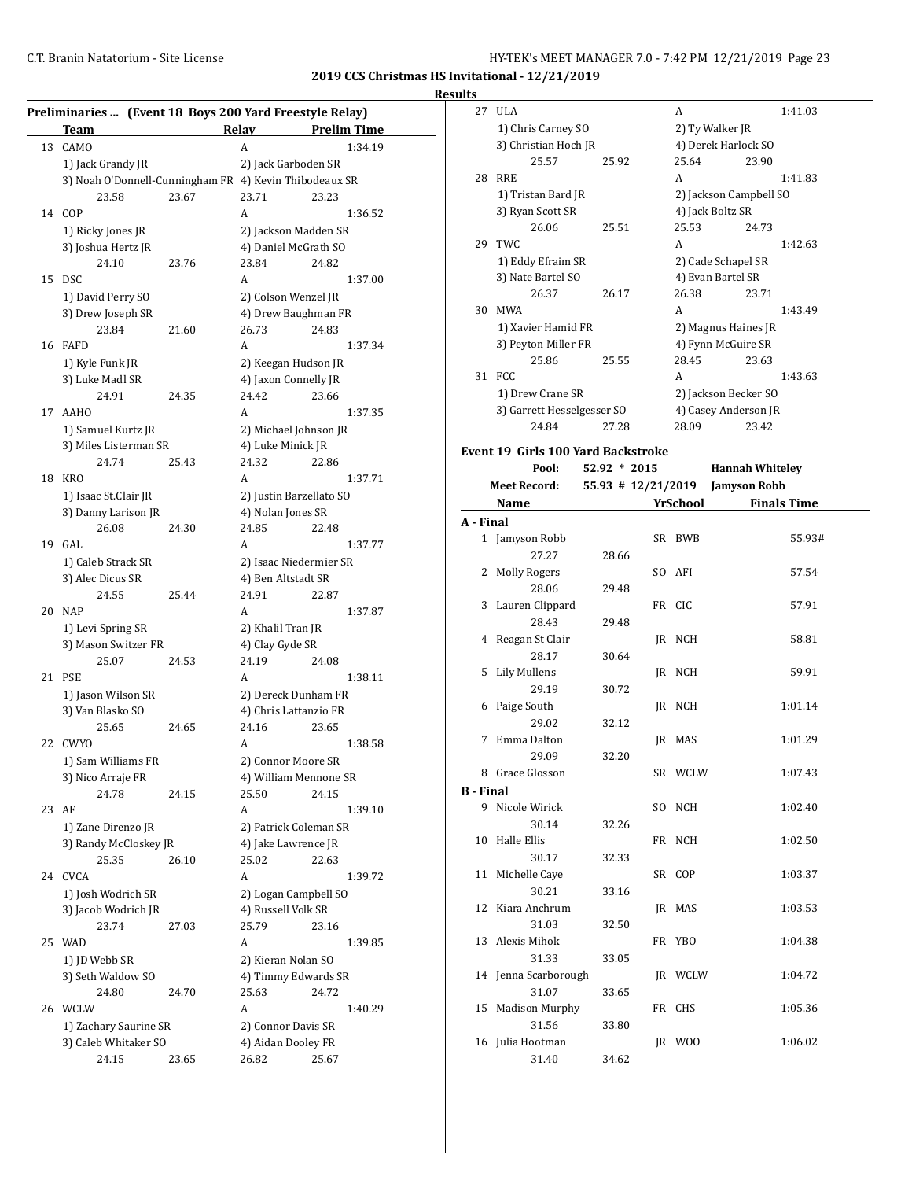## 2019 CCS Christmas HS Invitational - 12/21/2019

**Results**

### Preliminaries ... (Event 18 Boys 200 Yard Freestyle Relay)

| | Team | Relay | Prelim Time |
|---|---|---|---|
| 13 | CAMO | A | 1:34.19 |
| | 1) Jack Grandy JR | 2) Jack Garboden SR | |
| | 3) Noah O'Donnell-Cunningham FR | 4) Kevin Thibodeaux SR | |
| | 23.58 23.67 | 23.71 23.23 | |
| 14 | COP | A | 1:36.52 |
| | 1) Ricky Jones JR | 2) Jackson Madden SR | |
| | 3) Joshua Hertz JR | 4) Daniel McGrath SO | |
| | 24.10 23.76 | 23.84 24.82 | |
| 15 | DSC | A | 1:37.00 |
| | 1) David Perry SO | 2) Colson Wenzel JR | |
| | 3) Drew Joseph SR | 4) Drew Baughman FR | |
| | 23.84 21.60 | 26.73 24.83 | |
| 16 | FAFD | A | 1:37.34 |
| | 1) Kyle Funk JR | 2) Keegan Hudson JR | |
| | 3) Luke Madl SR | 4) Jaxon Connelly JR | |
| | 24.91 24.35 | 24.42 23.66 | |
| 17 | AAHO | A | 1:37.35 |
| | 1) Samuel Kurtz JR | 2) Michael Johnson JR | |
| | 3) Miles Listerman SR | 4) Luke Minick JR | |
| | 24.74 25.43 | 24.32 22.86 | |
| 18 | KRO | A | 1:37.71 |
| | 1) Isaac St.Clair JR | 2) Justin Barzellato SO | |
| | 3) Danny Larison JR | 4) Nolan Jones SR | |
| | 26.08 24.30 | 24.85 22.48 | |
| 19 | GAL | A | 1:37.77 |
| | 1) Caleb Strack SR | 2) Isaac Niedermier SR | |
| | 3) Alec Dicus SR | 4) Ben Altstadt SR | |
| | 24.55 25.44 | 24.91 22.87 | |
| 20 | NAP | A | 1:37.87 |
| | 1) Levi Spring SR | 2) Khalil Tran JR | |
| | 3) Mason Switzer FR | 4) Clay Gyde SR | |
| | 25.07 24.53 | 24.19 24.08 | |
| 21 | PSE | A | 1:38.11 |
| | 1) Jason Wilson SR | 2) Dereck Dunham FR | |
| | 3) Van Blasko SO | 4) Chris Lattanzio FR | |
| | 25.65 24.65 | 24.16 23.65 | |
| 22 | CWYO | A | 1:38.58 |
| | 1) Sam Williams FR | 2) Connor Moore SR | |
| | 3) Nico Arraje FR | 4) William Mennone SR | |
| | 24.78 24.15 | 25.50 24.15 | |
| 23 | AF | A | 1:39.10 |
| | 1) Zane Direnzo JR | 2) Patrick Coleman SR | |
| | 3) Randy McCloskey JR | 4) Jake Lawrence JR | |
| | 25.35 26.10 | 25.02 22.63 | |
| 24 | CVCA | A | 1:39.72 |
| | 1) Josh Wodrich SR | 2) Logan Campbell SO | |
| | 3) Jacob Wodrich JR | 4) Russell Volk SR | |
| | 23.74 27.03 | 25.79 23.16 | |
| 25 | WAD | A | 1:39.85 |
| | 1) JD Webb SR | 2) Kieran Nolan SO | |
| | 3) Seth Waldow SO | 4) Timmy Edwards SR | |
| | 24.80 24.70 | 25.63 24.72 | |
| 26 | WCLW | A | 1:40.29 |
| | 1) Zachary Saurine SR | 2) Connor Davis SR | |
| | 3) Caleb Whitaker SO | 4) Aidan Dooley FR | |
| | 24.15 23.65 | 26.82 25.67 | |
| 27 | ULA | A | 1:41.03 |
| | 1) Chris Carney SO | 2) Ty Walker JR | |
| | 3) Christian Hoch JR | 4) Derek Harlock SO | |
| | 25.57 25.92 | 25.64 23.90 | |
| 28 | RRE | A | 1:41.83 |
| | 1) Tristan Bard JR | 2) Jackson Campbell SO | |
| | 3) Ryan Scott SR | 4) Jack Boltz SR | |
| | 26.06 25.51 | 25.53 24.73 | |
| 29 | TWC | A | 1:42.63 |
| | 1) Eddy Efraim SR | 2) Cade Schapel SR | |
| | 3) Nate Bartel SO | 4) Evan Bartel SR | |
| | 26.37 26.17 | 26.38 23.71 | |
| 30 | MWA | A | 1:43.49 |
| | 1) Xavier Hamid FR | 2) Magnus Haines JR | |
| | 3) Peyton Miller FR | 4) Fynn McGuire SR | |
| | 25.86 25.55 | 28.45 23.63 | |
| 31 | FCC | A | 1:43.63 |
| | 1) Drew Crane SR | 2) Jackson Becker SO | |
| | 3) Garrett Hesselgesser SO | 4) Casey Anderson JR | |
| | 24.84 27.28 | 28.09 23.42 | |

### Event 19 Girls 100 Yard Backstroke

| | | |
|---|---|---|
| Pool: | 52.92 * 2015 | Hannah Whiteley |
| Meet Record: | 55.93 # 12/21/2019 | Jamyson Robb |

| | Name | Yr | School | Finals Time |
|---|---|---|---|---|
| **A - Final** | | | | |
| 1 | Jamyson Robb | SR | BWB | 55.93# |
| | 27.27 28.66 | | | |
| 2 | Molly Rogers | SO | AFI | 57.54 |
| | 28.06 29.48 | | | |
| 3 | Lauren Clippard | FR | CIC | 57.91 |
| | 28.43 29.48 | | | |
| 4 | Reagan St Clair | JR | NCH | 58.81 |
| | 28.17 30.64 | | | |
| 5 | Lily Mullens | JR | NCH | 59.91 |
| | 29.19 30.72 | | | |
| 6 | Paige South | JR | NCH | 1:01.14 |
| | 29.02 32.12 | | | |
| 7 | Emma Dalton | JR | MAS | 1:01.29 |
| | 29.09 32.20 | | | |
| 8 | Grace Glosson | SR | WCLW | 1:07.43 |
| **B - Final** | | | | |
| 9 | Nicole Wirick | SO | NCH | 1:02.40 |
| | 30.14 32.26 | | | |
| 10 | Halle Ellis | FR | NCH | 1:02.50 |
| | 30.17 32.33 | | | |
| 11 | Michelle Caye | SR | COP | 1:03.37 |
| | 30.21 33.16 | | | |
| 12 | Kiara Anchrum | JR | MAS | 1:03.53 |
| | 31.03 32.50 | | | |
| 13 | Alexis Mihok | FR | YBO | 1:04.38 |
| | 31.33 33.05 | | | |
| 14 | Jenna Scarborough | JR | WCLW | 1:04.72 |
| | 31.07 33.65 | | | |
| 15 | Madison Murphy | FR | CHS | 1:05.36 |
| | 31.56 33.80 | | | |
| 16 | Julia Hootman | JR | WOO | 1:06.02 |
| | 31.40 34.62 | | | |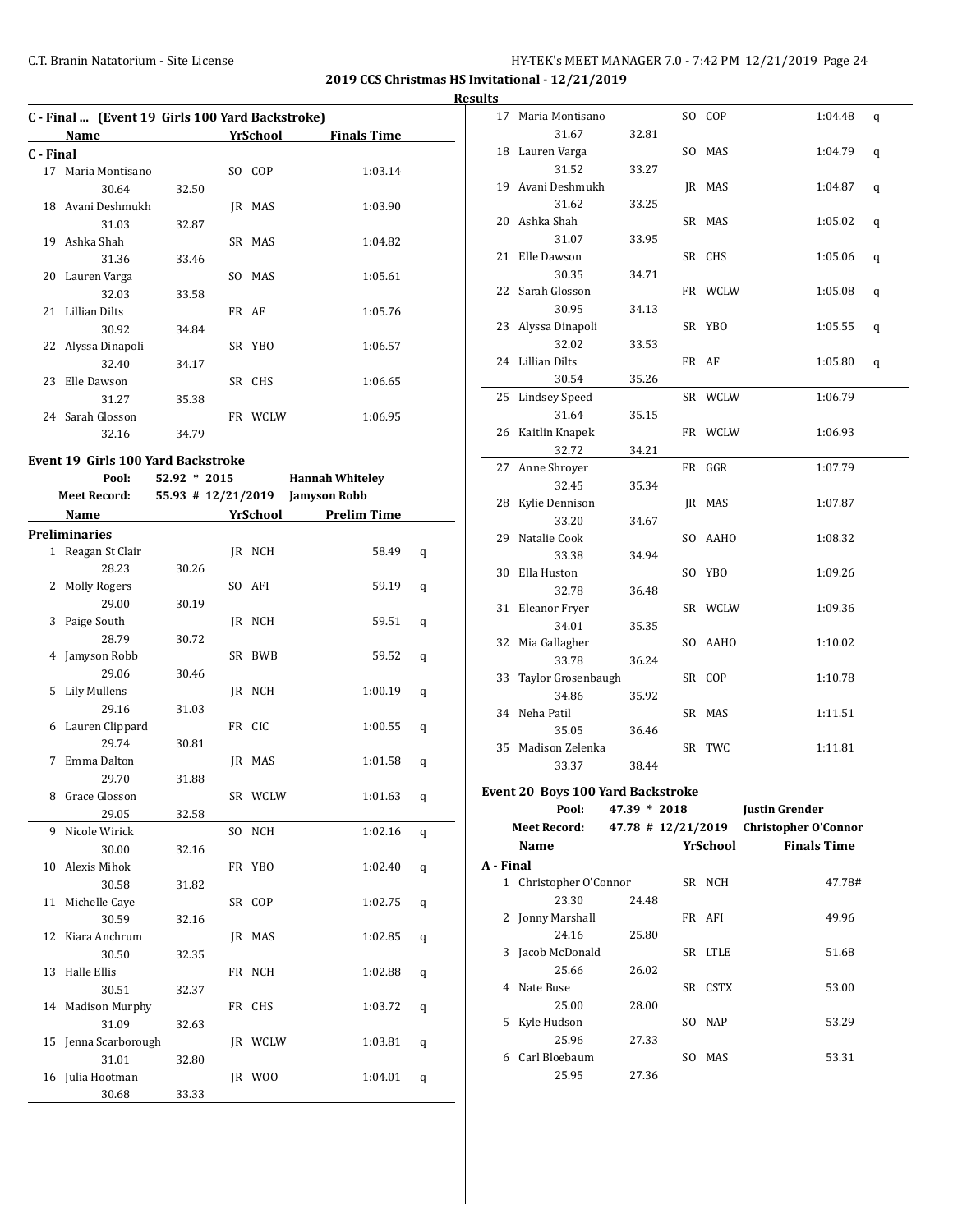**2019 CCS Christmas HS Invitational - 12/21/2019**

**Results**

### C - Final ... (Event 19 Girls 100 Yard Backstroke)

| | Name | | Yr | School | Finals Time |
|---|---|---|---|---|---|
| **C - Final** | | | | | |
| 17 | Maria Montisano | | SO | COP | 1:03.14 |
| | 30.64 | 32.50 | | | |
| 18 | Avani Deshmukh | | JR | MAS | 1:03.90 |
| | 31.03 | 32.87 | | | |
| 19 | Ashka Shah | | SR | MAS | 1:04.82 |
| | 31.36 | 33.46 | | | |
| 20 | Lauren Varga | | SO | MAS | 1:05.61 |
| | 32.03 | 33.58 | | | |
| 21 | Lillian Dilts | | FR | AF | 1:05.76 |
| | 30.92 | 34.84 | | | |
| 22 | Alyssa Dinapoli | | SR | YBO | 1:06.57 |
| | 32.40 | 34.17 | | | |
| 23 | Elle Dawson | | SR | CHS | 1:06.65 |
| | 31.27 | 35.38 | | | |
| 24 | Sarah Glosson | | FR | WCLW | 1:06.95 |
| | 32.16 | 34.79 | | | |

### Event 19 Girls 100 Yard Backstroke

Pool: 52.92 * 2015 Hannah Whiteley

Meet Record: 55.93 # 12/21/2019 Jamyson Robb

| | Name | | Yr | School | Prelim Time | |
|---|---|---|---|---|---|---|
| **Preliminaries** | | | | | | |
| 1 | Reagan St Clair | | JR | NCH | 58.49 | q |
| | 28.23 | 30.26 | | | | |
| 2 | Molly Rogers | | SO | AFI | 59.19 | q |
| | 29.00 | 30.19 | | | | |
| 3 | Paige South | | JR | NCH | 59.51 | q |
| | 28.79 | 30.72 | | | | |
| 4 | Jamyson Robb | | SR | BWB | 59.52 | q |
| | 29.06 | 30.46 | | | | |
| 5 | Lily Mullens | | JR | NCH | 1:00.19 | q |
| | 29.16 | 31.03 | | | | |
| 6 | Lauren Clippard | | FR | CIC | 1:00.55 | q |
| | 29.74 | 30.81 | | | | |
| 7 | Emma Dalton | | JR | MAS | 1:01.58 | q |
| | 29.70 | 31.88 | | | | |
| 8 | Grace Glosson | | SR | WCLW | 1:01.63 | q |
| | 29.05 | 32.58 | | | | |
| 9 | Nicole Wirick | | SO | NCH | 1:02.16 | q |
| | 30.00 | 32.16 | | | | |
| 10 | Alexis Mihok | | FR | YBO | 1:02.40 | q |
| | 30.58 | 31.82 | | | | |
| 11 | Michelle Caye | | SR | COP | 1:02.75 | q |
| | 30.59 | 32.16 | | | | |
| 12 | Kiara Anchrum | | JR | MAS | 1:02.85 | q |
| | 30.50 | 32.35 | | | | |
| 13 | Halle Ellis | | FR | NCH | 1:02.88 | q |
| | 30.51 | 32.37 | | | | |
| 14 | Madison Murphy | | FR | CHS | 1:03.72 | q |
| | 31.09 | 32.63 | | | | |
| 15 | Jenna Scarborough | | JR | WCLW | 1:03.81 | q |
| | 31.01 | 32.80 | | | | |
| 16 | Julia Hootman | | JR | WOO | 1:04.01 | q |
| | 30.68 | 33.33 | | | | |
| 17 | Maria Montisano | | SO | COP | 1:04.48 | q |
| | 31.67 | 32.81 | | | | |
| 18 | Lauren Varga | | SO | MAS | 1:04.79 | q |
| | 31.52 | 33.27 | | | | |
| 19 | Avani Deshmukh | | JR | MAS | 1:04.87 | q |
| | 31.62 | 33.25 | | | | |
| 20 | Ashka Shah | | SR | MAS | 1:05.02 | q |
| | 31.07 | 33.95 | | | | |
| 21 | Elle Dawson | | SR | CHS | 1:05.06 | q |
| | 30.35 | 34.71 | | | | |
| 22 | Sarah Glosson | | FR | WCLW | 1:05.08 | q |
| | 30.95 | 34.13 | | | | |
| 23 | Alyssa Dinapoli | | SR | YBO | 1:05.55 | q |
| | 32.02 | 33.53 | | | | |
| 24 | Lillian Dilts | | FR | AF | 1:05.80 | q |
| | 30.54 | 35.26 | | | | |
| 25 | Lindsey Speed | | SR | WCLW | 1:06.79 | |
| | 31.64 | 35.15 | | | | |
| 26 | Kaitlin Knapek | | FR | WCLW | 1:06.93 | |
| | 32.72 | 34.21 | | | | |
| 27 | Anne Shroyer | | FR | GGR | 1:07.79 | |
| | 32.45 | 35.34 | | | | |
| 28 | Kylie Dennison | | JR | MAS | 1:07.87 | |
| | 33.20 | 34.67 | | | | |
| 29 | Natalie Cook | | SO | AAHO | 1:08.32 | |
| | 33.38 | 34.94 | | | | |
| 30 | Ella Huston | | SO | YBO | 1:09.26 | |
| | 32.78 | 36.48 | | | | |
| 31 | Eleanor Fryer | | SR | WCLW | 1:09.36 | |
| | 34.01 | 35.35 | | | | |
| 32 | Mia Gallagher | | SO | AAHO | 1:10.02 | |
| | 33.78 | 36.24 | | | | |
| 33 | Taylor Grosenbaugh | | SR | COP | 1:10.78 | |
| | 34.86 | 35.92 | | | | |
| 34 | Neha Patil | | SR | MAS | 1:11.51 | |
| | 35.05 | 36.46 | | | | |
| 35 | Madison Zelenka | | SR | TWC | 1:11.81 | |
| | 33.37 | 38.44 | | | | |

### Event 20 Boys 100 Yard Backstroke

Pool: 47.39 * 2018 Justin Grender

Meet Record: 47.78 # 12/21/2019 Christopher O'Connor

| | Name | | Yr | School | Finals Time |
|---|---|---|---|---|---|
| **A - Final** | | | | | |
| 1 | Christopher O'Connor | | SR | NCH | 47.78# |
| | 23.30 | 24.48 | | | |
| 2 | Jonny Marshall | | FR | AFI | 49.96 |
| | 24.16 | 25.80 | | | |
| 3 | Jacob McDonald | | SR | LTLE | 51.68 |
| | 25.66 | 26.02 | | | |
| 4 | Nate Buse | | SR | CSTX | 53.00 |
| | 25.00 | 28.00 | | | |
| 5 | Kyle Hudson | | SO | NAP | 53.29 |
| | 25.96 | 27.33 | | | |
| 6 | Carl Bloebaum | | SO | MAS | 53.31 |
| | 25.95 | 27.36 | | | |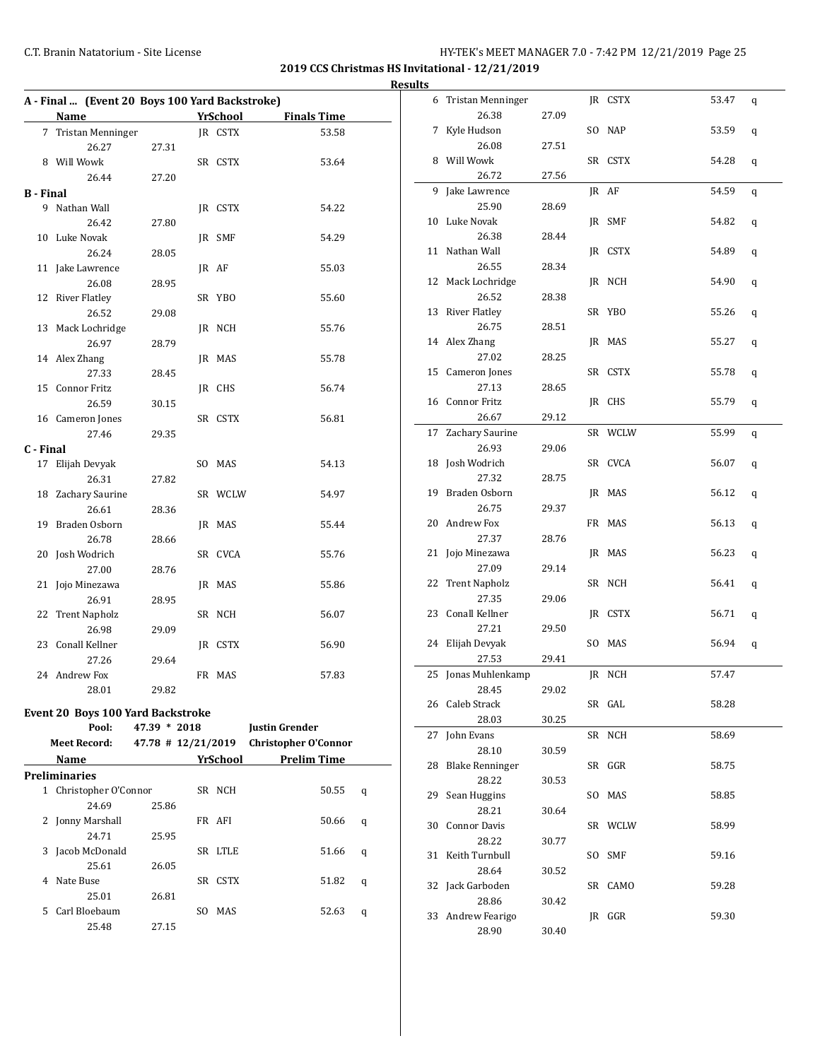2019 CCS Christmas HS Invitational - 12/21/2019

Results

## A - Final ... (Event 20 Boys 100 Yard Backstroke)

| | Name | Yr | School | Finals Time | |
|---|---|---|---|---|---|
| 7 | Tristan Menninger | JR | CSTX | 53.58 | |
| | 26.27 | 27.31 | | | |
| 8 | Will Wowk | SR | CSTX | 53.64 | |
| | 26.44 | 27.20 | | | |

**B - Final**

| | Name | Yr | School | Finals Time |
|---|---|---|---|---|
| 9 | Nathan Wall | JR | CSTX | 54.22 |
| | 26.42 | 27.80 | | |
| 10 | Luke Novak | JR | SMF | 54.29 |
| | 26.24 | 28.05 | | |
| 11 | Jake Lawrence | JR | AF | 55.03 |
| | 26.08 | 28.95 | | |
| 12 | River Flatley | SR | YBO | 55.60 |
| | 26.52 | 29.08 | | |
| 13 | Mack Lochridge | JR | NCH | 55.76 |
| | 26.97 | 28.79 | | |
| 14 | Alex Zhang | JR | MAS | 55.78 |
| | 27.33 | 28.45 | | |
| 15 | Connor Fritz | JR | CHS | 56.74 |
| | 26.59 | 30.15 | | |
| 16 | Cameron Jones | SR | CSTX | 56.81 |
| | 27.46 | 29.35 | | |

**C - Final**

| | Name | Yr | School | Finals Time |
|---|---|---|---|---|
| 17 | Elijah Devyak | SO | MAS | 54.13 |
| | 26.31 | 27.82 | | |
| 18 | Zachary Saurine | SR | WCLW | 54.97 |
| | 26.61 | 28.36 | | |
| 19 | Braden Osborn | JR | MAS | 55.44 |
| | 26.78 | 28.66 | | |
| 20 | Josh Wodrich | SR | CVCA | 55.76 |
| | 27.00 | 28.76 | | |
| 21 | Jojo Minezawa | JR | MAS | 55.86 |
| | 26.91 | 28.95 | | |
| 22 | Trent Napholz | SR | NCH | 56.07 |
| | 26.98 | 29.09 | | |
| 23 | Conall Kellner | JR | CSTX | 56.90 |
| | 27.26 | 29.64 | | |
| 24 | Andrew Fox | FR | MAS | 57.83 |
| | 28.01 | 29.82 | | |

## Event 20 Boys 100 Yard Backstroke

Pool: 47.39 * 2018 Justin Grender

Meet Record: 47.78 # 12/21/2019 Christopher O'Connor

**Preliminaries**

| | Name | Yr | School | Prelim Time | |
|---|---|---|---|---|---|
| 1 | Christopher O'Connor | SR | NCH | 50.55 | q |
| | 24.69 | 25.86 | | | |
| 2 | Jonny Marshall | FR | AFI | 50.66 | q |
| | 24.71 | 25.95 | | | |
| 3 | Jacob McDonald | SR | LTLE | 51.66 | q |
| | 25.61 | 26.05 | | | |
| 4 | Nate Buse | SR | CSTX | 51.82 | q |
| | 25.01 | 26.81 | | | |
| 5 | Carl Bloebaum | SO | MAS | 52.63 | q |
| | 25.48 | 27.15 | | | |
| 6 | Tristan Menninger | JR | CSTX | 53.47 | q |
| | 26.38 | 27.09 | | | |
| 7 | Kyle Hudson | SO | NAP | 53.59 | q |
| | 26.08 | 27.51 | | | |
| 8 | Will Wowk | SR | CSTX | 54.28 | q |
| | 26.72 | 27.56 | | | |
| 9 | Jake Lawrence | JR | AF | 54.59 | q |
| | 25.90 | 28.69 | | | |
| 10 | Luke Novak | JR | SMF | 54.82 | q |
| | 26.38 | 28.44 | | | |
| 11 | Nathan Wall | JR | CSTX | 54.89 | q |
| | 26.55 | 28.34 | | | |
| 12 | Mack Lochridge | JR | NCH | 54.90 | q |
| | 26.52 | 28.38 | | | |
| 13 | River Flatley | SR | YBO | 55.26 | q |
| | 26.75 | 28.51 | | | |
| 14 | Alex Zhang | JR | MAS | 55.27 | q |
| | 27.02 | 28.25 | | | |
| 15 | Cameron Jones | SR | CSTX | 55.78 | q |
| | 27.13 | 28.65 | | | |
| 16 | Connor Fritz | JR | CHS | 55.79 | q |
| | 26.67 | 29.12 | | | |
| 17 | Zachary Saurine | SR | WCLW | 55.99 | q |
| | 26.93 | 29.06 | | | |
| 18 | Josh Wodrich | SR | CVCA | 56.07 | q |
| | 27.32 | 28.75 | | | |
| 19 | Braden Osborn | JR | MAS | 56.12 | q |
| | 26.75 | 29.37 | | | |
| 20 | Andrew Fox | FR | MAS | 56.13 | q |
| | 27.37 | 28.76 | | | |
| 21 | Jojo Minezawa | JR | MAS | 56.23 | q |
| | 27.09 | 29.14 | | | |
| 22 | Trent Napholz | SR | NCH | 56.41 | q |
| | 27.35 | 29.06 | | | |
| 23 | Conall Kellner | JR | CSTX | 56.71 | q |
| | 27.21 | 29.50 | | | |
| 24 | Elijah Devyak | SO | MAS | 56.94 | q |
| | 27.53 | 29.41 | | | |
| 25 | Jonas Muhlenkamp | JR | NCH | 57.47 | |
| | 28.45 | 29.02 | | | |
| 26 | Caleb Strack | SR | GAL | 58.28 | |
| | 28.03 | 30.25 | | | |
| 27 | John Evans | SR | NCH | 58.69 | |
| | 28.10 | 30.59 | | | |
| 28 | Blake Renninger | SR | GGR | 58.75 | |
| | 28.22 | 30.53 | | | |
| 29 | Sean Huggins | SO | MAS | 58.85 | |
| | 28.21 | 30.64 | | | |
| 30 | Connor Davis | SR | WCLW | 58.99 | |
| | 28.22 | 30.77 | | | |
| 31 | Keith Turnbull | SO | SMF | 59.16 | |
| | 28.64 | 30.52 | | | |
| 32 | Jack Garboden | SR | CAMO | 59.28 | |
| | 28.86 | 30.42 | | | |
| 33 | Andrew Fearigo | JR | GGR | 59.30 | |
| | 28.90 | 30.40 | | | |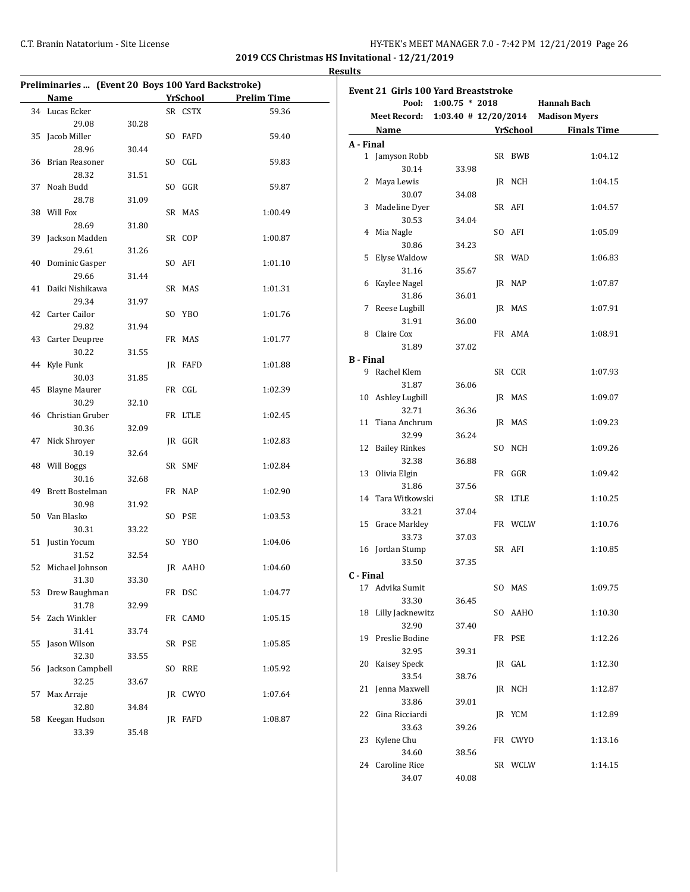**2019 CCS Christmas HS Invitational - 12/21/2019**

**Results**

### Preliminaries ... (Event 20 Boys 100 Yard Backstroke)

| | Name | | Yr | School | Prelim Time |
|---|---|---|---|---|---|
| 34 | Lucas Ecker | | SR | CSTX | 59.36 |
| | 29.08 | 30.28 | | | |
| 35 | Jacob Miller | | SO | FAFD | 59.40 |
| | 28.96 | 30.44 | | | |
| 36 | Brian Reasoner | | SO | CGL | 59.83 |
| | 28.32 | 31.51 | | | |
| 37 | Noah Budd | | SO | GGR | 59.87 |
| | 28.78 | 31.09 | | | |
| 38 | Will Fox | | SR | MAS | 1:00.49 |
| | 28.69 | 31.80 | | | |
| 39 | Jackson Madden | | SR | COP | 1:00.87 |
| | 29.61 | 31.26 | | | |
| 40 | Dominic Gasper | | SO | AFI | 1:01.10 |
| | 29.66 | 31.44 | | | |
| 41 | Daiki Nishikawa | | SR | MAS | 1:01.31 |
| | 29.34 | 31.97 | | | |
| 42 | Carter Cailor | | SO | YBO | 1:01.76 |
| | 29.82 | 31.94 | | | |
| 43 | Carter Deupree | | FR | MAS | 1:01.77 |
| | 30.22 | 31.55 | | | |
| 44 | Kyle Funk | | JR | FAFD | 1:01.88 |
| | 30.03 | 31.85 | | | |
| 45 | Blayne Maurer | | FR | CGL | 1:02.39 |
| | 30.29 | 32.10 | | | |
| 46 | Christian Gruber | | FR | LTLE | 1:02.45 |
| | 30.36 | 32.09 | | | |
| 47 | Nick Shroyer | | JR | GGR | 1:02.83 |
| | 30.19 | 32.64 | | | |
| 48 | Will Boggs | | SR | SMF | 1:02.84 |
| | 30.16 | 32.68 | | | |
| 49 | Brett Bostelman | | FR | NAP | 1:02.90 |
| | 30.98 | 31.92 | | | |
| 50 | Van Blasko | | SO | PSE | 1:03.53 |
| | 30.31 | 33.22 | | | |
| 51 | Justin Yocum | | SO | YBO | 1:04.06 |
| | 31.52 | 32.54 | | | |
| 52 | Michael Johnson | | JR | AAHO | 1:04.60 |
| | 31.30 | 33.30 | | | |
| 53 | Drew Baughman | | FR | DSC | 1:04.77 |
| | 31.78 | 32.99 | | | |
| 54 | Zach Winkler | | FR | CAMO | 1:05.15 |
| | 31.41 | 33.74 | | | |
| 55 | Jason Wilson | | SR | PSE | 1:05.85 |
| | 32.30 | 33.55 | | | |
| 56 | Jackson Campbell | | SO | RRE | 1:05.92 |
| | 32.25 | 33.67 | | | |
| 57 | Max Arraje | | JR | CWYO | 1:07.64 |
| | 32.80 | 34.84 | | | |
| 58 | Keegan Hudson | | JR | FAFD | 1:08.87 |
| | 33.39 | 35.48 | | | |

### Event 21 Girls 100 Yard Breaststroke

**Pool:** 1:00.75 * 2018 Hannah Bach

**Meet Record:** 1:03.40 # 12/20/2014 Madison Myers

| | Name | | Yr | School | Finals Time |
|---|---|---|---|---|---|
| **A - Final** | | | | | |
| 1 | Jamyson Robb | | SR | BWB | 1:04.12 |
| | 30.14 | 33.98 | | | |
| 2 | Maya Lewis | | JR | NCH | 1:04.15 |
| | 30.07 | 34.08 | | | |
| 3 | Madeline Dyer | | SR | AFI | 1:04.57 |
| | 30.53 | 34.04 | | | |
| 4 | Mia Nagle | | SO | AFI | 1:05.09 |
| | 30.86 | 34.23 | | | |
| 5 | Elyse Waldow | | SR | WAD | 1:06.83 |
| | 31.16 | 35.67 | | | |
| 6 | Kaylee Nagel | | JR | NAP | 1:07.87 |
| | 31.86 | 36.01 | | | |
| 7 | Reese Lugbill | | JR | MAS | 1:07.91 |
| | 31.91 | 36.00 | | | |
| 8 | Claire Cox | | FR | AMA | 1:08.91 |
| | 31.89 | 37.02 | | | |
| **B - Final** | | | | | |
| 9 | Rachel Klem | | SR | CCR | 1:07.93 |
| | 31.87 | 36.06 | | | |
| 10 | Ashley Lugbill | | JR | MAS | 1:09.07 |
| | 32.71 | 36.36 | | | |
| 11 | Tiana Anchrum | | JR | MAS | 1:09.23 |
| | 32.99 | 36.24 | | | |
| 12 | Bailey Rinkes | | SO | NCH | 1:09.26 |
| | 32.38 | 36.88 | | | |
| 13 | Olivia Elgin | | FR | GGR | 1:09.42 |
| | 31.86 | 37.56 | | | |
| 14 | Tara Witkowski | | SR | LTLE | 1:10.25 |
| | 33.21 | 37.04 | | | |
| 15 | Grace Markley | | FR | WCLW | 1:10.76 |
| | 33.73 | 37.03 | | | |
| 16 | Jordan Stump | | SR | AFI | 1:10.85 |
| | 33.50 | 37.35 | | | |
| **C - Final** | | | | | |
| 17 | Advika Sumit | | SO | MAS | 1:09.75 |
| | 33.30 | 36.45 | | | |
| 18 | Lilly Jacknewitz | | SO | AAHO | 1:10.30 |
| | 32.90 | 37.40 | | | |
| 19 | Preslie Bodine | | FR | PSE | 1:12.26 |
| | 32.95 | 39.31 | | | |
| 20 | Kaisey Speck | | JR | GAL | 1:12.30 |
| | 33.54 | 38.76 | | | |
| 21 | Jenna Maxwell | | JR | NCH | 1:12.87 |
| | 33.86 | 39.01 | | | |
| 22 | Gina Ricciardi | | JR | YCM | 1:12.89 |
| | 33.63 | 39.26 | | | |
| 23 | Kylene Chu | | FR | CWYO | 1:13.16 |
| | 34.60 | 38.56 | | | |
| 24 | Caroline Rice | | SR | WCLW | 1:14.15 |
| | 34.07 | 40.08 | | | |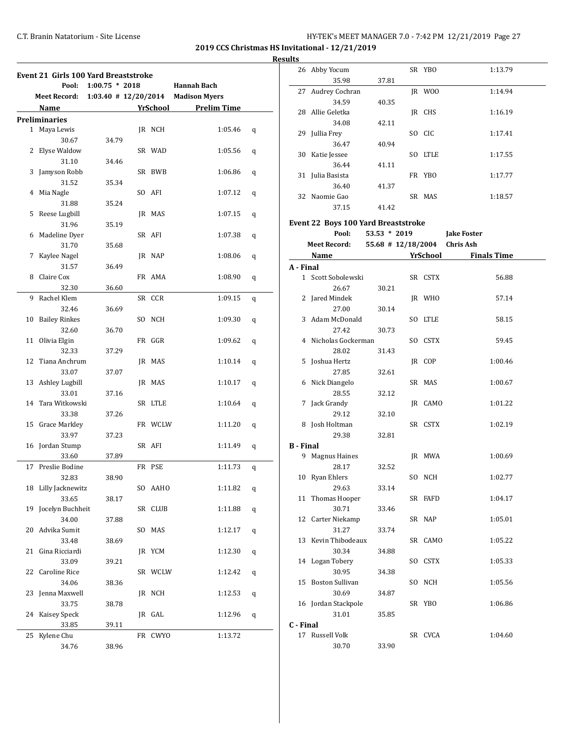**2019 CCS Christmas HS Invitational - 12/21/2019**

**Results**

### Event 21 Girls 100 Yard Breaststroke

| | | | |
|---|---|---|---|
| Pool: | 1:00.75 * 2018 | Hannah Bach | |
| Meet Record: | 1:03.40 # 12/20/2014 | Madison Myers | |

| Name | | Yr | School | Prelim Time | |
|---|---|---|---|---|---|
| **Preliminaries** | | | | | |
| 1 Maya Lewis | | JR | NCH | 1:05.46 | q |
| 30.67 | 34.79 | | | | |
| 2 Elyse Waldow | | SR | WAD | 1:05.56 | q |
| 31.10 | 34.46 | | | | |
| 3 Jamyson Robb | | SR | BWB | 1:06.86 | q |
| 31.52 | 35.34 | | | | |
| 4 Mia Nagle | | SO | AFI | 1:07.12 | q |
| 31.88 | 35.24 | | | | |
| 5 Reese Lugbill | | JR | MAS | 1:07.15 | q |
| 31.96 | 35.19 | | | | |
| 6 Madeline Dyer | | SR | AFI | 1:07.38 | q |
| 31.70 | 35.68 | | | | |
| 7 Kaylee Nagel | | JR | NAP | 1:08.06 | q |
| 31.57 | 36.49 | | | | |
| 8 Claire Cox | | FR | AMA | 1:08.90 | q |
| 32.30 | 36.60 | | | | |
| 9 Rachel Klem | | SR | CCR | 1:09.15 | q |
| 32.46 | 36.69 | | | | |
| 10 Bailey Rinkes | | SO | NCH | 1:09.30 | q |
| 32.60 | 36.70 | | | | |
| 11 Olivia Elgin | | FR | GGR | 1:09.62 | q |
| 32.33 | 37.29 | | | | |
| 12 Tiana Anchrum | | JR | MAS | 1:10.14 | q |
| 33.07 | 37.07 | | | | |
| 13 Ashley Lugbill | | JR | MAS | 1:10.17 | q |
| 33.01 | 37.16 | | | | |
| 14 Tara Witkowski | | SR | LTLE | 1:10.64 | q |
| 33.38 | 37.26 | | | | |
| 15 Grace Markley | | FR | WCLW | 1:11.20 | q |
| 33.97 | 37.23 | | | | |
| 16 Jordan Stump | | SR | AFI | 1:11.49 | q |
| 33.60 | 37.89 | | | | |
| 17 Preslie Bodine | | FR | PSE | 1:11.73 | q |
| 32.83 | 38.90 | | | | |
| 18 Lilly Jacknewitz | | SO | AAHO | 1:11.82 | q |
| 33.65 | 38.17 | | | | |
| 19 Jocelyn Buchheit | | SR | CLUB | 1:11.88 | q |
| 34.00 | 37.88 | | | | |
| 20 Advika Sumit | | SO | MAS | 1:12.17 | q |
| 33.48 | 38.69 | | | | |
| 21 Gina Ricciardi | | JR | YCM | 1:12.30 | q |
| 33.09 | 39.21 | | | | |
| 22 Caroline Rice | | SR | WCLW | 1:12.42 | q |
| 34.06 | 38.36 | | | | |
| 23 Jenna Maxwell | | JR | NCH | 1:12.53 | q |
| 33.75 | 38.78 | | | | |
| 24 Kaisey Speck | | JR | GAL | 1:12.96 | q |
| 33.85 | 39.11 | | | | |
| 25 Kylene Chu | | FR | CWYO | 1:13.72 | |
| 34.76 | 38.96 | | | | |
| 26 Abby Yocum | | SR | YBO | 1:13.79 | |
| 35.98 | 37.81 | | | | |
| 27 Audrey Cochran | | JR | WOO | 1:14.94 | |
| 34.59 | 40.35 | | | | |
| 28 Allie Geletka | | JR | CHS | 1:16.19 | |
| 34.08 | 42.11 | | | | |
| 29 Jullia Frey | | SO | CIC | 1:17.41 | |
| 36.47 | 40.94 | | | | |
| 30 Katie Jessee | | SO | LTLE | 1:17.55 | |
| 36.44 | 41.11 | | | | |
| 31 Julia Basista | | FR | YBO | 1:17.77 | |
| 36.40 | 41.37 | | | | |
| 32 Naomie Gao | | SR | MAS | 1:18.57 | |
| 37.15 | 41.42 | | | | |

### Event 22 Boys 100 Yard Breaststroke

| | | |
|---|---|---|
| Pool: | 53.53 * 2019 | Jake Foster |
| Meet Record: | 55.68 # 12/18/2004 | Chris Ash |

| Name | | Yr | School | Finals Time |
|---|---|---|---|---|
| **A - Final** | | | | |
| 1 Scott Sobolewski | | SR | CSTX | 56.88 |
| 26.67 | 30.21 | | | |
| 2 Jared Mindek | | JR | WHO | 57.14 |
| 27.00 | 30.14 | | | |
| 3 Adam McDonald | | SO | LTLE | 58.15 |
| 27.42 | 30.73 | | | |
| 4 Nicholas Gockerman | | SO | CSTX | 59.45 |
| 28.02 | 31.43 | | | |
| 5 Joshua Hertz | | JR | COP | 1:00.46 |
| 27.85 | 32.61 | | | |
| 6 Nick Diangelo | | SR | MAS | 1:00.67 |
| 28.55 | 32.12 | | | |
| 7 Jack Grandy | | JR | CAMO | 1:01.22 |
| 29.12 | 32.10 | | | |
| 8 Josh Holtman | | SR | CSTX | 1:02.19 |
| 29.38 | 32.81 | | | |
| **B - Final** | | | | |
| 9 Magnus Haines | | JR | MWA | 1:00.69 |
| 28.17 | 32.52 | | | |
| 10 Ryan Ehlers | | SO | NCH | 1:02.77 |
| 29.63 | 33.14 | | | |
| 11 Thomas Hooper | | SR | FAFD | 1:04.17 |
| 30.71 | 33.46 | | | |
| 12 Carter Niekamp | | SR | NAP | 1:05.01 |
| 31.27 | 33.74 | | | |
| 13 Kevin Thibodeaux | | SR | CAMO | 1:05.22 |
| 30.34 | 34.88 | | | |
| 14 Logan Tobery | | SO | CSTX | 1:05.33 |
| 30.95 | 34.38 | | | |
| 15 Boston Sullivan | | SO | NCH | 1:05.56 |
| 30.69 | 34.87 | | | |
| 16 Jordan Stackpole | | SR | YBO | 1:06.86 |
| 31.01 | 35.85 | | | |
| **C - Final** | | | | |
| 17 Russell Volk | | SR | CVCA | 1:04.60 |
| 30.70 | 33.90 | | | |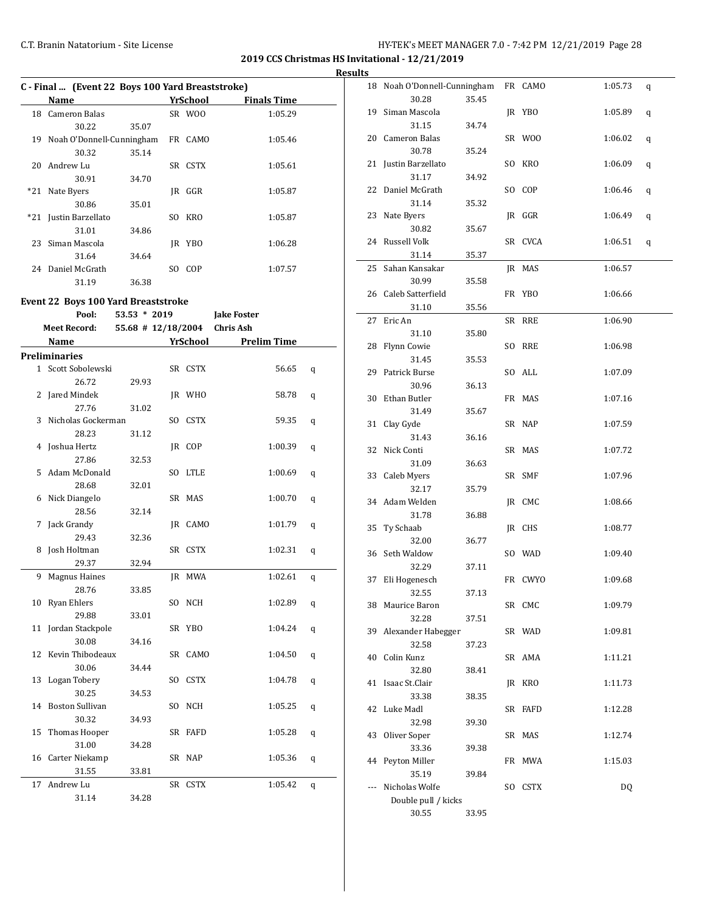**2019 CCS Christmas HS Invitational - 12/21/2019**

**Results**

## C - Final ... (Event 22 Boys 100 Yard Breaststroke)

| | Name | Yr | School | Finals Time |
|---|---|---|---|---|
| 18 | Cameron Balas | SR | WOO | 1:05.29 |
| | 30.22 35.07 | | | |
| 19 | Noah O'Donnell-Cunningham | FR | CAMO | 1:05.46 |
| | 30.32 35.14 | | | |
| 20 | Andrew Lu | SR | CSTX | 1:05.61 |
| | 30.91 34.70 | | | |
| *21 | Nate Byers | JR | GGR | 1:05.87 |
| | 30.86 35.01 | | | |
| *21 | Justin Barzellato | SO | KRO | 1:05.87 |
| | 31.01 34.86 | | | |
| 23 | Siman Mascola | JR | YBO | 1:06.28 |
| | 31.64 34.64 | | | |
| 24 | Daniel McGrath | SO | COP | 1:07.57 |
| | 31.19 36.38 | | | |

## Event 22 Boys 100 Yard Breaststroke

Pool: 53.53 * 2019 Jake Foster

Meet Record: 55.68 # 12/18/2004 Chris Ash

### Preliminaries

| | Name | Yr | School | Prelim Time | |
|---|---|---|---|---|---|
| 1 | Scott Sobolewski | SR | CSTX | 56.65 | q |
| | 26.72 29.93 | | | | |
| 2 | Jared Mindek | JR | WHO | 58.78 | q |
| | 27.76 31.02 | | | | |
| 3 | Nicholas Gockerman | SO | CSTX | 59.35 | q |
| | 28.23 31.12 | | | | |
| 4 | Joshua Hertz | JR | COP | 1:00.39 | q |
| | 27.86 32.53 | | | | |
| 5 | Adam McDonald | SO | LTLE | 1:00.69 | q |
| | 28.68 32.01 | | | | |
| 6 | Nick Diangelo | SR | MAS | 1:00.70 | q |
| | 28.56 32.14 | | | | |
| 7 | Jack Grandy | JR | CAMO | 1:01.79 | q |
| | 29.43 32.36 | | | | |
| 8 | Josh Holtman | SR | CSTX | 1:02.31 | q |
| | 29.37 32.94 | | | | |
| 9 | Magnus Haines | JR | MWA | 1:02.61 | q |
| | 28.76 33.85 | | | | |
| 10 | Ryan Ehlers | SO | NCH | 1:02.89 | q |
| | 29.88 33.01 | | | | |
| 11 | Jordan Stackpole | SR | YBO | 1:04.24 | q |
| | 30.08 34.16 | | | | |
| 12 | Kevin Thibodeaux | SR | CAMO | 1:04.50 | q |
| | 30.06 34.44 | | | | |
| 13 | Logan Tobery | SO | CSTX | 1:04.78 | q |
| | 30.25 34.53 | | | | |
| 14 | Boston Sullivan | SO | NCH | 1:05.25 | q |
| | 30.32 34.93 | | | | |
| 15 | Thomas Hooper | SR | FAFD | 1:05.28 | q |
| | 31.00 34.28 | | | | |
| 16 | Carter Niekamp | SR | NAP | 1:05.36 | q |
| | 31.55 33.81 | | | | |
| 17 | Andrew Lu | SR | CSTX | 1:05.42 | q |
| | 31.14 34.28 | | | | |
| 18 | Noah O'Donnell-Cunningham | FR | CAMO | 1:05.73 | q |
| | 30.28 35.45 | | | | |
| 19 | Siman Mascola | JR | YBO | 1:05.89 | q |
| | 31.15 34.74 | | | | |
| 20 | Cameron Balas | SR | WOO | 1:06.02 | q |
| | 30.78 35.24 | | | | |
| 21 | Justin Barzellato | SO | KRO | 1:06.09 | q |
| | 31.17 34.92 | | | | |
| 22 | Daniel McGrath | SO | COP | 1:06.46 | q |
| | 31.14 35.32 | | | | |
| 23 | Nate Byers | JR | GGR | 1:06.49 | q |
| | 30.82 35.67 | | | | |
| 24 | Russell Volk | SR | CVCA | 1:06.51 | q |
| | 31.14 35.37 | | | | |
| 25 | Sahan Kansakar | JR | MAS | 1:06.57 | |
| | 30.99 35.58 | | | | |
| 26 | Caleb Satterfield | FR | YBO | 1:06.66 | |
| | 31.10 35.56 | | | | |
| 27 | Eric An | SR | RRE | 1:06.90 | |
| | 31.10 35.80 | | | | |
| 28 | Flynn Cowie | SO | RRE | 1:06.98 | |
| | 31.45 35.53 | | | | |
| 29 | Patrick Burse | SO | ALL | 1:07.09 | |
| | 30.96 36.13 | | | | |
| 30 | Ethan Butler | FR | MAS | 1:07.16 | |
| | 31.49 35.67 | | | | |
| 31 | Clay Gyde | SR | NAP | 1:07.59 | |
| | 31.43 36.16 | | | | |
| 32 | Nick Conti | SR | MAS | 1:07.72 | |
| | 31.09 36.63 | | | | |
| 33 | Caleb Myers | SR | SMF | 1:07.96 | |
| | 32.17 35.79 | | | | |
| 34 | Adam Welden | JR | CMC | 1:08.66 | |
| | 31.78 36.88 | | | | |
| 35 | Ty Schaab | JR | CHS | 1:08.77 | |
| | 32.00 36.77 | | | | |
| 36 | Seth Waldow | SO | WAD | 1:09.40 | |
| | 32.29 37.11 | | | | |
| 37 | Eli Hogenesch | FR | CWYO | 1:09.68 | |
| | 32.55 37.13 | | | | |
| 38 | Maurice Baron | SR | CMC | 1:09.79 | |
| | 32.28 37.51 | | | | |
| 39 | Alexander Habegger | SR | WAD | 1:09.81 | |
| | 32.58 37.23 | | | | |
| 40 | Colin Kunz | SR | AMA | 1:11.21 | |
| | 32.80 38.41 | | | | |
| 41 | Isaac St.Clair | JR | KRO | 1:11.73 | |
| | 33.38 38.35 | | | | |
| 42 | Luke Madl | SR | FAFD | 1:12.28 | |
| | 32.98 39.30 | | | | |
| 43 | Oliver Soper | SR | MAS | 1:12.74 | |
| | 33.36 39.38 | | | | |
| 44 | Peyton Miller | FR | MWA | 1:15.03 | |
| | 35.19 39.84 | | | | |
| --- | Nicholas Wolfe | SO | CSTX | DQ | |
| | Double pull / kicks | | | | |
| | 30.55 33.95 | | | | |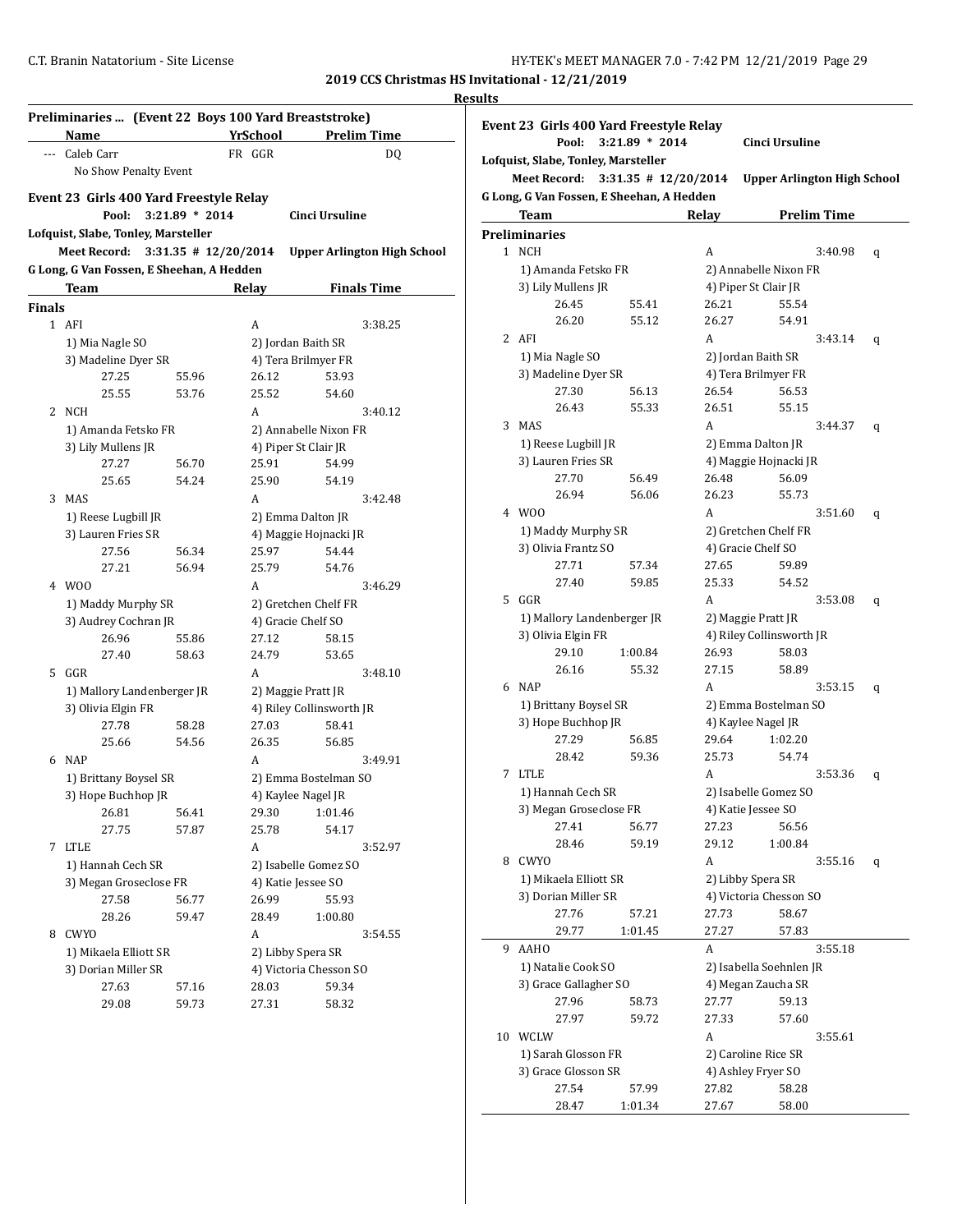2019 CCS Christmas HS Invitational - 12/21/2019

Results

## Preliminaries ... (Event 22 Boys 100 Yard Breaststroke)

| | Name | Yr | School | Prelim Time |
|---|---|---|---|---|
| --- | Caleb Carr | FR | GGR | DQ |
| | No Show Penalty Event | | | |

## Event 23 Girls 400 Yard Freestyle Relay

**Pool: 3:21.89 * 2014 Cinci Ursuline**
**Lofquist, Slabe, Tonley, Marsteller**
**Meet Record: 3:31.35 # 12/20/2014 Upper Arlington High School**
**G Long, G Van Fossen, E Sheehan, A Hedden**

| | Team | | Relay | | Finals Time |
|---|---|---|---|---|---|
| **Finals** | | | | | |
| 1 | AFI | | A | | 3:38.25 |
| | 1) Mia Nagle SO | | 2) Jordan Baith SR | | |
| | 3) Madeline Dyer SR | | 4) Tera Brilmyer FR | | |
| | 27.25 | 55.96 | 26.12 | 53.93 | |
| | 25.55 | 53.76 | 25.52 | 54.60 | |
| 2 | NCH | | A | | 3:40.12 |
| | 1) Amanda Fetsko FR | | 2) Annabelle Nixon FR | | |
| | 3) Lily Mullens JR | | 4) Piper St Clair JR | | |
| | 27.27 | 56.70 | 25.91 | 54.99 | |
| | 25.65 | 54.24 | 25.90 | 54.19 | |
| 3 | MAS | | A | | 3:42.48 |
| | 1) Reese Lugbill JR | | 2) Emma Dalton JR | | |
| | 3) Lauren Fries SR | | 4) Maggie Hojnacki JR | | |
| | 27.56 | 56.34 | 25.97 | 54.44 | |
| | 27.21 | 56.94 | 25.79 | 54.76 | |
| 4 | WOO | | A | | 3:46.29 |
| | 1) Maddy Murphy SR | | 2) Gretchen Chelf FR | | |
| | 3) Audrey Cochran JR | | 4) Gracie Chelf SO | | |
| | 26.96 | 55.86 | 27.12 | 58.15 | |
| | 27.40 | 58.63 | 24.79 | 53.65 | |
| 5 | GGR | | A | | 3:48.10 |
| | 1) Mallory Landenberger JR | | 2) Maggie Pratt JR | | |
| | 3) Olivia Elgin FR | | 4) Riley Collinsworth JR | | |
| | 27.78 | 58.28 | 27.03 | 58.41 | |
| | 25.66 | 54.56 | 26.35 | 56.85 | |
| 6 | NAP | | A | | 3:49.91 |
| | 1) Brittany Boysel SR | | 2) Emma Bostelman SO | | |
| | 3) Hope Buchhop JR | | 4) Kaylee Nagel JR | | |
| | 26.81 | 56.41 | 29.30 | 1:01.46 | |
| | 27.75 | 57.87 | 25.78 | 54.17 | |
| 7 | LTLE | | A | | 3:52.97 |
| | 1) Hannah Cech SR | | 2) Isabelle Gomez SO | | |
| | 3) Megan Groseclose FR | | 4) Katie Jessee SO | | |
| | 27.58 | 56.77 | 26.99 | 55.93 | |
| | 28.26 | 59.47 | 28.49 | 1:00.80 | |
| 8 | CWYO | | A | | 3:54.55 |
| | 1) Mikaela Elliott SR | | 2) Libby Spera SR | | |
| | 3) Dorian Miller SR | | 4) Victoria Chesson SO | | |
| | 27.63 | 57.16 | 28.03 | 59.34 | |
| | 29.08 | 59.73 | 27.31 | 58.32 | |

## Event 23 Girls 400 Yard Freestyle Relay

**Pool: 3:21.89 * 2014 Cinci Ursuline**
**Lofquist, Slabe, Tonley, Marsteller**
**Meet Record: 3:31.35 # 12/20/2014 Upper Arlington High School**
**G Long, G Van Fossen, E Sheehan, A Hedden**

| | Team | | Relay | | Prelim Time | |
|---|---|---|---|---|---|---|
| **Preliminaries** | | | | | | |
| 1 | NCH | | A | | 3:40.98 | q |
| | 1) Amanda Fetsko FR | | 2) Annabelle Nixon FR | | | |
| | 3) Lily Mullens JR | | 4) Piper St Clair JR | | | |
| | 26.45 | 55.41 | 26.21 | 55.54 | | |
| | 26.20 | 55.12 | 26.27 | 54.91 | | |
| 2 | AFI | | A | | 3:43.14 | q |
| | 1) Mia Nagle SO | | 2) Jordan Baith SR | | | |
| | 3) Madeline Dyer SR | | 4) Tera Brilmyer FR | | | |
| | 27.30 | 56.13 | 26.54 | 56.53 | | |
| | 26.43 | 55.33 | 26.51 | 55.15 | | |
| 3 | MAS | | A | | 3:44.37 | q |
| | 1) Reese Lugbill JR | | 2) Emma Dalton JR | | | |
| | 3) Lauren Fries SR | | 4) Maggie Hojnacki JR | | | |
| | 27.70 | 56.49 | 26.48 | 56.09 | | |
| | 26.94 | 56.06 | 26.23 | 55.73 | | |
| 4 | WOO | | A | | 3:51.60 | q |
| | 1) Maddy Murphy SR | | 2) Gretchen Chelf FR | | | |
| | 3) Olivia Frantz SO | | 4) Gracie Chelf SO | | | |
| | 27.71 | 57.34 | 27.65 | 59.89 | | |
| | 27.40 | 59.85 | 25.33 | 54.52 | | |
| 5 | GGR | | A | | 3:53.08 | q |
| | 1) Mallory Landenberger JR | | 2) Maggie Pratt JR | | | |
| | 3) Olivia Elgin FR | | 4) Riley Collinsworth JR | | | |
| | 29.10 | 1:00.84 | 26.93 | 58.03 | | |
| | 26.16 | 55.32 | 27.15 | 58.89 | | |
| 6 | NAP | | A | | 3:53.15 | q |
| | 1) Brittany Boysel SR | | 2) Emma Bostelman SO | | | |
| | 3) Hope Buchhop JR | | 4) Kaylee Nagel JR | | | |
| | 27.29 | 56.85 | 29.64 | 1:02.20 | | |
| | 28.42 | 59.36 | 25.73 | 54.74 | | |
| 7 | LTLE | | A | | 3:53.36 | q |
| | 1) Hannah Cech SR | | 2) Isabelle Gomez SO | | | |
| | 3) Megan Groseclose FR | | 4) Katie Jessee SO | | | |
| | 27.41 | 56.77 | 27.23 | 56.56 | | |
| | 28.46 | 59.19 | 29.12 | 1:00.84 | | |
| 8 | CWYO | | A | | 3:55.16 | q |
| | 1) Mikaela Elliott SR | | 2) Libby Spera SR | | | |
| | 3) Dorian Miller SR | | 4) Victoria Chesson SO | | | |
| | 27.76 | 57.21 | 27.73 | 58.67 | | |
| | 29.77 | 1:01.45 | 27.27 | 57.83 | | |
| 9 | AAHO | | A | | 3:55.18 | |
| | 1) Natalie Cook SO | | 2) Isabella Soehnlen JR | | | |
| | 3) Grace Gallagher SO | | 4) Megan Zaucha SR | | | |
| | 27.96 | 58.73 | 27.77 | 59.13 | | |
| | 27.97 | 59.72 | 27.33 | 57.60 | | |
| 10 | WCLW | | A | | 3:55.61 | |
| | 1) Sarah Glosson FR | | 2) Caroline Rice SR | | | |
| | 3) Grace Glosson SR | | 4) Ashley Fryer SO | | | |
| | 27.54 | 57.99 | 27.82 | 58.28 | | |
| | 28.47 | 1:01.34 | 27.67 | 58.00 | | |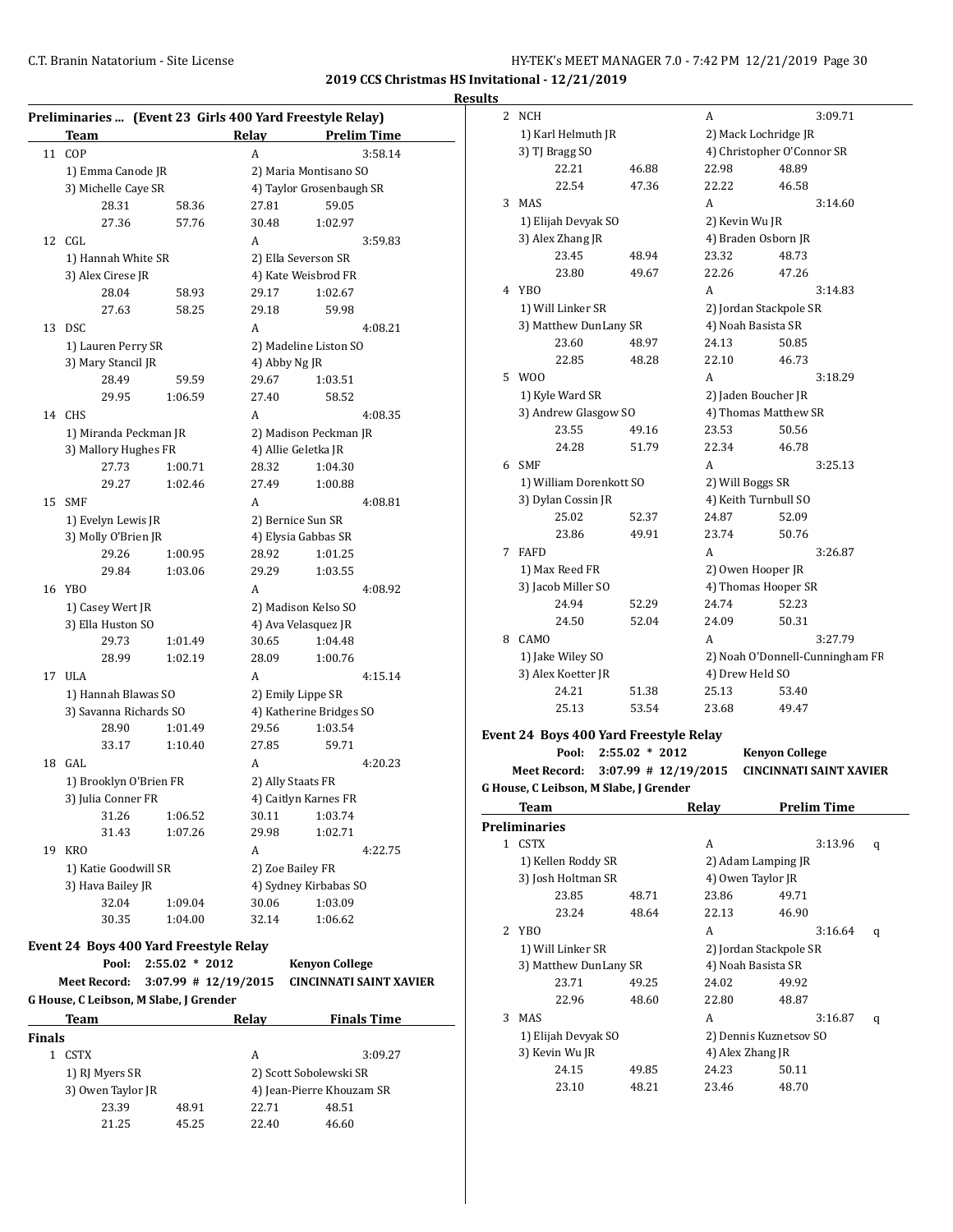**2019 CCS Christmas HS Invitational - 12/21/2019**

**Results**

### Preliminaries ... (Event 23 Girls 400 Yard Freestyle Relay)

| | Team | | Relay | Prelim Time |
|---|---|---|---|---|
| 11 | COP | | A | 3:58.14 |
| | 1) Emma Canode JR | | 2) Maria Montisano SO | |
| | 3) Michelle Caye SR | | 4) Taylor Grosenbaugh SR | |
| | 28.31 | 58.36 | 27.81 | 59.05 |
| | 27.36 | 57.76 | 30.48 | 1:02.97 |
| 12 | CGL | | A | 3:59.83 |
| | 1) Hannah White SR | | 2) Ella Severson SR | |
| | 3) Alex Cirese JR | | 4) Kate Weisbrod FR | |
| | 28.04 | 58.93 | 29.17 | 1:02.67 |
| | 27.63 | 58.25 | 29.18 | 59.98 |
| 13 | DSC | | A | 4:08.21 |
| | 1) Lauren Perry SR | | 2) Madeline Liston SO | |
| | 3) Mary Stancil JR | | 4) Abby Ng JR | |
| | 28.49 | 59.59 | 29.67 | 1:03.51 |
| | 29.95 | 1:06.59 | 27.40 | 58.52 |
| 14 | CHS | | A | 4:08.35 |
| | 1) Miranda Peckman JR | | 2) Madison Peckman JR | |
| | 3) Mallory Hughes FR | | 4) Allie Geletka JR | |
| | 27.73 | 1:00.71 | 28.32 | 1:04.30 |
| | 29.27 | 1:02.46 | 27.49 | 1:00.88 |
| 15 | SMF | | A | 4:08.81 |
| | 1) Evelyn Lewis JR | | 2) Bernice Sun SR | |
| | 3) Molly O'Brien JR | | 4) Elysia Gabbas SR | |
| | 29.26 | 1:00.95 | 28.92 | 1:01.25 |
| | 29.84 | 1:03.06 | 29.29 | 1:03.55 |
| 16 | YBO | | A | 4:08.92 |
| | 1) Casey Wert JR | | 2) Madison Kelso SO | |
| | 3) Ella Huston SO | | 4) Ava Velasquez JR | |
| | 29.73 | 1:01.49 | 30.65 | 1:04.48 |
| | 28.99 | 1:02.19 | 28.09 | 1:00.76 |
| 17 | ULA | | A | 4:15.14 |
| | 1) Hannah Blawas SO | | 2) Emily Lippe SR | |
| | 3) Savanna Richards SO | | 4) Katherine Bridges SO | |
| | 28.90 | 1:01.49 | 29.56 | 1:03.54 |
| | 33.17 | 1:10.40 | 27.85 | 59.71 |
| 18 | GAL | | A | 4:20.23 |
| | 1) Brooklyn O'Brien FR | | 2) Ally Staats FR | |
| | 3) Julia Conner FR | | 4) Caitlyn Karnes FR | |
| | 31.26 | 1:06.52 | 30.11 | 1:03.74 |
| | 31.43 | 1:07.26 | 29.98 | 1:02.71 |
| 19 | KRO | | A | 4:22.75 |
| | 1) Katie Goodwill SR | | 2) Zoe Bailey FR | |
| | 3) Hava Bailey JR | | 4) Sydney Kirbabas SO | |
| | 32.04 | 1:09.04 | 30.06 | 1:03.09 |
| | 30.35 | 1:04.00 | 32.14 | 1:06.62 |

### Event 24 Boys 400 Yard Freestyle Relay

**Pool:** 2:55.02 * 2012 **Kenyon College**
**Meet Record:** 3:07.99 # 12/19/2015 **CINCINNATI SAINT XAVIER**
**G House, C Leibson, M Slabe, J Grender**

**Finals**

| | Team | | Relay | Finals Time |
|---|---|---|---|---|
| 1 | CSTX | | A | 3:09.27 |
| | 1) RJ Myers SR | | 2) Scott Sobolewski SR | |
| | 3) Owen Taylor JR | | 4) Jean-Pierre Khouzam SR | |
| | 23.39 | 48.91 | 22.71 | 48.51 |
| | 21.25 | 45.25 | 22.40 | 46.60 |
| 2 | NCH | | A | 3:09.71 |
| | 1) Karl Helmuth JR | | 2) Mack Lochridge JR | |
| | 3) TJ Bragg SO | | 4) Christopher O'Connor SR | |
| | 22.21 | 46.88 | 22.98 | 48.89 |
| | 22.54 | 47.36 | 22.22 | 46.58 |
| 3 | MAS | | A | 3:14.60 |
| | 1) Elijah Devyak SO | | 2) Kevin Wu JR | |
| | 3) Alex Zhang JR | | 4) Braden Osborn JR | |
| | 23.45 | 48.94 | 23.32 | 48.73 |
| | 23.80 | 49.67 | 22.26 | 47.26 |
| 4 | YBO | | A | 3:14.83 |
| | 1) Will Linker SR | | 2) Jordan Stackpole SR | |
| | 3) Matthew DunLany SR | | 4) Noah Basista SR | |
| | 23.60 | 48.97 | 24.13 | 50.85 |
| | 22.85 | 48.28 | 22.10 | 46.73 |
| 5 | WOO | | A | 3:18.29 |
| | 1) Kyle Ward SR | | 2) Jaden Boucher JR | |
| | 3) Andrew Glasgow SO | | 4) Thomas Matthew SR | |
| | 23.55 | 49.16 | 23.53 | 50.56 |
| | 24.28 | 51.79 | 22.34 | 46.78 |
| 6 | SMF | | A | 3:25.13 |
| | 1) William Dorenkott SO | | 2) Will Boggs SR | |
| | 3) Dylan Cossin JR | | 4) Keith Turnbull SO | |
| | 25.02 | 52.37 | 24.87 | 52.09 |
| | 23.86 | 49.91 | 23.74 | 50.76 |
| 7 | FAFD | | A | 3:26.87 |
| | 1) Max Reed FR | | 2) Owen Hooper JR | |
| | 3) Jacob Miller SO | | 4) Thomas Hooper SR | |
| | 24.94 | 52.29 | 24.74 | 52.23 |
| | 24.50 | 52.04 | 24.09 | 50.31 |
| 8 | CAMO | | A | 3:27.79 |
| | 1) Jake Wiley SO | | 2) Noah O'Donnell-Cunningham FR | |
| | 3) Alex Koetter JR | | 4) Drew Held SO | |
| | 24.21 | 51.38 | 25.13 | 53.40 |
| | 25.13 | 53.54 | 23.68 | 49.47 |

### Event 24 Boys 400 Yard Freestyle Relay

**Pool:** 2:55.02 * 2012 **Kenyon College**
**Meet Record:** 3:07.99 # 12/19/2015 **CINCINNATI SAINT XAVIER**
**G House, C Leibson, M Slabe, J Grender**

**Preliminaries**

| | Team | | Relay | Prelim Time | |
|---|---|---|---|---|---|
| 1 | CSTX | | A | 3:13.96 | q |
| | 1) Kellen Roddy SR | | 2) Adam Lamping JR | | |
| | 3) Josh Holtman SR | | 4) Owen Taylor JR | | |
| | 23.85 | 48.71 | 23.86 | 49.71 | |
| | 23.24 | 48.64 | 22.13 | 46.90 | |
| 2 | YBO | | A | 3:16.64 | q |
| | 1) Will Linker SR | | 2) Jordan Stackpole SR | | |
| | 3) Matthew DunLany SR | | 4) Noah Basista SR | | |
| | 23.71 | 49.25 | 24.02 | 49.92 | |
| | 22.96 | 48.60 | 22.80 | 48.87 | |
| 3 | MAS | | A | 3:16.87 | q |
| | 1) Elijah Devyak SO | | 2) Dennis Kuznetsov SO | | |
| | 3) Kevin Wu JR | | 4) Alex Zhang JR | | |
| | 24.15 | 49.85 | 24.23 | 50.11 | |
| | 23.10 | 48.21 | 23.46 | 48.70 | |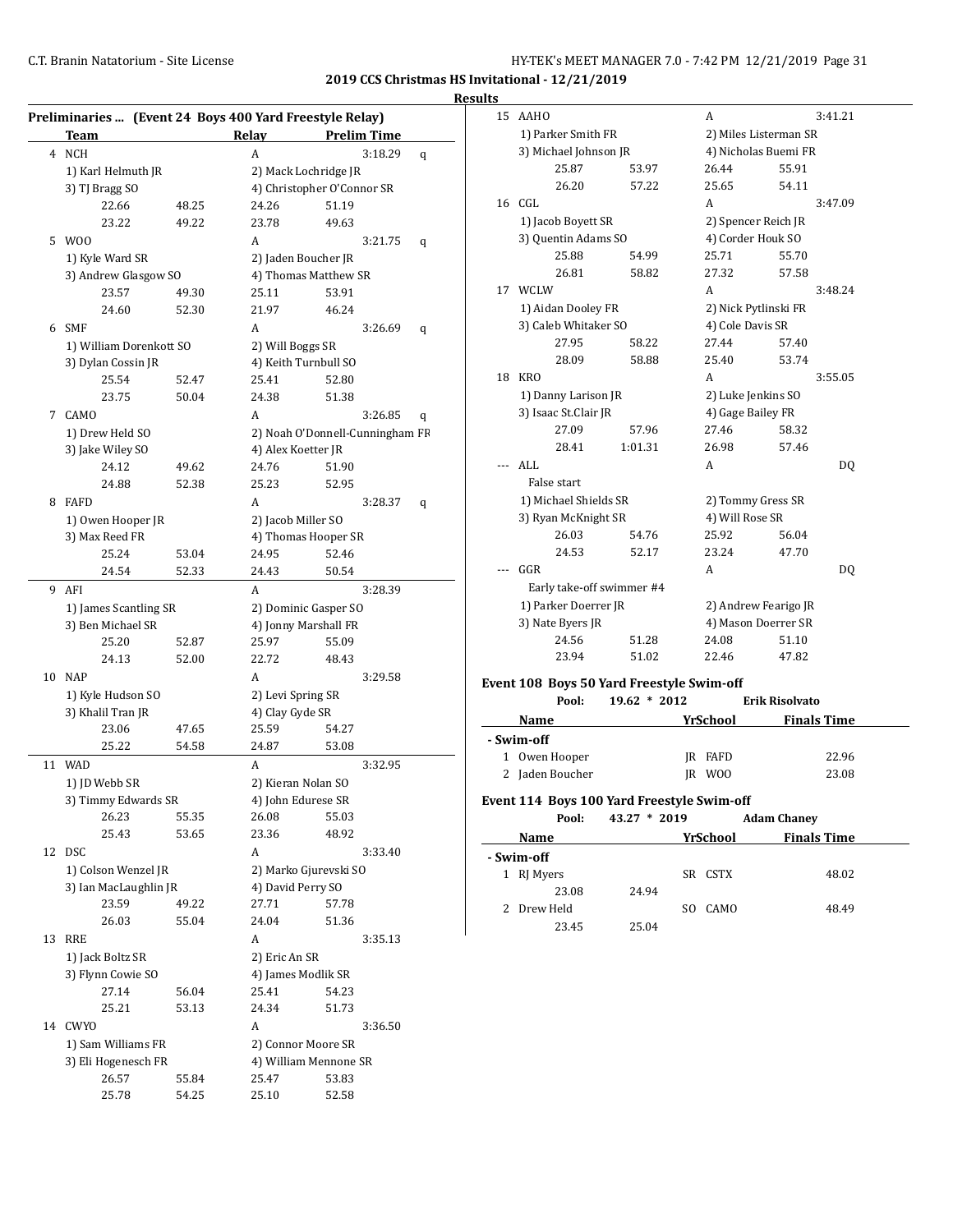## 2019 CCS Christmas HS Invitational - 12/21/2019

### Results

**Preliminaries ... (Event 24 Boys 400 Yard Freestyle Relay)**

| | Team | | Relay | Prelim Time | |
|---|---|---|---|---|---|
| 4 | NCH | | A | 3:18.29 | q |
| | 1) Karl Helmuth JR | | 2) Mack Lochridge JR | | |
| | 3) TJ Bragg SO | | 4) Christopher O'Connor SR | | |
| | 22.66 | 48.25 | 24.26 | 51.19 | |
| | 23.22 | 49.22 | 23.78 | 49.63 | |
| 5 | WOO | | A | 3:21.75 | q |
| | 1) Kyle Ward SR | | 2) Jaden Boucher JR | | |
| | 3) Andrew Glasgow SO | | 4) Thomas Matthew SR | | |
| | 23.57 | 49.30 | 25.11 | 53.91 | |
| | 24.60 | 52.30 | 21.97 | 46.24 | |
| 6 | SMF | | A | 3:26.69 | q |
| | 1) William Dorenkott SO | | 2) Will Boggs SR | | |
| | 3) Dylan Cossin JR | | 4) Keith Turnbull SO | | |
| | 25.54 | 52.47 | 25.41 | 52.80 | |
| | 23.75 | 50.04 | 24.38 | 51.38 | |
| 7 | CAMO | | A | 3:26.85 | q |
| | 1) Drew Held SO | | 2) Noah O'Donnell-Cunningham FR | | |
| | 3) Jake Wiley SO | | 4) Alex Koetter JR | | |
| | 24.12 | 49.62 | 24.76 | 51.90 | |
| | 24.88 | 52.38 | 25.23 | 52.95 | |
| 8 | FAFD | | A | 3:28.37 | q |
| | 1) Owen Hooper JR | | 2) Jacob Miller SO | | |
| | 3) Max Reed FR | | 4) Thomas Hooper SR | | |
| | 25.24 | 53.04 | 24.95 | 52.46 | |
| | 24.54 | 52.33 | 24.43 | 50.54 | |
| 9 | AFI | | A | 3:28.39 | |
| | 1) James Scantling SR | | 2) Dominic Gasper SO | | |
| | 3) Ben Michael SR | | 4) Jonny Marshall FR | | |
| | 25.20 | 52.87 | 25.97 | 55.09 | |
| | 24.13 | 52.00 | 22.72 | 48.43 | |
| 10 | NAP | | A | 3:29.58 | |
| | 1) Kyle Hudson SO | | 2) Levi Spring SR | | |
| | 3) Khalil Tran JR | | 4) Clay Gyde SR | | |
| | 23.06 | 47.65 | 25.59 | 54.27 | |
| | 25.22 | 54.58 | 24.87 | 53.08 | |
| 11 | WAD | | A | 3:32.95 | |
| | 1) JD Webb SR | | 2) Kieran Nolan SO | | |
| | 3) Timmy Edwards SR | | 4) John Edurese SR | | |
| | 26.23 | 55.35 | 26.08 | 55.03 | |
| | 25.43 | 53.65 | 23.36 | 48.92 | |
| 12 | DSC | | A | 3:33.40 | |
| | 1) Colson Wenzel JR | | 2) Marko Gjurevski SO | | |
| | 3) Ian MacLaughlin JR | | 4) David Perry SO | | |
| | 23.59 | 49.22 | 27.71 | 57.78 | |
| | 26.03 | 55.04 | 24.04 | 51.36 | |
| 13 | RRE | | A | 3:35.13 | |
| | 1) Jack Boltz SR | | 2) Eric An SR | | |
| | 3) Flynn Cowie SO | | 4) James Modlik SR | | |
| | 27.14 | 56.04 | 25.41 | 54.23 | |
| | 25.21 | 53.13 | 24.34 | 51.73 | |
| 14 | CWYO | | A | 3:36.50 | |
| | 1) Sam Williams FR | | 2) Connor Moore SR | | |
| | 3) Eli Hogenesch FR | | 4) William Mennone SR | | |
| | 26.57 | 55.84 | 25.47 | 53.83 | |
| | 25.78 | 54.25 | 25.10 | 52.58 | |
| 15 | AAHO | | A | 3:41.21 | |
| | 1) Parker Smith FR | | 2) Miles Listerman SR | | |
| | 3) Michael Johnson JR | | 4) Nicholas Buemi FR | | |
| | 25.87 | 53.97 | 26.44 | 55.91 | |
| | 26.20 | 57.22 | 25.65 | 54.11 | |
| 16 | CGL | | A | 3:47.09 | |
| | 1) Jacob Boyett SR | | 2) Spencer Reich JR | | |
| | 3) Quentin Adams SO | | 4) Corder Houk SO | | |
| | 25.88 | 54.99 | 25.71 | 55.70 | |
| | 26.81 | 58.82 | 27.32 | 57.58 | |
| 17 | WCLW | | A | 3:48.24 | |
| | 1) Aidan Dooley FR | | 2) Nick Pytlinski FR | | |
| | 3) Caleb Whitaker SO | | 4) Cole Davis SR | | |
| | 27.95 | 58.22 | 27.44 | 57.40 | |
| | 28.09 | 58.88 | 25.40 | 53.74 | |
| 18 | KRO | | A | 3:55.05 | |
| | 1) Danny Larison JR | | 2) Luke Jenkins SO | | |
| | 3) Isaac St.Clair JR | | 4) Gage Bailey FR | | |
| | 27.09 | 57.96 | 27.46 | 58.32 | |
| | 28.41 | 1:01.31 | 26.98 | 57.46 | |
| --- | ALL | | A | DQ | |
| | False start | | | | |
| | 1) Michael Shields SR | | 2) Tommy Gress SR | | |
| | 3) Ryan McKnight SR | | 4) Will Rose SR | | |
| | 26.03 | 54.76 | 25.92 | 56.04 | |
| | 24.53 | 52.17 | 23.24 | 47.70 | |
| --- | GGR | | A | DQ | |
| | Early take-off swimmer #4 | | | | |
| | 1) Parker Doerrer JR | | 2) Andrew Feargio JR | | |
| | 3) Nate Byers JR | | 4) Mason Doerrer SR | | |
| | 24.56 | 51.28 | 24.08 | 51.10 | |
| | 23.94 | 51.02 | 22.46 | 47.82 | |

**Event 108 Boys 50 Yard Freestyle Swim-off**

Pool: 19.62 * 2012 Erik Risolvato

| | Name | Yr | School | Finals Time |
|---|---|---|---|---|
| **- Swim-off** | | | | |
| 1 | Owen Hooper | JR | FAFD | 22.96 |
| 2 | Jaden Boucher | JR | WOO | 23.08 |

**Event 114 Boys 100 Yard Freestyle Swim-off**

Pool: 43.27 * 2019 Adam Chaney

| | Name | Yr | School | Finals Time |
|---|---|---|---|---|
| **- Swim-off** | | | | |
| 1 | RJ Myers | SR | CSTX | 48.02 |
| | 23.08 24.94 | | | |
| 2 | Drew Held | SO | CAMO | 48.49 |
| | 23.45 25.04 | | | |